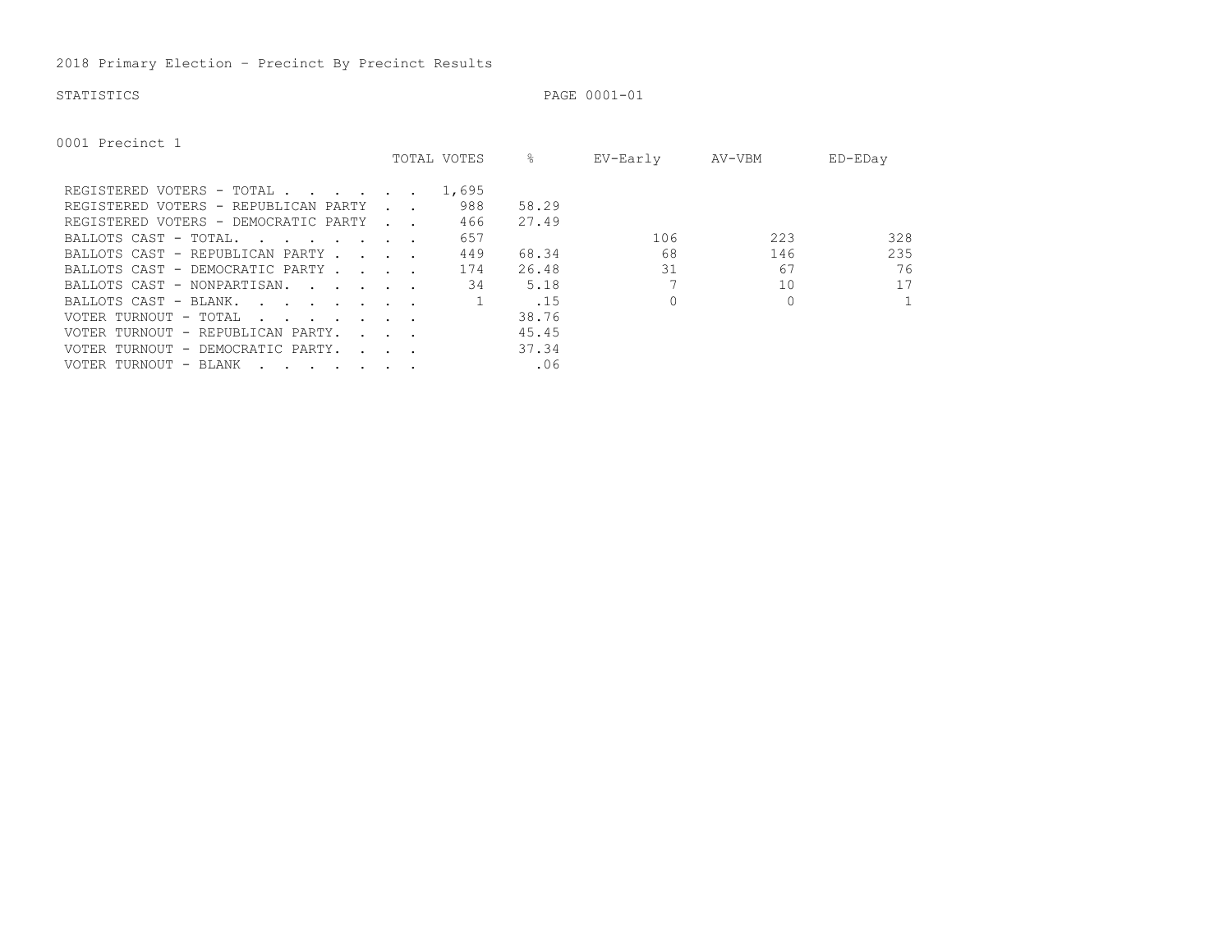# 2018 Primary Election - Precinct By Precinct Results

STATISTICS

## 0001 Precinct 1

| | TOTAL VOTES | % | EV-Early | AV-VBM | ED-EDay |
|---|---|---|---|---|---|
| REGISTERED VOTERS - TOTAL | 1,695 | | | | |
| REGISTERED VOTERS - REPUBLICAN PARTY | 988 | 58.29 | | | |
| REGISTERED VOTERS - DEMOCRATIC PARTY | 466 | 27.49 | | | |
| BALLOTS CAST - TOTAL. | 657 | | 106 | 223 | 328 |
| BALLOTS CAST - REPUBLICAN PARTY | 449 | 68.34 | 68 | 146 | 235 |
| BALLOTS CAST - DEMOCRATIC PARTY | 174 | 26.48 | 31 | 67 | 76 |
| BALLOTS CAST - NONPARTISAN. | 34 | 5.18 | 7 | 10 | 17 |
| BALLOTS CAST - BLANK. | 1 | .15 | 0 | 0 | 1 |
| VOTER TURNOUT - TOTAL | | 38.76 | | | |
| VOTER TURNOUT - REPUBLICAN PARTY. | | 45.45 | | | |
| VOTER TURNOUT - DEMOCRATIC PARTY. | | 37.34 | | | |
| VOTER TURNOUT - BLANK | | .06 | | | |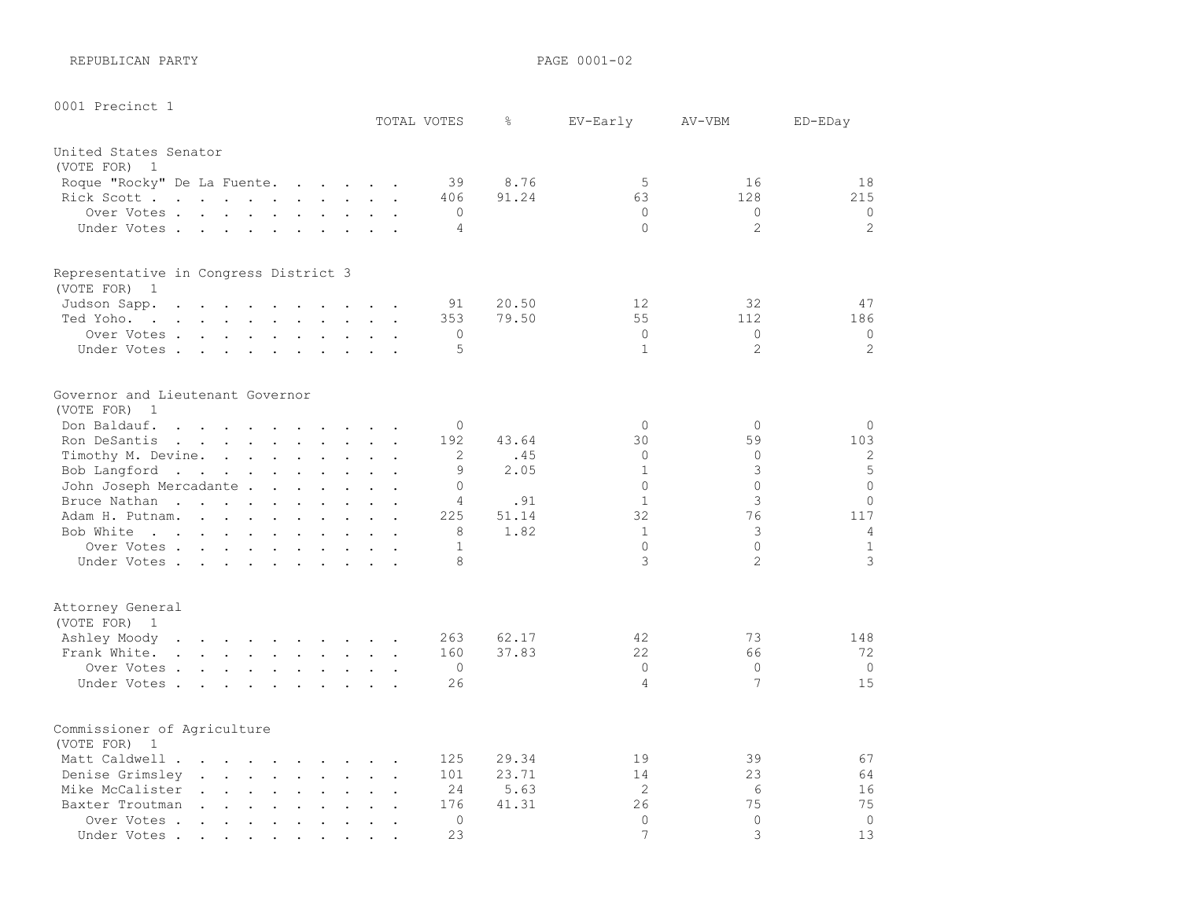REPUBLICAN PARTY

PAGE 0001-02

## 0001 Precinct 1

### United States Senator
(VOTE FOR) 1

| | TOTAL VOTES | % | EV-Early | AV-VBM | ED-EDay |
|---|---|---|---|---|---|
| Roque "Rocky" De La Fuente | 39 | 8.76 | 5 | 16 | 18 |
| Rick Scott | 406 | 91.24 | 63 | 128 | 215 |
| Over Votes | 0 | | 0 | 0 | 0 |
| Under Votes | 4 | | 0 | 2 | 2 |

### Representative in Congress District 3
(VOTE FOR) 1

| | TOTAL VOTES | % | EV-Early | AV-VBM | ED-EDay |
|---|---|---|---|---|---|
| Judson Sapp | 91 | 20.50 | 12 | 32 | 47 |
| Ted Yoho | 353 | 79.50 | 55 | 112 | 186 |
| Over Votes | 0 | | 0 | 0 | 0 |
| Under Votes | 5 | | 1 | 2 | 2 |

### Governor and Lieutenant Governor
(VOTE FOR) 1

| | TOTAL VOTES | % | EV-Early | AV-VBM | ED-EDay |
|---|---|---|---|---|---|
| Don Baldauf | 0 | | 0 | 0 | 0 |
| Ron DeSantis | 192 | 43.64 | 30 | 59 | 103 |
| Timothy M. Devine | 2 | .45 | 0 | 0 | 2 |
| Bob Langford | 9 | 2.05 | 1 | 3 | 5 |
| John Joseph Mercadante | 0 | | 0 | 0 | 0 |
| Bruce Nathan | 4 | .91 | 1 | 3 | 0 |
| Adam H. Putnam | 225 | 51.14 | 32 | 76 | 117 |
| Bob White | 8 | 1.82 | 1 | 3 | 4 |
| Over Votes | 1 | | 0 | 0 | 1 |
| Under Votes | 8 | | 3 | 2 | 3 |

### Attorney General
(VOTE FOR) 1

| | TOTAL VOTES | % | EV-Early | AV-VBM | ED-EDay |
|---|---|---|---|---|---|
| Ashley Moody | 263 | 62.17 | 42 | 73 | 148 |
| Frank White | 160 | 37.83 | 22 | 66 | 72 |
| Over Votes | 0 | | 0 | 0 | 0 |
| Under Votes | 26 | | 4 | 7 | 15 |

### Commissioner of Agriculture
(VOTE FOR) 1

| | TOTAL VOTES | % | EV-Early | AV-VBM | ED-EDay |
|---|---|---|---|---|---|
| Matt Caldwell | 125 | 29.34 | 19 | 39 | 67 |
| Denise Grimsley | 101 | 23.71 | 14 | 23 | 64 |
| Mike McCalister | 24 | 5.63 | 2 | 6 | 16 |
| Baxter Troutman | 176 | 41.31 | 26 | 75 | 75 |
| Over Votes | 0 | | 0 | 0 | 0 |
| Under Votes | 23 | | 7 | 3 | 13 |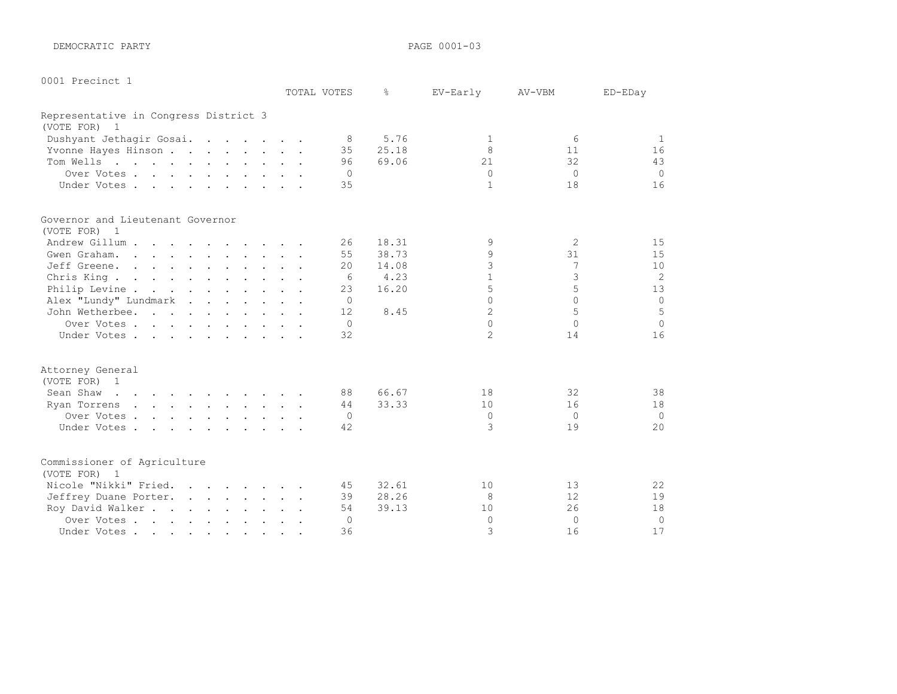DEMOCRATIC PARTY

0001 Precinct 1

## Representative in Congress District 3
(VOTE FOR) 1

| | TOTAL VOTES | % | EV-Early | AV-VBM | ED-EDay |
|---|---|---|---|---|---|
| Dushyant Jethagir Gosai | 8 | 5.76 | 1 | 6 | 1 |
| Yvonne Hayes Hinson | 35 | 25.18 | 8 | 11 | 16 |
| Tom Wells | 96 | 69.06 | 21 | 32 | 43 |
| Over Votes | 0 | | 0 | 0 | 0 |
| Under Votes | 35 | | 1 | 18 | 16 |

## Governor and Lieutenant Governor
(VOTE FOR) 1

| | TOTAL VOTES | % | EV-Early | AV-VBM | ED-EDay |
|---|---|---|---|---|---|
| Andrew Gillum | 26 | 18.31 | 9 | 2 | 15 |
| Gwen Graham | 55 | 38.73 | 9 | 31 | 15 |
| Jeff Greene | 20 | 14.08 | 3 | 7 | 10 |
| Chris King | 6 | 4.23 | 1 | 3 | 2 |
| Philip Levine | 23 | 16.20 | 5 | 5 | 13 |
| Alex "Lundy" Lundmark | 0 | | 0 | 0 | 0 |
| John Wetherbee | 12 | 8.45 | 2 | 5 | 5 |
| Over Votes | 0 | | 0 | 0 | 0 |
| Under Votes | 32 | | 2 | 14 | 16 |

## Attorney General
(VOTE FOR) 1

| | TOTAL VOTES | % | EV-Early | AV-VBM | ED-EDay |
|---|---|---|---|---|---|
| Sean Shaw | 88 | 66.67 | 18 | 32 | 38 |
| Ryan Torrens | 44 | 33.33 | 10 | 16 | 18 |
| Over Votes | 0 | | 0 | 0 | 0 |
| Under Votes | 42 | | 3 | 19 | 20 |

## Commissioner of Agriculture
(VOTE FOR) 1

| | TOTAL VOTES | % | EV-Early | AV-VBM | ED-EDay |
|---|---|---|---|---|---|
| Nicole "Nikki" Fried | 45 | 32.61 | 10 | 13 | 22 |
| Jeffrey Duane Porter | 39 | 28.26 | 8 | 12 | 19 |
| Roy David Walker | 54 | 39.13 | 10 | 26 | 18 |
| Over Votes | 0 | | 0 | 0 | 0 |
| Under Votes | 36 | | 3 | 16 | 17 |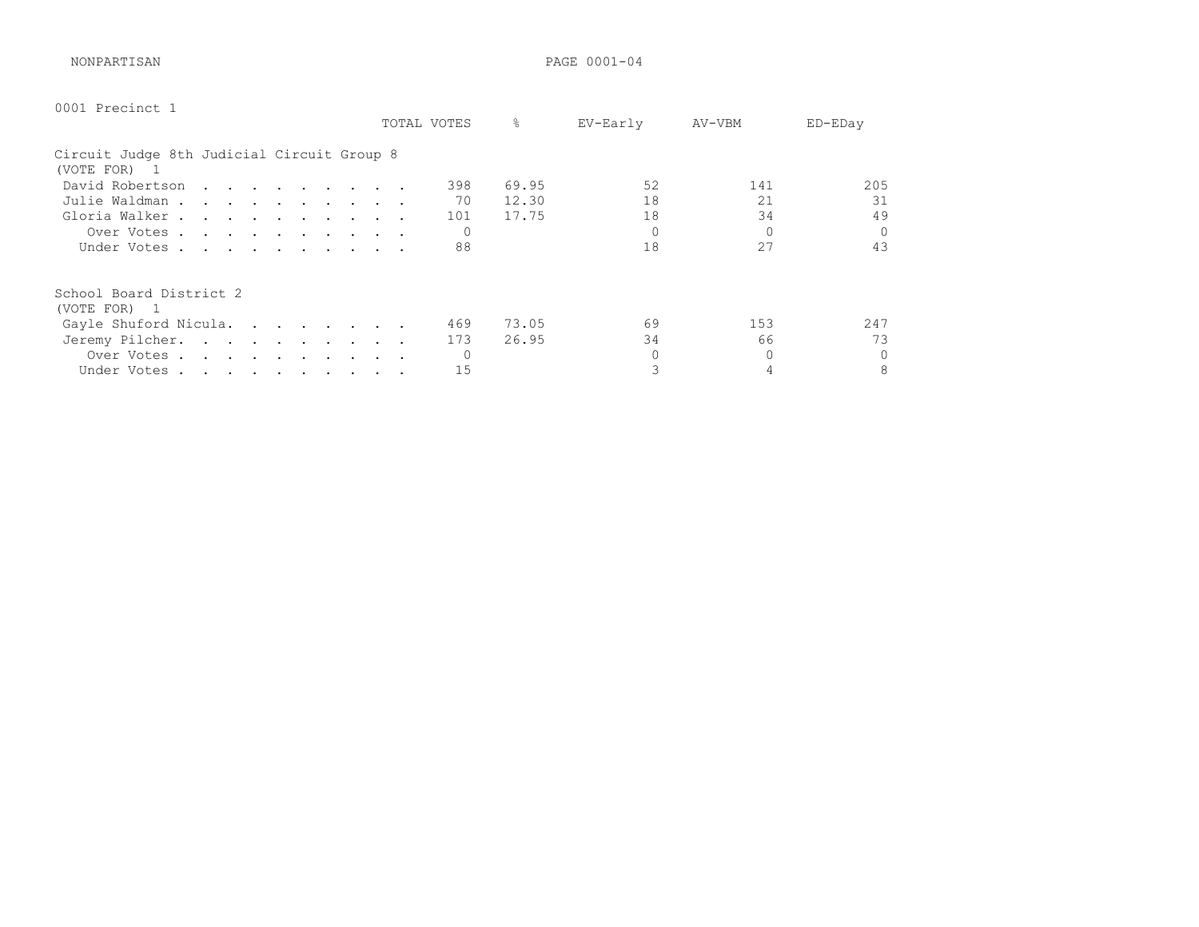NONPARTISAN

## 0001 Precinct 1

### Circuit Judge 8th Judicial Circuit Group 8
(VOTE FOR) 1

| | TOTAL VOTES | % | EV-Early | AV-VBM | ED-EDay |
|---|---|---|---|---|---|
| David Robertson | 398 | 69.95 | 52 | 141 | 205 |
| Julie Waldman | 70 | 12.30 | 18 | 21 | 31 |
| Gloria Walker | 101 | 17.75 | 18 | 34 | 49 |
| Over Votes | 0 | | 0 | 0 | 0 |
| Under Votes | 88 | | 18 | 27 | 43 |

### School Board District 2
(VOTE FOR) 1

| | TOTAL VOTES | % | EV-Early | AV-VBM | ED-EDay |
|---|---|---|---|---|---|
| Gayle Shuford Nicula | 469 | 73.05 | 69 | 153 | 247 |
| Jeremy Pilcher | 173 | 26.95 | 34 | 66 | 73 |
| Over Votes | 0 | | 0 | 0 | 0 |
| Under Votes | 15 | | 3 | 4 | 8 |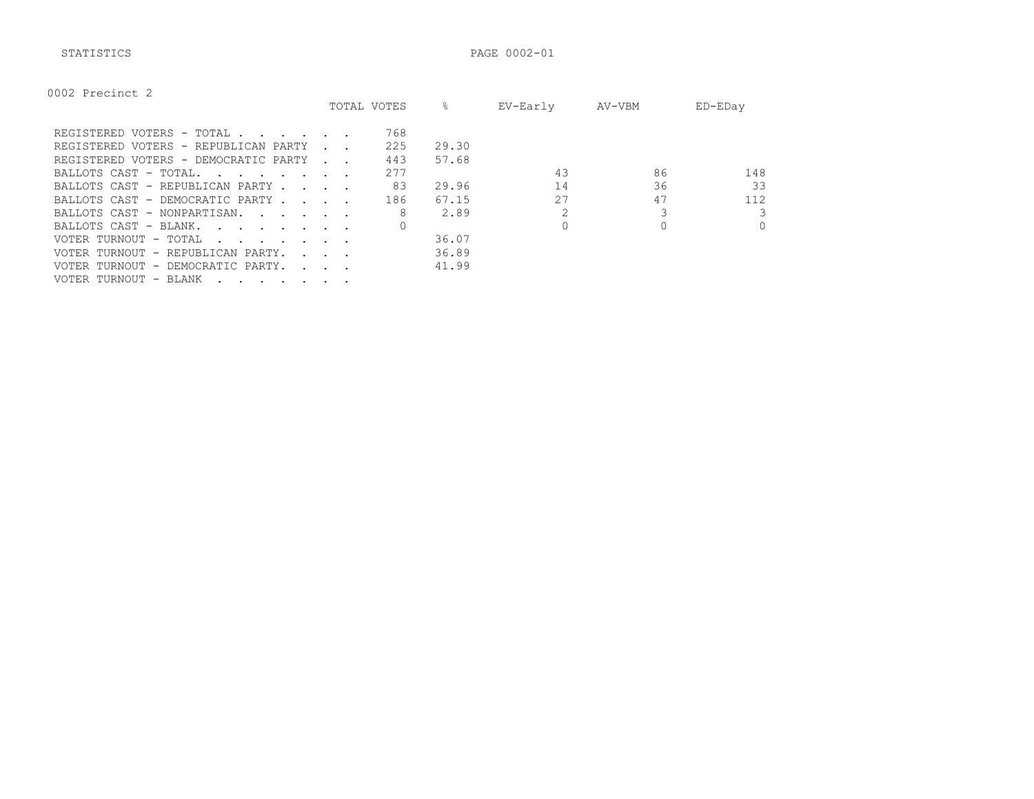STATISTICS

0002 Precinct 2

| | TOTAL VOTES | % | EV-Early | AV-VBM | ED-EDay |
|---|---|---|---|---|---|
| REGISTERED VOTERS - TOTAL . . . . . . . | 768 | | | | |
| REGISTERED VOTERS - REPUBLICAN PARTY . . | 225 | 29.30 | | | |
| REGISTERED VOTERS - DEMOCRATIC PARTY . . | 443 | 57.68 | | | |
| BALLOTS CAST - TOTAL. . . . . . . . | 277 | | 43 | 86 | 148 |
| BALLOTS CAST - REPUBLICAN PARTY . . . . | 83 | 29.96 | 14 | 36 | 33 |
| BALLOTS CAST - DEMOCRATIC PARTY . . . . | 186 | 67.15 | 27 | 47 | 112 |
| BALLOTS CAST - NONPARTISAN. . . . . . | 8 | 2.89 | 2 | 3 | 3 |
| BALLOTS CAST - BLANK. . . . . . . . | 0 | | 0 | 0 | 0 |
| VOTER TURNOUT - TOTAL . . . . . . . | | 36.07 | | | |
| VOTER TURNOUT - REPUBLICAN PARTY. . . . | | 36.89 | | | |
| VOTER TURNOUT - DEMOCRATIC PARTY. . . . | | 41.99 | | | |
| VOTER TURNOUT - BLANK . . . . . . . | | | | | |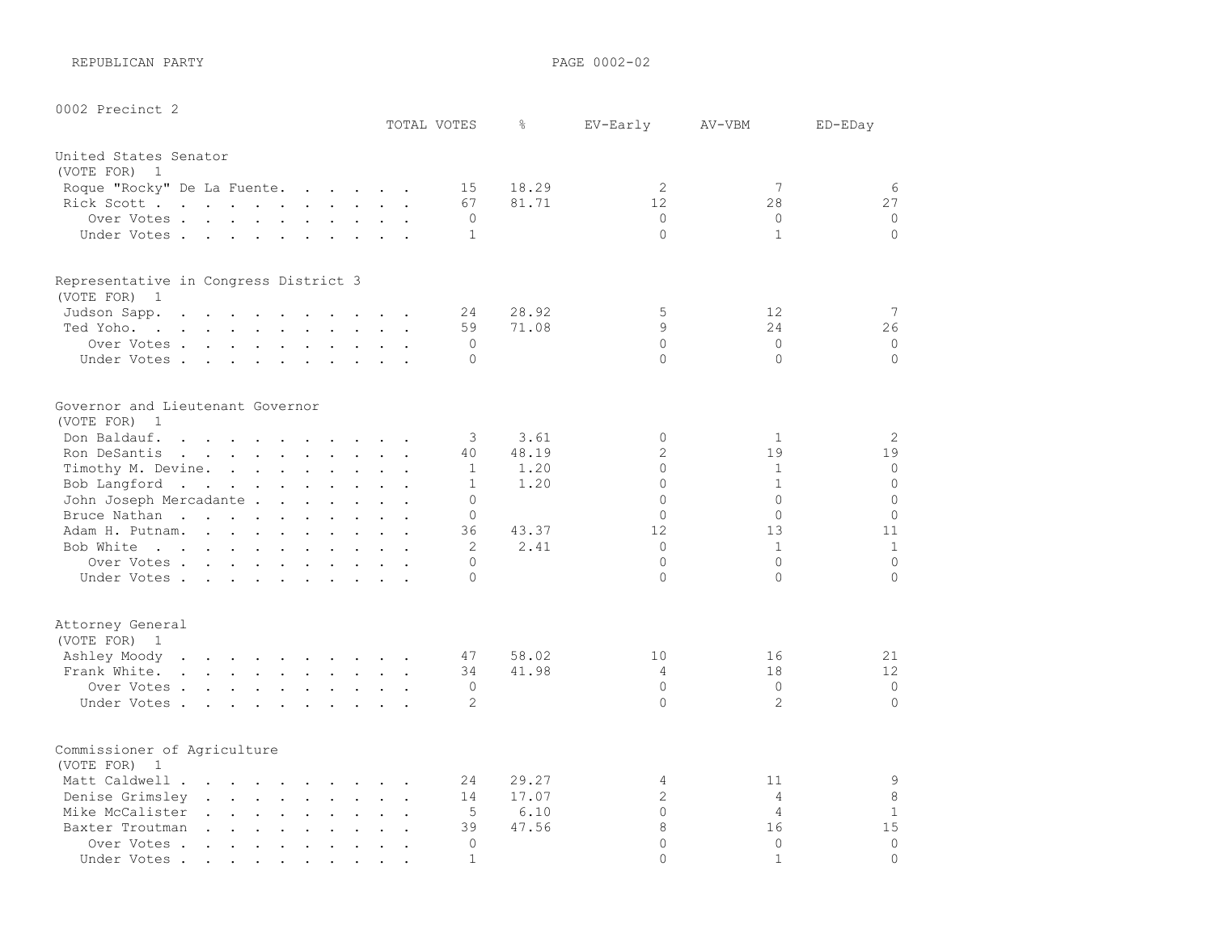REPUBLICAN PARTY

## 0002 Precinct 2

### United States Senator
(VOTE FOR) 1

| | TOTAL VOTES | % | EV-Early | AV-VBM | ED-EDay |
|---|---|---|---|---|---|
| Roque "Rocky" De La Fuente | 15 | 18.29 | 2 | 7 | 6 |
| Rick Scott | 67 | 81.71 | 12 | 28 | 27 |
| Over Votes | 0 | | 0 | 0 | 0 |
| Under Votes | 1 | | 0 | 1 | 0 |

### Representative in Congress District 3
(VOTE FOR) 1

| | TOTAL VOTES | % | EV-Early | AV-VBM | ED-EDay |
|---|---|---|---|---|---|
| Judson Sapp | 24 | 28.92 | 5 | 12 | 7 |
| Ted Yoho | 59 | 71.08 | 9 | 24 | 26 |
| Over Votes | 0 | | 0 | 0 | 0 |
| Under Votes | 0 | | 0 | 0 | 0 |

### Governor and Lieutenant Governor
(VOTE FOR) 1

| | TOTAL VOTES | % | EV-Early | AV-VBM | ED-EDay |
|---|---|---|---|---|---|
| Don Baldauf | 3 | 3.61 | 0 | 1 | 2 |
| Ron DeSantis | 40 | 48.19 | 2 | 19 | 19 |
| Timothy M. Devine | 1 | 1.20 | 0 | 1 | 0 |
| Bob Langford | 1 | 1.20 | 0 | 1 | 0 |
| John Joseph Mercadante | 0 | | 0 | 0 | 0 |
| Bruce Nathan | 0 | | 0 | 0 | 0 |
| Adam H. Putnam | 36 | 43.37 | 12 | 13 | 11 |
| Bob White | 2 | 2.41 | 0 | 1 | 1 |
| Over Votes | 0 | | 0 | 0 | 0 |
| Under Votes | 0 | | 0 | 0 | 0 |

### Attorney General
(VOTE FOR) 1

| | TOTAL VOTES | % | EV-Early | AV-VBM | ED-EDay |
|---|---|---|---|---|---|
| Ashley Moody | 47 | 58.02 | 10 | 16 | 21 |
| Frank White | 34 | 41.98 | 4 | 18 | 12 |
| Over Votes | 0 | | 0 | 0 | 0 |
| Under Votes | 2 | | 0 | 2 | 0 |

### Commissioner of Agriculture
(VOTE FOR) 1

| | TOTAL VOTES | % | EV-Early | AV-VBM | ED-EDay |
|---|---|---|---|---|---|
| Matt Caldwell | 24 | 29.27 | 4 | 11 | 9 |
| Denise Grimsley | 14 | 17.07 | 2 | 4 | 8 |
| Mike McCalister | 5 | 6.10 | 0 | 4 | 1 |
| Baxter Troutman | 39 | 47.56 | 8 | 16 | 15 |
| Over Votes | 0 | | 0 | 0 | 0 |
| Under Votes | 1 | | 0 | 1 | 0 |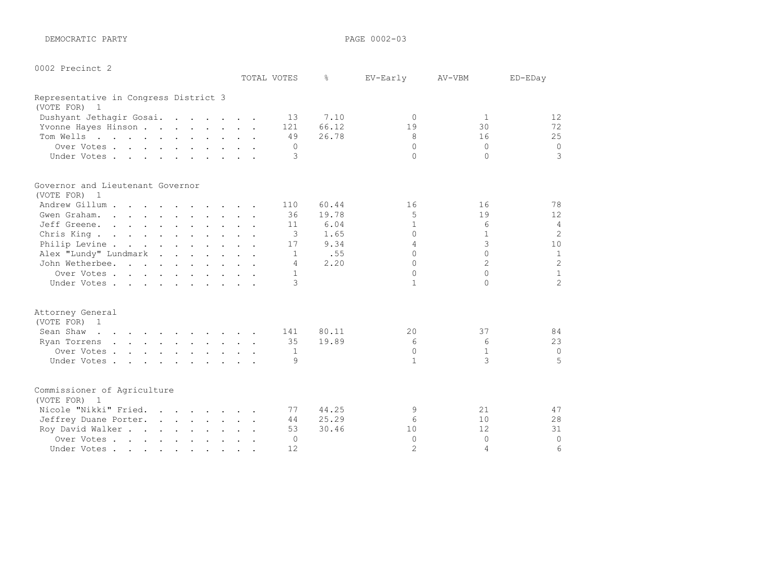DEMOCRATIC PARTY

0002 Precinct 2

## Representative in Congress District 3

(VOTE FOR) 1

| | TOTAL VOTES | % | EV-Early | AV-VBM | ED-EDay |
|---|---|---|---|---|---|
| Dushyant Jethagir Gosai | 13 | 7.10 | 0 | 1 | 12 |
| Yvonne Hayes Hinson | 121 | 66.12 | 19 | 30 | 72 |
| Tom Wells | 49 | 26.78 | 8 | 16 | 25 |
| Over Votes | 0 | | 0 | 0 | 0 |
| Under Votes | 3 | | 0 | 0 | 3 |

## Governor and Lieutenant Governor

(VOTE FOR) 1

| | TOTAL VOTES | % | EV-Early | AV-VBM | ED-EDay |
|---|---|---|---|---|---|
| Andrew Gillum | 110 | 60.44 | 16 | 16 | 78 |
| Gwen Graham | 36 | 19.78 | 5 | 19 | 12 |
| Jeff Greene | 11 | 6.04 | 1 | 6 | 4 |
| Chris King | 3 | 1.65 | 0 | 1 | 2 |
| Philip Levine | 17 | 9.34 | 4 | 3 | 10 |
| Alex "Lundy" Lundmark | 1 | .55 | 0 | 0 | 1 |
| John Wetherbee | 4 | 2.20 | 0 | 2 | 2 |
| Over Votes | 1 | | 0 | 0 | 1 |
| Under Votes | 3 | | 1 | 0 | 2 |

## Attorney General

(VOTE FOR) 1

| | TOTAL VOTES | % | EV-Early | AV-VBM | ED-EDay |
|---|---|---|---|---|---|
| Sean Shaw | 141 | 80.11 | 20 | 37 | 84 |
| Ryan Torrens | 35 | 19.89 | 6 | 6 | 23 |
| Over Votes | 1 | | 0 | 1 | 0 |
| Under Votes | 9 | | 1 | 3 | 5 |

## Commissioner of Agriculture

(VOTE FOR) 1

| | TOTAL VOTES | % | EV-Early | AV-VBM | ED-EDay |
|---|---|---|---|---|---|
| Nicole "Nikki" Fried | 77 | 44.25 | 9 | 21 | 47 |
| Jeffrey Duane Porter | 44 | 25.29 | 6 | 10 | 28 |
| Roy David Walker | 53 | 30.46 | 10 | 12 | 31 |
| Over Votes | 0 | | 0 | 0 | 0 |
| Under Votes | 12 | | 2 | 4 | 6 |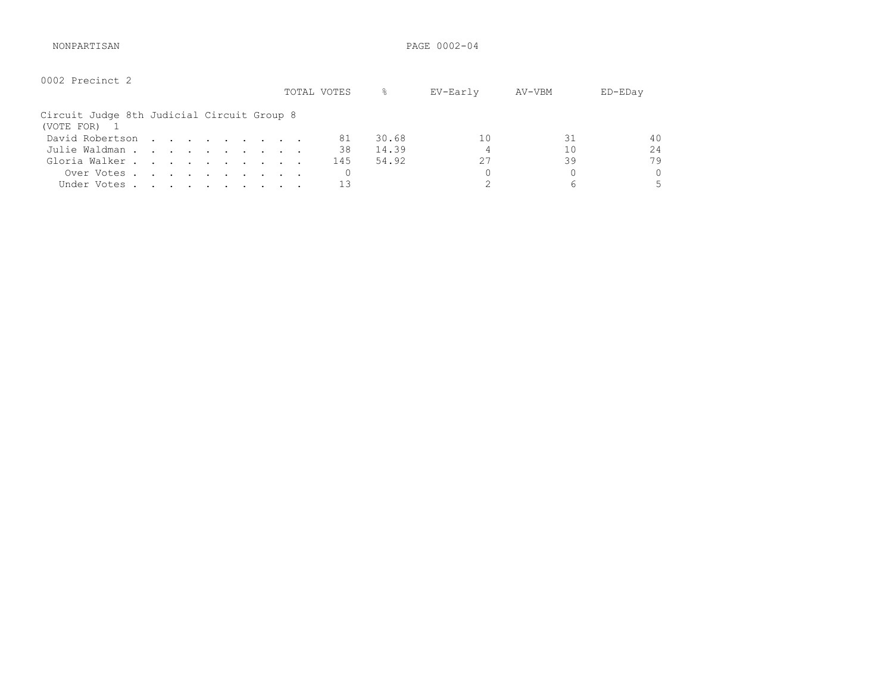NONPARTISAN

0002 Precinct 2

Circuit Judge 8th Judicial Circuit Group 8
(VOTE FOR) 1

| | TOTAL VOTES | % | EV-Early | AV-VBM | ED-EDay |
|---|---|---|---|---|---|
| David Robertson | 81 | 30.68 | 10 | 31 | 40 |
| Julie Waldman | 38 | 14.39 | 4 | 10 | 24 |
| Gloria Walker | 145 | 54.92 | 27 | 39 | 79 |
| Over Votes | 0 | | 0 | 0 | 0 |
| Under Votes | 13 | | 2 | 6 | 5 |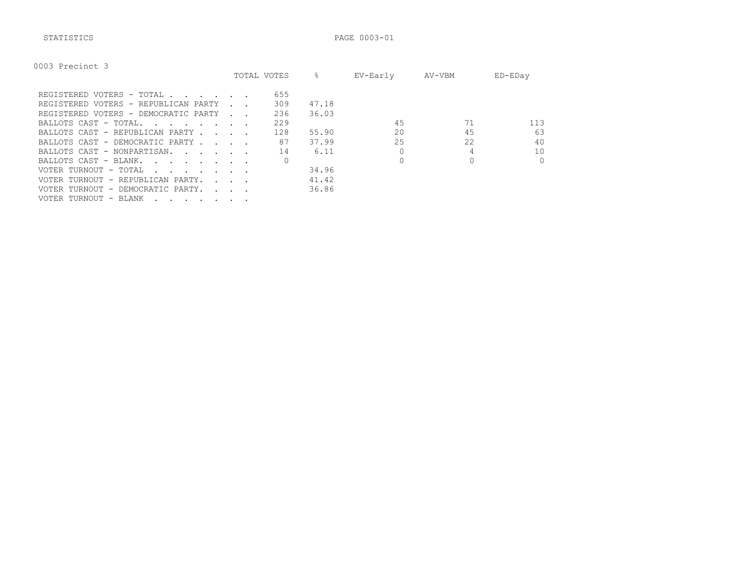STATISTICS

0003 Precinct 3

| | TOTAL VOTES | % | EV-Early | AV-VBM | ED-EDay |
|---|---|---|---|---|---|
| REGISTERED VOTERS - TOTAL | 655 | | | | |
| REGISTERED VOTERS - REPUBLICAN PARTY | 309 | 47.18 | | | |
| REGISTERED VOTERS - DEMOCRATIC PARTY | 236 | 36.03 | | | |
| BALLOTS CAST - TOTAL. | 229 | | 45 | 71 | 113 |
| BALLOTS CAST - REPUBLICAN PARTY | 128 | 55.90 | 20 | 45 | 63 |
| BALLOTS CAST - DEMOCRATIC PARTY | 87 | 37.99 | 25 | 22 | 40 |
| BALLOTS CAST - NONPARTISAN. | 14 | 6.11 | 0 | 4 | 10 |
| BALLOTS CAST - BLANK. | 0 | | 0 | 0 | 0 |
| VOTER TURNOUT - TOTAL | | 34.96 | | | |
| VOTER TURNOUT - REPUBLICAN PARTY. | | 41.42 | | | |
| VOTER TURNOUT - DEMOCRATIC PARTY. | | 36.86 | | | |
| VOTER TURNOUT - BLANK | | | | | |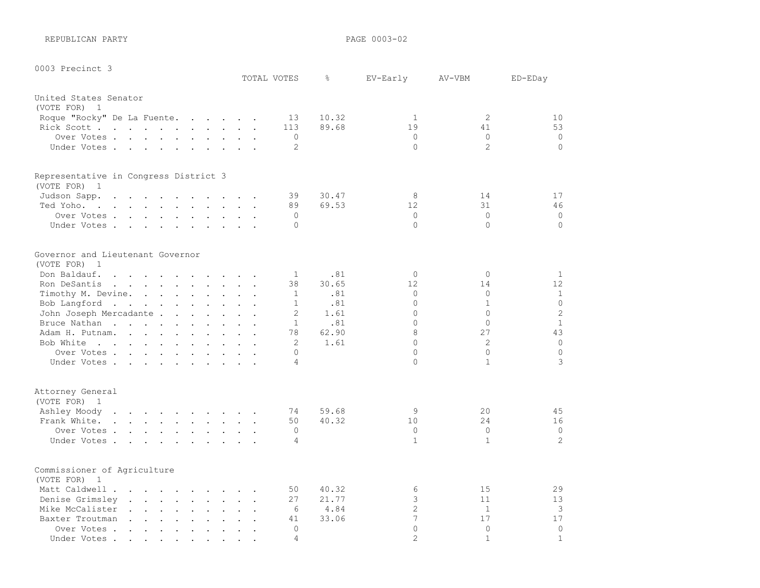REPUBLICAN PARTY

0003 Precinct 3

## United States Senator
(VOTE FOR) 1

| | TOTAL VOTES | % | EV-Early | AV-VBM | ED-EDay |
|---|---|---|---|---|---|
| Roque "Rocky" De La Fuente | 13 | 10.32 | 1 | 2 | 10 |
| Rick Scott | 113 | 89.68 | 19 | 41 | 53 |
| Over Votes | 0 | | 0 | 0 | 0 |
| Under Votes | 2 | | 0 | 2 | 0 |

## Representative in Congress District 3
(VOTE FOR) 1

| | TOTAL VOTES | % | EV-Early | AV-VBM | ED-EDay |
|---|---|---|---|---|---|
| Judson Sapp | 39 | 30.47 | 8 | 14 | 17 |
| Ted Yoho | 89 | 69.53 | 12 | 31 | 46 |
| Over Votes | 0 | | 0 | 0 | 0 |
| Under Votes | 0 | | 0 | 0 | 0 |

## Governor and Lieutenant Governor
(VOTE FOR) 1

| | TOTAL VOTES | % | EV-Early | AV-VBM | ED-EDay |
|---|---|---|---|---|---|
| Don Baldauf | 1 | .81 | 0 | 0 | 1 |
| Ron DeSantis | 38 | 30.65 | 12 | 14 | 12 |
| Timothy M. Devine | 1 | .81 | 0 | 0 | 1 |
| Bob Langford | 1 | .81 | 0 | 1 | 0 |
| John Joseph Mercadante | 2 | 1.61 | 0 | 0 | 2 |
| Bruce Nathan | 1 | .81 | 0 | 0 | 1 |
| Adam H. Putnam | 78 | 62.90 | 8 | 27 | 43 |
| Bob White | 2 | 1.61 | 0 | 2 | 0 |
| Over Votes | 0 | | 0 | 0 | 0 |
| Under Votes | 4 | | 0 | 1 | 3 |

## Attorney General
(VOTE FOR) 1

| | TOTAL VOTES | % | EV-Early | AV-VBM | ED-EDay |
|---|---|---|---|---|---|
| Ashley Moody | 74 | 59.68 | 9 | 20 | 45 |
| Frank White | 50 | 40.32 | 10 | 24 | 16 |
| Over Votes | 0 | | 0 | 0 | 0 |
| Under Votes | 4 | | 1 | 1 | 2 |

## Commissioner of Agriculture
(VOTE FOR) 1

| | TOTAL VOTES | % | EV-Early | AV-VBM | ED-EDay |
|---|---|---|---|---|---|
| Matt Caldwell | 50 | 40.32 | 6 | 15 | 29 |
| Denise Grimsley | 27 | 21.77 | 3 | 11 | 13 |
| Mike McCalister | 6 | 4.84 | 2 | 1 | 3 |
| Baxter Troutman | 41 | 33.06 | 7 | 17 | 17 |
| Over Votes | 0 | | 0 | 0 | 0 |
| Under Votes | 4 | | 2 | 1 | 1 |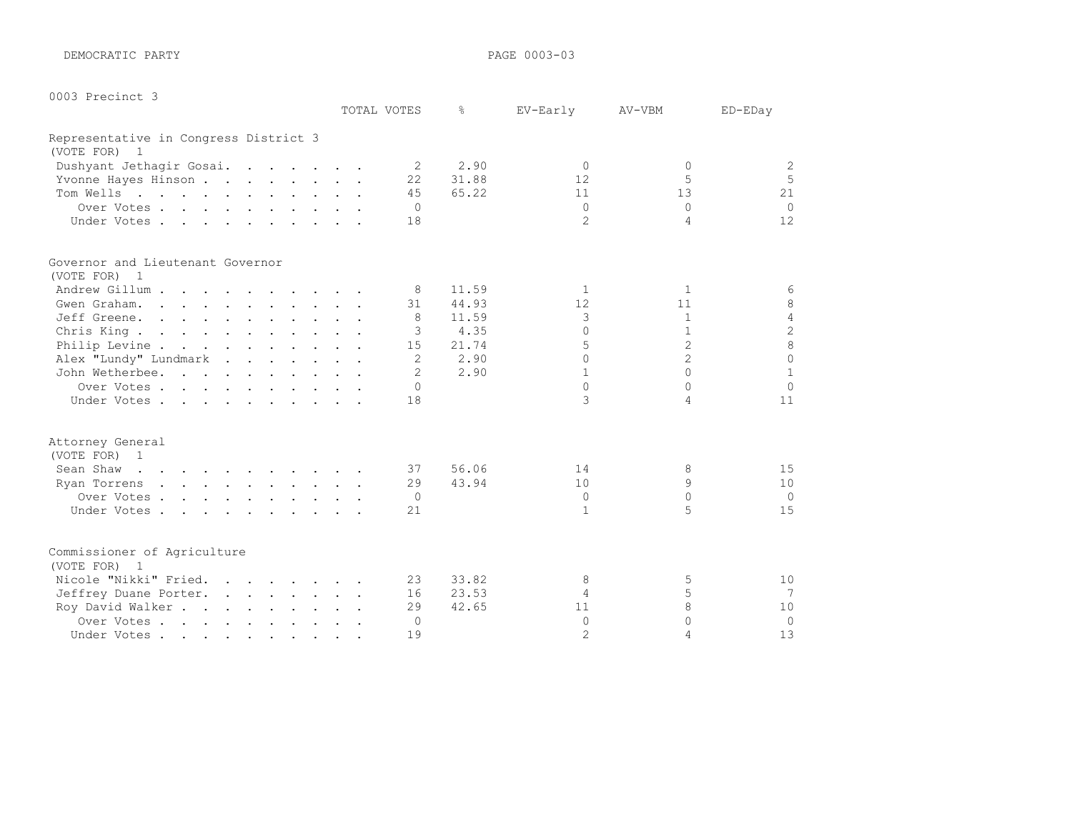DEMOCRATIC PARTY

PAGE 0003-03

0003 Precinct 3

## Representative in Congress District 3

(VOTE FOR) 1

| | TOTAL VOTES | % | EV-Early | AV-VBM | ED-EDay |
|---|---|---|---|---|---|
| Dushyant Jethagir Gosai | 2 | 2.90 | 0 | 0 | 2 |
| Yvonne Hayes Hinson | 22 | 31.88 | 12 | 5 | 5 |
| Tom Wells | 45 | 65.22 | 11 | 13 | 21 |
| Over Votes | 0 | | 0 | 0 | 0 |
| Under Votes | 18 | | 2 | 4 | 12 |

## Governor and Lieutenant Governor

(VOTE FOR) 1

| | TOTAL VOTES | % | EV-Early | AV-VBM | ED-EDay |
|---|---|---|---|---|---|
| Andrew Gillum | 8 | 11.59 | 1 | 1 | 6 |
| Gwen Graham | 31 | 44.93 | 12 | 11 | 8 |
| Jeff Greene | 8 | 11.59 | 3 | 1 | 4 |
| Chris King | 3 | 4.35 | 0 | 1 | 2 |
| Philip Levine | 15 | 21.74 | 5 | 2 | 8 |
| Alex "Lundy" Lundmark | 2 | 2.90 | 0 | 2 | 0 |
| John Wetherbee | 2 | 2.90 | 1 | 0 | 1 |
| Over Votes | 0 | | 0 | 0 | 0 |
| Under Votes | 18 | | 3 | 4 | 11 |

## Attorney General

(VOTE FOR) 1

| | TOTAL VOTES | % | EV-Early | AV-VBM | ED-EDay |
|---|---|---|---|---|---|
| Sean Shaw | 37 | 56.06 | 14 | 8 | 15 |
| Ryan Torrens | 29 | 43.94 | 10 | 9 | 10 |
| Over Votes | 0 | | 0 | 0 | 0 |
| Under Votes | 21 | | 1 | 5 | 15 |

## Commissioner of Agriculture

(VOTE FOR) 1

| | TOTAL VOTES | % | EV-Early | AV-VBM | ED-EDay |
|---|---|---|---|---|---|
| Nicole "Nikki" Fried | 23 | 33.82 | 8 | 5 | 10 |
| Jeffrey Duane Porter | 16 | 23.53 | 4 | 5 | 7 |
| Roy David Walker | 29 | 42.65 | 11 | 8 | 10 |
| Over Votes | 0 | | 0 | 0 | 0 |
| Under Votes | 19 | | 2 | 4 | 13 |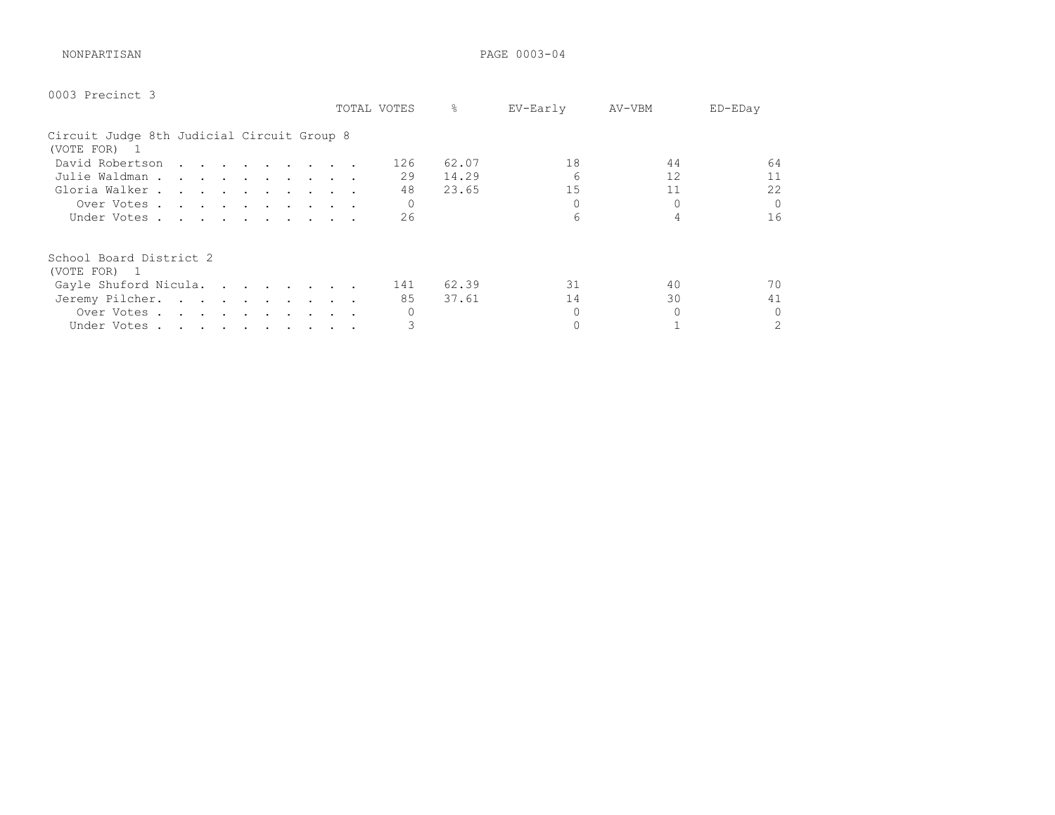NONPARTISAN

## 0003 Precinct 3

### Circuit Judge 8th Judicial Circuit Group 8
(VOTE FOR) 1

| | TOTAL VOTES | % | EV-Early | AV-VBM | ED-EDay |
|---|---|---|---|---|---|
| David Robertson | 126 | 62.07 | 18 | 44 | 64 |
| Julie Waldman | 29 | 14.29 | 6 | 12 | 11 |
| Gloria Walker | 48 | 23.65 | 15 | 11 | 22 |
| Over Votes | 0 | | 0 | 0 | 0 |
| Under Votes | 26 | | 6 | 4 | 16 |

### School Board District 2
(VOTE FOR) 1

| | TOTAL VOTES | % | EV-Early | AV-VBM | ED-EDay |
|---|---|---|---|---|---|
| Gayle Shuford Nicula | 141 | 62.39 | 31 | 40 | 70 |
| Jeremy Pilcher | 85 | 37.61 | 14 | 30 | 41 |
| Over Votes | 0 | | 0 | 0 | 0 |
| Under Votes | 3 | | 0 | 1 | 2 |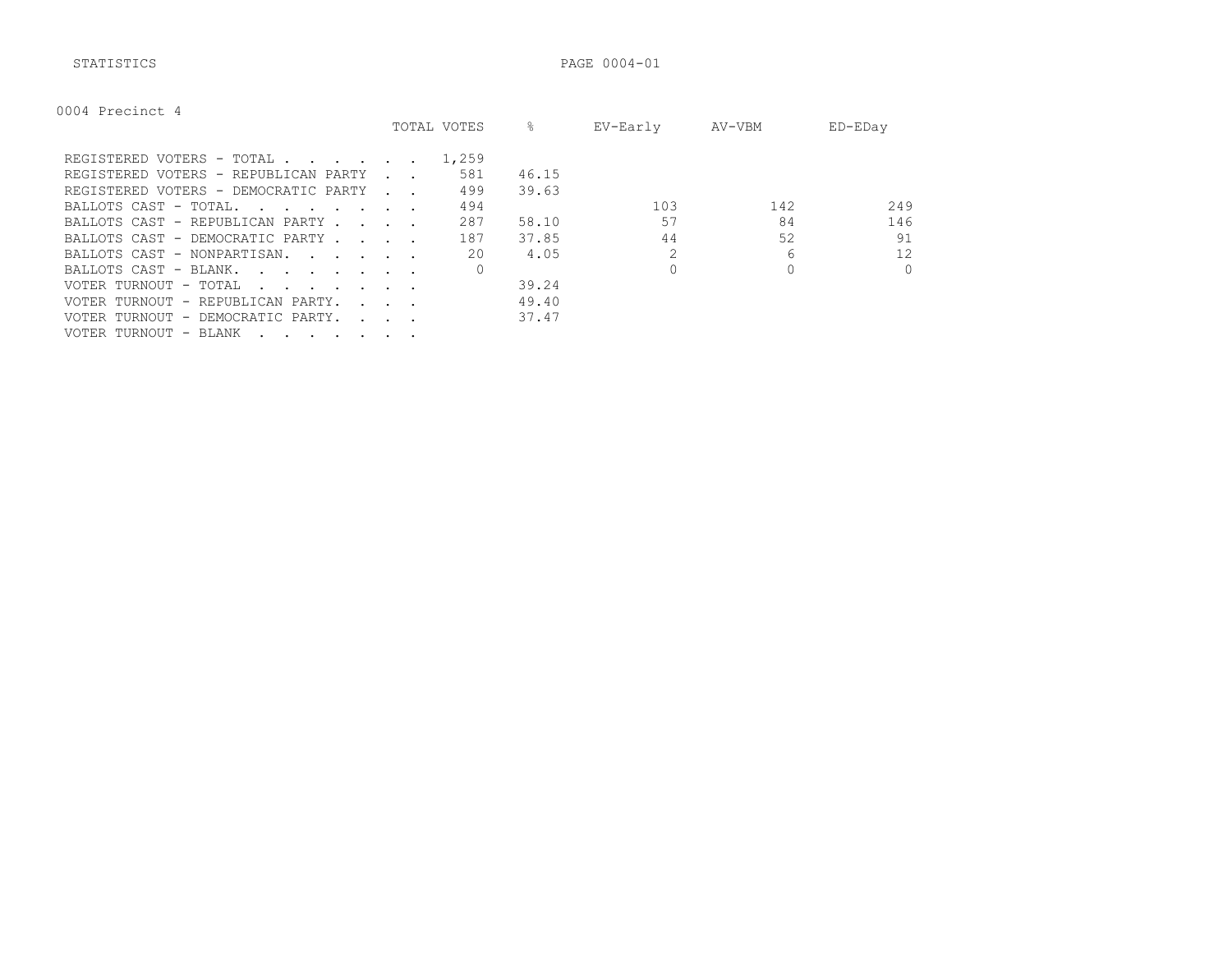STATISTICS

## 0004 Precinct 4

| | TOTAL VOTES | % | EV-Early | AV-VBM | ED-EDay |
|---|---|---|---|---|---|
| REGISTERED VOTERS - TOTAL | 1,259 | | | | |
| REGISTERED VOTERS - REPUBLICAN PARTY | 581 | 46.15 | | | |
| REGISTERED VOTERS - DEMOCRATIC PARTY | 499 | 39.63 | | | |
| BALLOTS CAST - TOTAL. | 494 | | 103 | 142 | 249 |
| BALLOTS CAST - REPUBLICAN PARTY | 287 | 58.10 | 57 | 84 | 146 |
| BALLOTS CAST - DEMOCRATIC PARTY | 187 | 37.85 | 44 | 52 | 91 |
| BALLOTS CAST - NONPARTISAN. | 20 | 4.05 | 2 | 6 | 12 |
| BALLOTS CAST - BLANK. | 0 | | 0 | 0 | 0 |
| VOTER TURNOUT - TOTAL | | 39.24 | | | |
| VOTER TURNOUT - REPUBLICAN PARTY. | | 49.40 | | | |
| VOTER TURNOUT - DEMOCRATIC PARTY. | | 37.47 | | | |
| VOTER TURNOUT - BLANK | | | | | |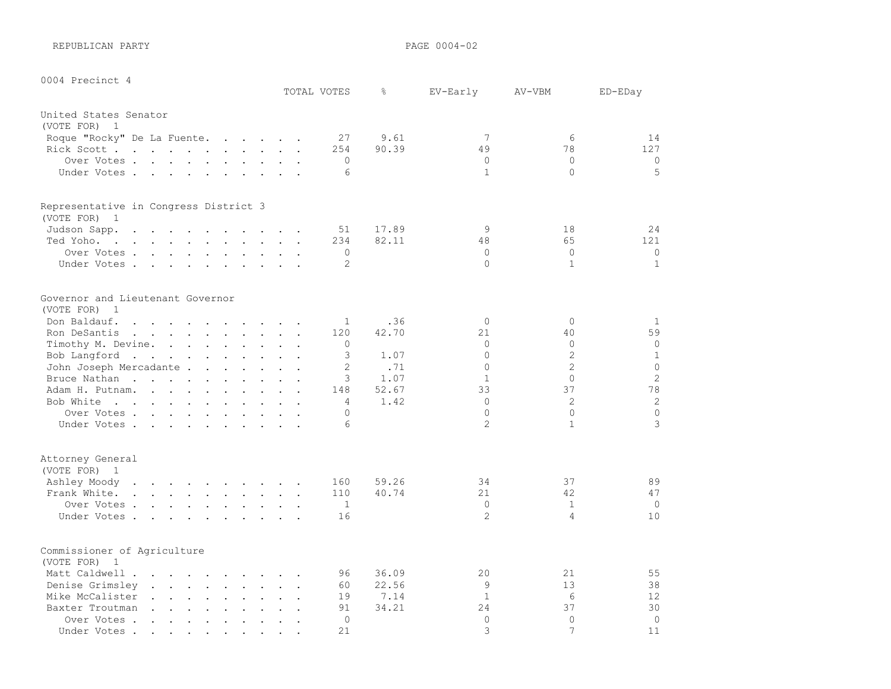REPUBLICAN PARTY

## 0004 Precinct 4

### United States Senator
(VOTE FOR) 1

| | TOTAL VOTES | % | EV-Early | AV-VBM | ED-EDay |
|---|---|---|---|---|---|
| Roque "Rocky" De La Fuente | 27 | 9.61 | 7 | 6 | 14 |
| Rick Scott | 254 | 90.39 | 49 | 78 | 127 |
| Over Votes | 0 | | 0 | 0 | 0 |
| Under Votes | 6 | | 1 | 0 | 5 |

### Representative in Congress District 3
(VOTE FOR) 1

| | TOTAL VOTES | % | EV-Early | AV-VBM | ED-EDay |
|---|---|---|---|---|---|
| Judson Sapp | 51 | 17.89 | 9 | 18 | 24 |
| Ted Yoho | 234 | 82.11 | 48 | 65 | 121 |
| Over Votes | 0 | | 0 | 0 | 0 |
| Under Votes | 2 | | 0 | 1 | 1 |

### Governor and Lieutenant Governor
(VOTE FOR) 1

| | TOTAL VOTES | % | EV-Early | AV-VBM | ED-EDay |
|---|---|---|---|---|---|
| Don Baldauf | 1 | .36 | 0 | 0 | 1 |
| Ron DeSantis | 120 | 42.70 | 21 | 40 | 59 |
| Timothy M. Devine | 0 | | 0 | 0 | 0 |
| Bob Langford | 3 | 1.07 | 0 | 2 | 1 |
| John Joseph Mercadante | 2 | .71 | 0 | 2 | 0 |
| Bruce Nathan | 3 | 1.07 | 1 | 0 | 2 |
| Adam H. Putnam | 148 | 52.67 | 33 | 37 | 78 |
| Bob White | 4 | 1.42 | 0 | 2 | 2 |
| Over Votes | 0 | | 0 | 0 | 0 |
| Under Votes | 6 | | 2 | 1 | 3 |

### Attorney General
(VOTE FOR) 1

| | TOTAL VOTES | % | EV-Early | AV-VBM | ED-EDay |
|---|---|---|---|---|---|
| Ashley Moody | 160 | 59.26 | 34 | 37 | 89 |
| Frank White | 110 | 40.74 | 21 | 42 | 47 |
| Over Votes | 1 | | 0 | 1 | 0 |
| Under Votes | 16 | | 2 | 4 | 10 |

### Commissioner of Agriculture
(VOTE FOR) 1

| | TOTAL VOTES | % | EV-Early | AV-VBM | ED-EDay |
|---|---|---|---|---|---|
| Matt Caldwell | 96 | 36.09 | 20 | 21 | 55 |
| Denise Grimsley | 60 | 22.56 | 9 | 13 | 38 |
| Mike McCalister | 19 | 7.14 | 1 | 6 | 12 |
| Baxter Troutman | 91 | 34.21 | 24 | 37 | 30 |
| Over Votes | 0 | | 0 | 0 | 0 |
| Under Votes | 21 | | 3 | 7 | 11 |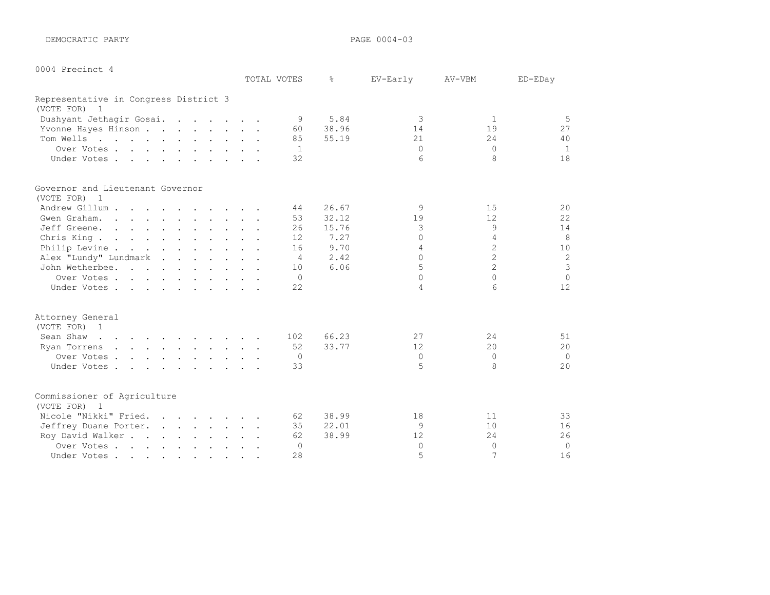DEMOCRATIC PARTY

0004 Precinct 4

## Representative in Congress District 3
(VOTE FOR) 1

| | TOTAL VOTES | % | EV-Early | AV-VBM | ED-EDay |
|---|---|---|---|---|---|
| Dushyant Jethagir Gosai | 9 | 5.84 | 3 | 1 | 5 |
| Yvonne Hayes Hinson | 60 | 38.96 | 14 | 19 | 27 |
| Tom Wells | 85 | 55.19 | 21 | 24 | 40 |
| Over Votes | 1 | | 0 | 0 | 1 |
| Under Votes | 32 | | 6 | 8 | 18 |

## Governor and Lieutenant Governor
(VOTE FOR) 1

| | TOTAL VOTES | % | EV-Early | AV-VBM | ED-EDay |
|---|---|---|---|---|---|
| Andrew Gillum | 44 | 26.67 | 9 | 15 | 20 |
| Gwen Graham | 53 | 32.12 | 19 | 12 | 22 |
| Jeff Greene | 26 | 15.76 | 3 | 9 | 14 |
| Chris King | 12 | 7.27 | 0 | 4 | 8 |
| Philip Levine | 16 | 9.70 | 4 | 2 | 10 |
| Alex "Lundy" Lundmark | 4 | 2.42 | 0 | 2 | 2 |
| John Wetherbee | 10 | 6.06 | 5 | 2 | 3 |
| Over Votes | 0 | | 0 | 0 | 0 |
| Under Votes | 22 | | 4 | 6 | 12 |

## Attorney General
(VOTE FOR) 1

| | TOTAL VOTES | % | EV-Early | AV-VBM | ED-EDay |
|---|---|---|---|---|---|
| Sean Shaw | 102 | 66.23 | 27 | 24 | 51 |
| Ryan Torrens | 52 | 33.77 | 12 | 20 | 20 |
| Over Votes | 0 | | 0 | 0 | 0 |
| Under Votes | 33 | | 5 | 8 | 20 |

## Commissioner of Agriculture
(VOTE FOR) 1

| | TOTAL VOTES | % | EV-Early | AV-VBM | ED-EDay |
|---|---|---|---|---|---|
| Nicole "Nikki" Fried | 62 | 38.99 | 18 | 11 | 33 |
| Jeffrey Duane Porter | 35 | 22.01 | 9 | 10 | 16 |
| Roy David Walker | 62 | 38.99 | 12 | 24 | 26 |
| Over Votes | 0 | | 0 | 0 | 0 |
| Under Votes | 28 | | 5 | 7 | 16 |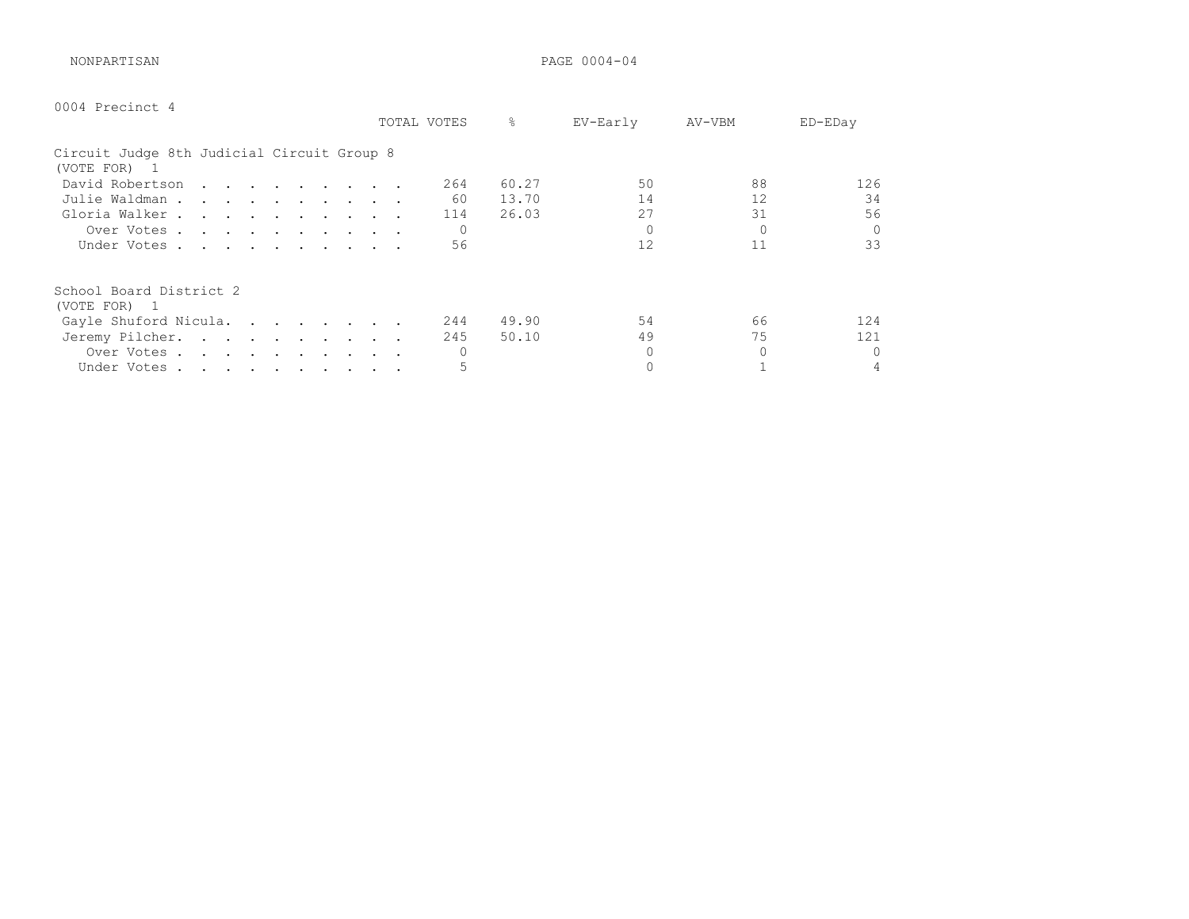NONPARTISAN

0004 Precinct 4

## Circuit Judge 8th Judicial Circuit Group 8
(VOTE FOR) 1

| | TOTAL VOTES | % | EV-Early | AV-VBM | ED-EDay |
|---|---|---|---|---|---|
| David Robertson | 264 | 60.27 | 50 | 88 | 126 |
| Julie Waldman | 60 | 13.70 | 14 | 12 | 34 |
| Gloria Walker | 114 | 26.03 | 27 | 31 | 56 |
| Over Votes | 0 | | 0 | 0 | 0 |
| Under Votes | 56 | | 12 | 11 | 33 |

## School Board District 2
(VOTE FOR) 1

| | TOTAL VOTES | % | EV-Early | AV-VBM | ED-EDay |
|---|---|---|---|---|---|
| Gayle Shuford Nicula | 244 | 49.90 | 54 | 66 | 124 |
| Jeremy Pilcher | 245 | 50.10 | 49 | 75 | 121 |
| Over Votes | 0 | | 0 | 0 | 0 |
| Under Votes | 5 | | 0 | 1 | 4 |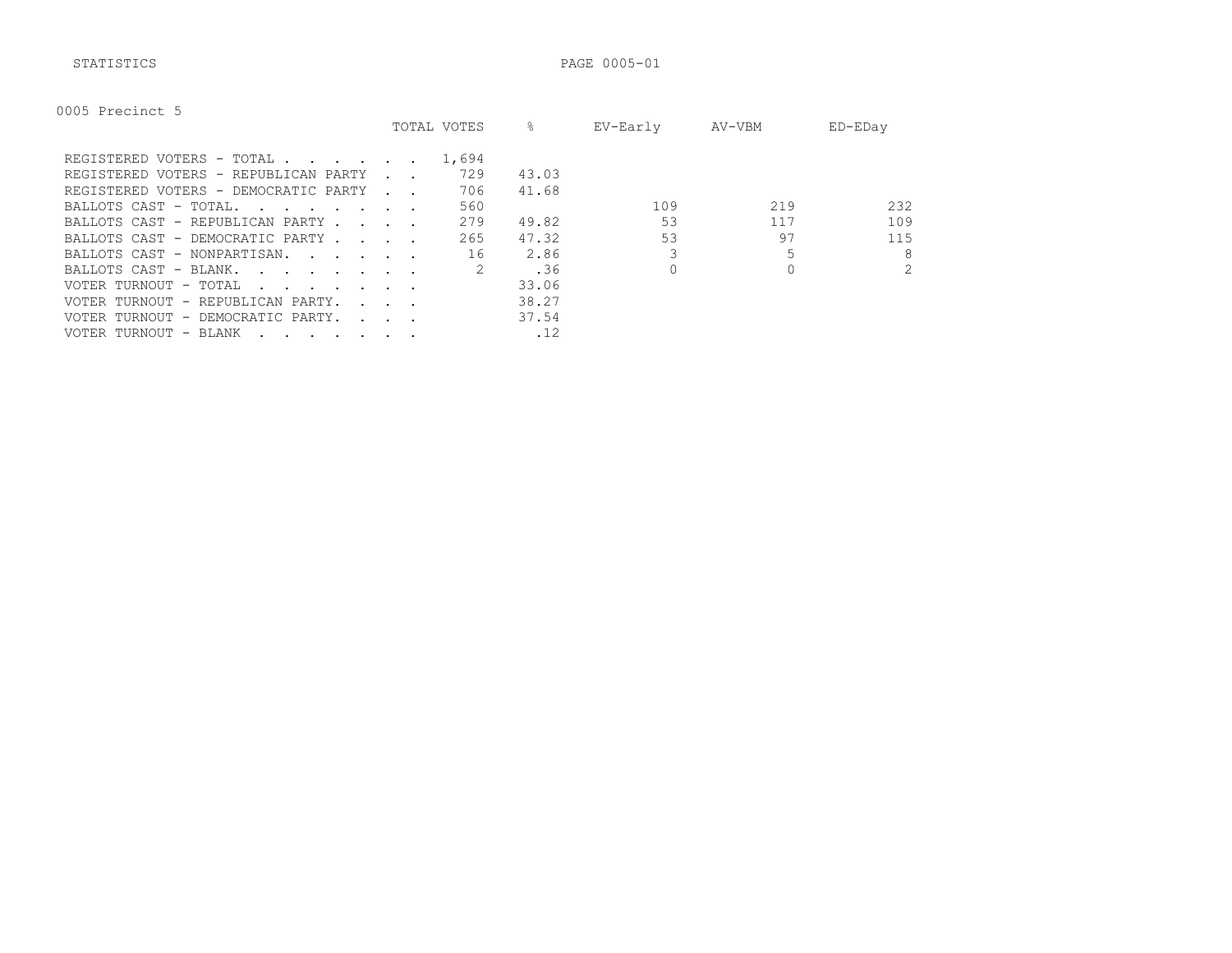STATISTICS

0005 Precinct 5

| | TOTAL VOTES | % | EV-Early | AV-VBM | ED-EDay |
|---|---|---|---|---|---|
| REGISTERED VOTERS - TOTAL | 1,694 | | | | |
| REGISTERED VOTERS - REPUBLICAN PARTY | 729 | 43.03 | | | |
| REGISTERED VOTERS - DEMOCRATIC PARTY | 706 | 41.68 | | | |
| BALLOTS CAST - TOTAL. | 560 | | 109 | 219 | 232 |
| BALLOTS CAST - REPUBLICAN PARTY | 279 | 49.82 | 53 | 117 | 109 |
| BALLOTS CAST - DEMOCRATIC PARTY | 265 | 47.32 | 53 | 97 | 115 |
| BALLOTS CAST - NONPARTISAN. | 16 | 2.86 | 3 | 5 | 8 |
| BALLOTS CAST - BLANK. | 2 | .36 | 0 | 0 | 2 |
| VOTER TURNOUT - TOTAL | | 33.06 | | | |
| VOTER TURNOUT - REPUBLICAN PARTY. | | 38.27 | | | |
| VOTER TURNOUT - DEMOCRATIC PARTY. | | 37.54 | | | |
| VOTER TURNOUT - BLANK | | .12 | | | |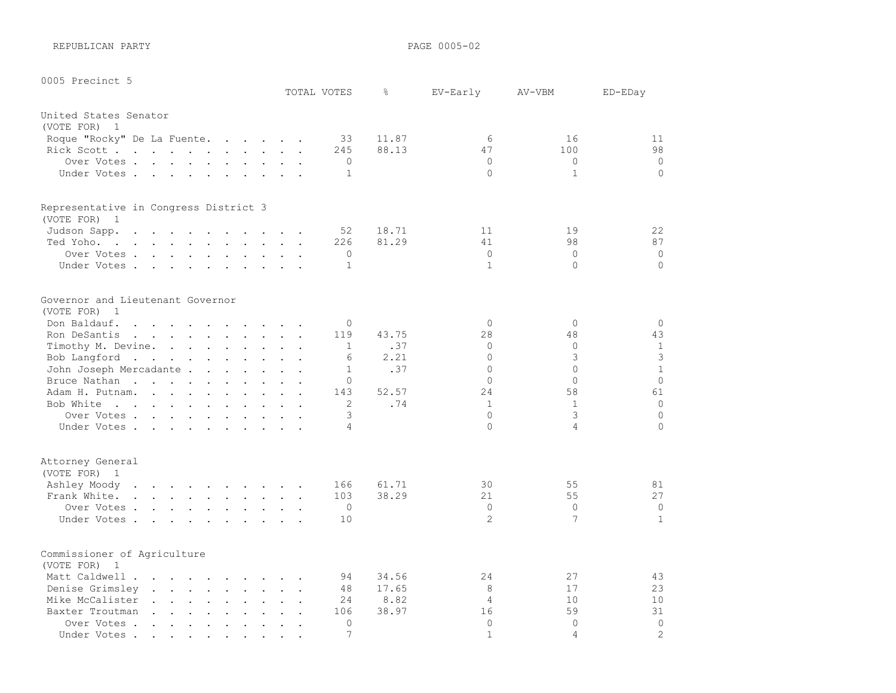REPUBLICAN PARTY

0005 Precinct 5

| | TOTAL VOTES | % | EV-Early | AV-VBM | ED-EDay |
|---|---|---|---|---|---|
| **United States Senator** | | | | | |
| (VOTE FOR) 1 | | | | | |
| Roque "Rocky" De La Fuente | 33 | 11.87 | 6 | 16 | 11 |
| Rick Scott | 245 | 88.13 | 47 | 100 | 98 |
| Over Votes | 0 | | 0 | 0 | 0 |
| Under Votes | 1 | | 0 | 1 | 0 |
| **Representative in Congress District 3** | | | | | |
| (VOTE FOR) 1 | | | | | |
| Judson Sapp | 52 | 18.71 | 11 | 19 | 22 |
| Ted Yoho | 226 | 81.29 | 41 | 98 | 87 |
| Over Votes | 0 | | 0 | 0 | 0 |
| Under Votes | 1 | | 1 | 0 | 0 |
| **Governor and Lieutenant Governor** | | | | | |
| (VOTE FOR) 1 | | | | | |
| Don Baldauf | 0 | | 0 | 0 | 0 |
| Ron DeSantis | 119 | 43.75 | 28 | 48 | 43 |
| Timothy M. Devine | 1 | .37 | 0 | 0 | 1 |
| Bob Langford | 6 | 2.21 | 0 | 3 | 3 |
| John Joseph Mercadante | 1 | .37 | 0 | 0 | 1 |
| Bruce Nathan | 0 | | 0 | 0 | 0 |
| Adam H. Putnam | 143 | 52.57 | 24 | 58 | 61 |
| Bob White | 2 | .74 | 1 | 1 | 0 |
| Over Votes | 3 | | 0 | 3 | 0 |
| Under Votes | 4 | | 0 | 4 | 0 |
| **Attorney General** | | | | | |
| (VOTE FOR) 1 | | | | | |
| Ashley Moody | 166 | 61.71 | 30 | 55 | 81 |
| Frank White | 103 | 38.29 | 21 | 55 | 27 |
| Over Votes | 0 | | 0 | 0 | 0 |
| Under Votes | 10 | | 2 | 7 | 1 |
| **Commissioner of Agriculture** | | | | | |
| (VOTE FOR) 1 | | | | | |
| Matt Caldwell | 94 | 34.56 | 24 | 27 | 43 |
| Denise Grimsley | 48 | 17.65 | 8 | 17 | 23 |
| Mike McCalister | 24 | 8.82 | 4 | 10 | 10 |
| Baxter Troutman | 106 | 38.97 | 16 | 59 | 31 |
| Over Votes | 0 | | 0 | 0 | 0 |
| Under Votes | 7 | | 1 | 4 | 2 |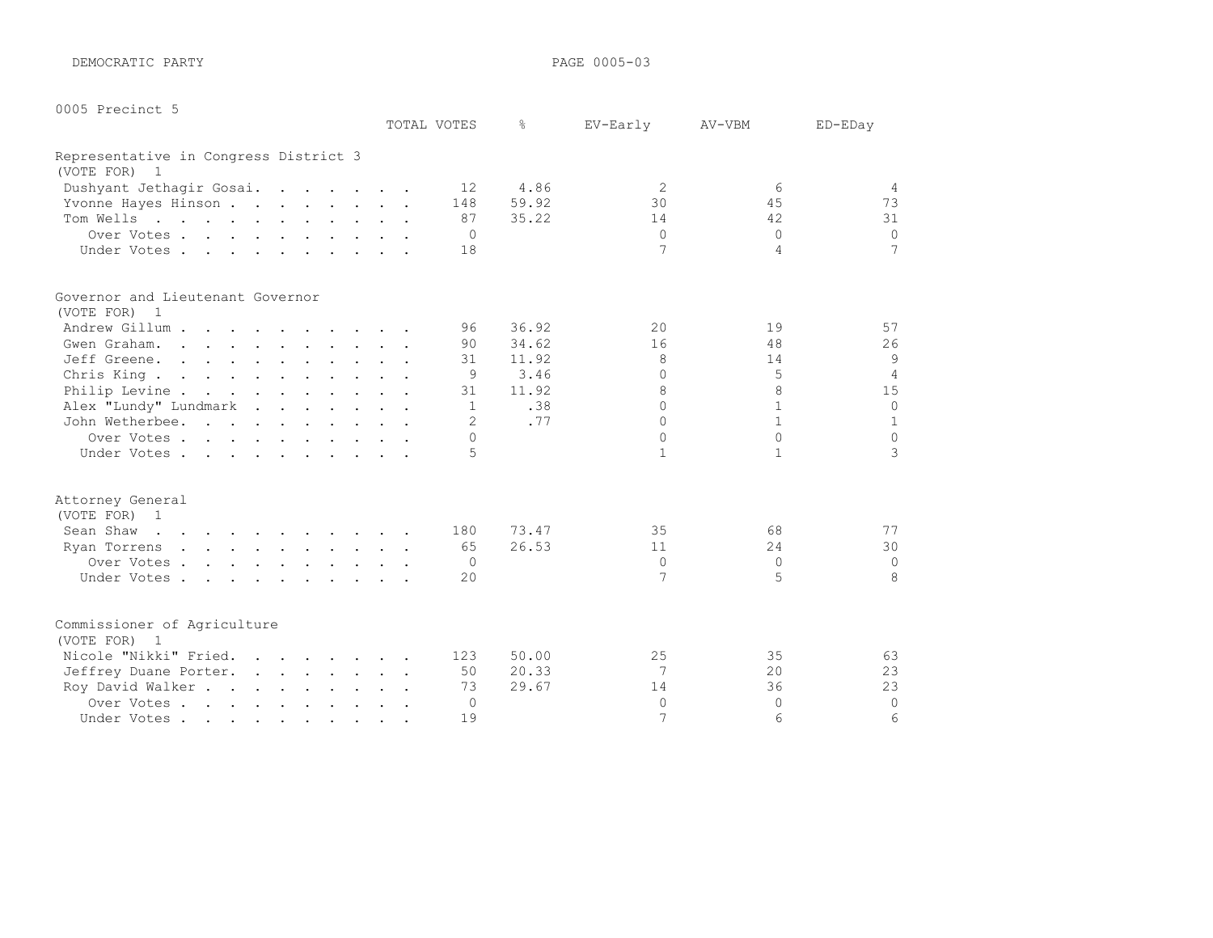DEMOCRATIC PARTY

0005 Precinct 5

## Representative in Congress District 3

(VOTE FOR) 1

| | TOTAL VOTES | % | EV-Early | AV-VBM | ED-EDay |
|---|---|---|---|---|---|
| Dushyant Jethagir Gosai | 12 | 4.86 | 2 | 6 | 4 |
| Yvonne Hayes Hinson | 148 | 59.92 | 30 | 45 | 73 |
| Tom Wells | 87 | 35.22 | 14 | 42 | 31 |
| Over Votes | 0 | | 0 | 0 | 0 |
| Under Votes | 18 | | 7 | 4 | 7 |

## Governor and Lieutenant Governor

(VOTE FOR) 1

| | TOTAL VOTES | % | EV-Early | AV-VBM | ED-EDay |
|---|---|---|---|---|---|
| Andrew Gillum | 96 | 36.92 | 20 | 19 | 57 |
| Gwen Graham | 90 | 34.62 | 16 | 48 | 26 |
| Jeff Greene | 31 | 11.92 | 8 | 14 | 9 |
| Chris King | 9 | 3.46 | 0 | 5 | 4 |
| Philip Levine | 31 | 11.92 | 8 | 8 | 15 |
| Alex "Lundy" Lundmark | 1 | .38 | 0 | 1 | 0 |
| John Wetherbee | 2 | .77 | 0 | 1 | 1 |
| Over Votes | 0 | | 0 | 0 | 0 |
| Under Votes | 5 | | 1 | 1 | 3 |

## Attorney General

(VOTE FOR) 1

| | TOTAL VOTES | % | EV-Early | AV-VBM | ED-EDay |
|---|---|---|---|---|---|
| Sean Shaw | 180 | 73.47 | 35 | 68 | 77 |
| Ryan Torrens | 65 | 26.53 | 11 | 24 | 30 |
| Over Votes | 0 | | 0 | 0 | 0 |
| Under Votes | 20 | | 7 | 5 | 8 |

## Commissioner of Agriculture

(VOTE FOR) 1

| | TOTAL VOTES | % | EV-Early | AV-VBM | ED-EDay |
|---|---|---|---|---|---|
| Nicole "Nikki" Fried | 123 | 50.00 | 25 | 35 | 63 |
| Jeffrey Duane Porter | 50 | 20.33 | 7 | 20 | 23 |
| Roy David Walker | 73 | 29.67 | 14 | 36 | 23 |
| Over Votes | 0 | | 0 | 0 | 0 |
| Under Votes | 19 | | 7 | 6 | 6 |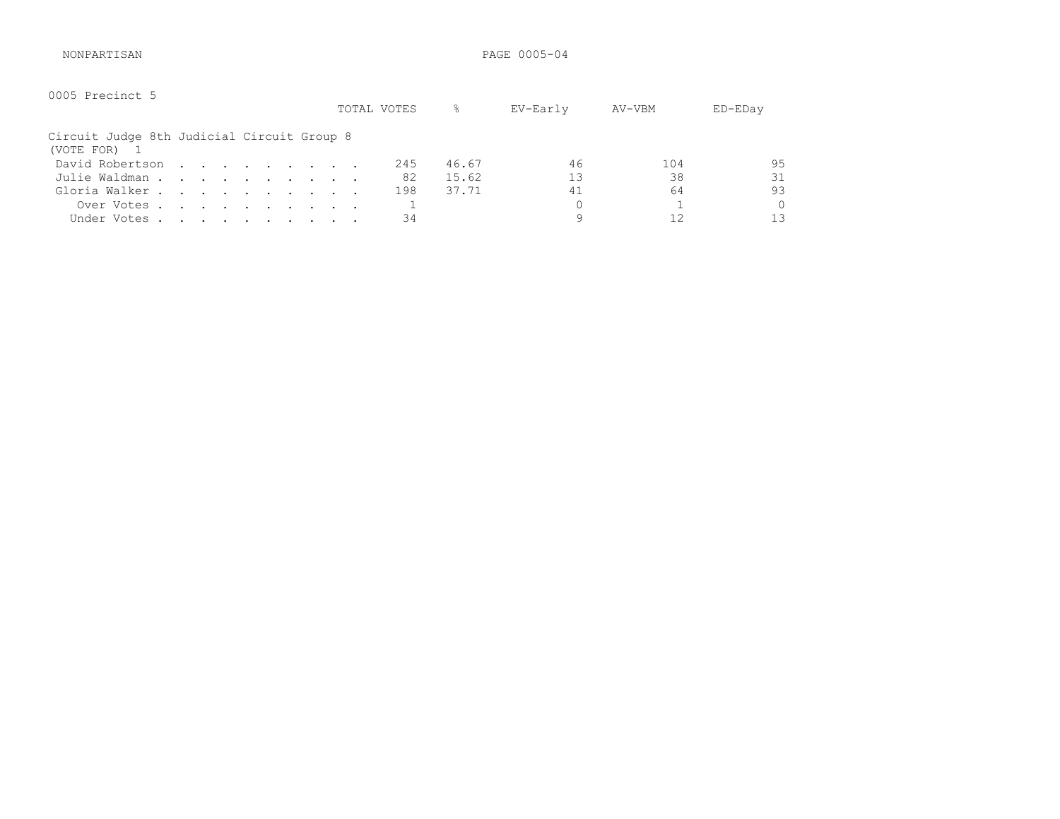NONPARTISAN

0005 Precinct 5

Circuit Judge 8th Judicial Circuit Group 8
(VOTE FOR) 1

| | TOTAL VOTES | % | EV-Early | AV-VBM | ED-EDay |
|---|---|---|---|---|---|
| David Robertson | 245 | 46.67 | 46 | 104 | 95 |
| Julie Waldman | 82 | 15.62 | 13 | 38 | 31 |
| Gloria Walker | 198 | 37.71 | 41 | 64 | 93 |
| Over Votes | 1 | | 0 | 1 | 0 |
| Under Votes | 34 | | 9 | 12 | 13 |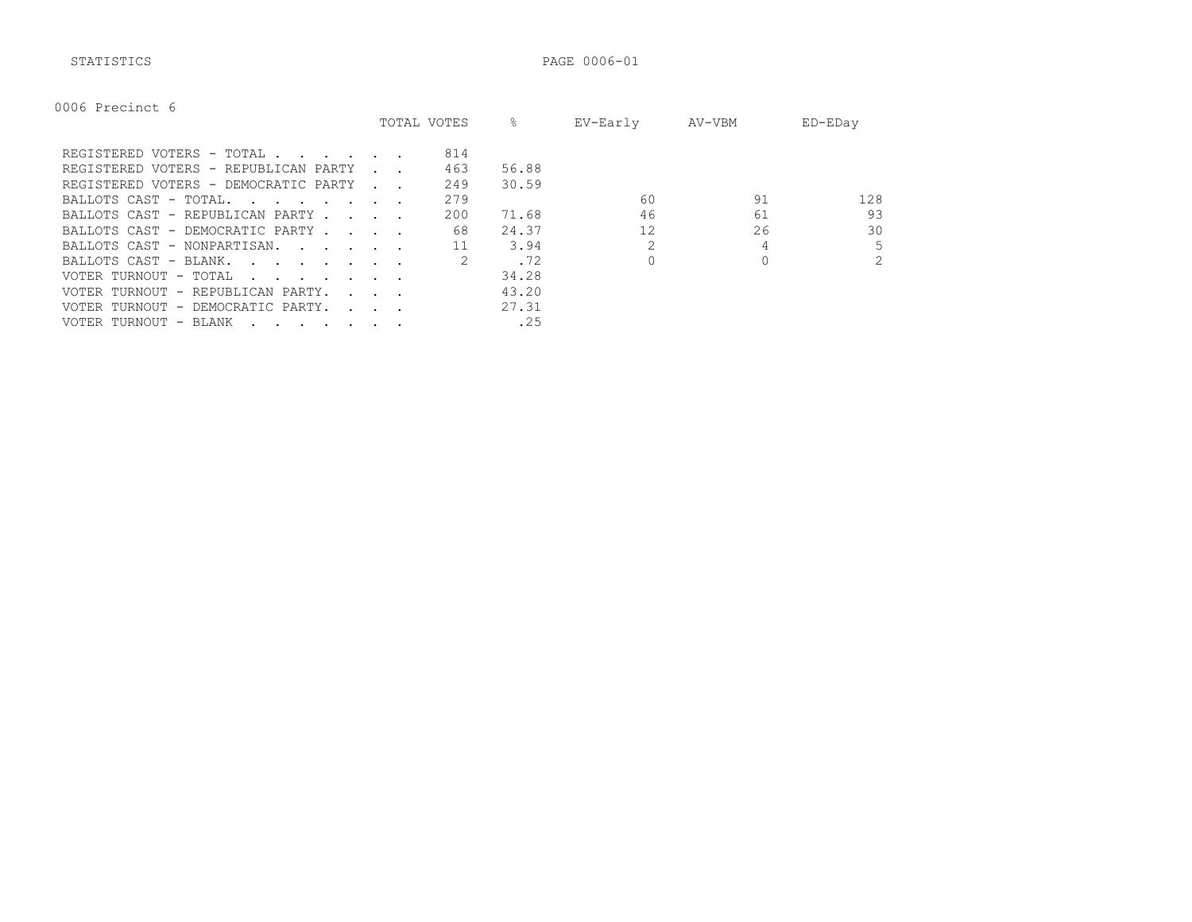STATISTICS

0006 Precinct 6

| | TOTAL VOTES | % | EV-Early | AV-VBM | ED-EDay |
|---|---|---|---|---|---|
| REGISTERED VOTERS - TOTAL . . . . . . . | 814 | | | | |
| REGISTERED VOTERS - REPUBLICAN PARTY . . | 463 | 56.88 | | | |
| REGISTERED VOTERS - DEMOCRATIC PARTY . . | 249 | 30.59 | | | |
| BALLOTS CAST - TOTAL. . . . . . . . . | 279 | | 60 | 91 | 128 |
| BALLOTS CAST - REPUBLICAN PARTY . . . . | 200 | 71.68 | 46 | 61 | 93 |
| BALLOTS CAST - DEMOCRATIC PARTY . . . . | 68 | 24.37 | 12 | 26 | 30 |
| BALLOTS CAST - NONPARTISAN. . . . . . | 11 | 3.94 | 2 | 4 | 5 |
| BALLOTS CAST - BLANK. . . . . . . . . | 2 | .72 | 0 | 0 | 2 |
| VOTER TURNOUT - TOTAL . . . . . . . . | | 34.28 | | | |
| VOTER TURNOUT - REPUBLICAN PARTY. . . . | | 43.20 | | | |
| VOTER TURNOUT - DEMOCRATIC PARTY. . . . | | 27.31 | | | |
| VOTER TURNOUT - BLANK . . . . . . . . | | .25 | | | |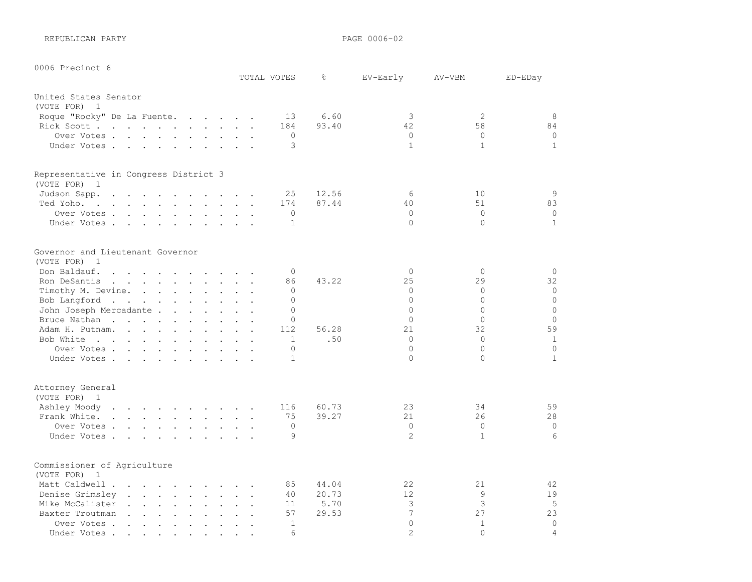REPUBLICAN PARTY

PAGE 0006-02

0006 Precinct 6

| | TOTAL VOTES | % | EV-Early | AV-VBM | ED-EDay |
|---|---|---|---|---|---|
| **United States Senator** | | | | | |
| (VOTE FOR) 1 | | | | | |
| Roque "Rocky" De La Fuente | 13 | 6.60 | 3 | 2 | 8 |
| Rick Scott | 184 | 93.40 | 42 | 58 | 84 |
| Over Votes | 0 | | 0 | 0 | 0 |
| Under Votes | 3 | | 1 | 1 | 1 |
| **Representative in Congress District 3** | | | | | |
| (VOTE FOR) 1 | | | | | |
| Judson Sapp | 25 | 12.56 | 6 | 10 | 9 |
| Ted Yoho | 174 | 87.44 | 40 | 51 | 83 |
| Over Votes | 0 | | 0 | 0 | 0 |
| Under Votes | 1 | | 0 | 0 | 1 |
| **Governor and Lieutenant Governor** | | | | | |
| (VOTE FOR) 1 | | | | | |
| Don Baldauf | 0 | | 0 | 0 | 0 |
| Ron DeSantis | 86 | 43.22 | 25 | 29 | 32 |
| Timothy M. Devine | 0 | | 0 | 0 | 0 |
| Bob Langford | 0 | | 0 | 0 | 0 |
| John Joseph Mercadante | 0 | | 0 | 0 | 0 |
| Bruce Nathan | 0 | | 0 | 0 | 0 |
| Adam H. Putnam | 112 | 56.28 | 21 | 32 | 59 |
| Bob White | 1 | .50 | 0 | 0 | 1 |
| Over Votes | 0 | | 0 | 0 | 0 |
| Under Votes | 1 | | 0 | 0 | 1 |
| **Attorney General** | | | | | |
| (VOTE FOR) 1 | | | | | |
| Ashley Moody | 116 | 60.73 | 23 | 34 | 59 |
| Frank White | 75 | 39.27 | 21 | 26 | 28 |
| Over Votes | 0 | | 0 | 0 | 0 |
| Under Votes | 9 | | 2 | 1 | 6 |
| **Commissioner of Agriculture** | | | | | |
| (VOTE FOR) 1 | | | | | |
| Matt Caldwell | 85 | 44.04 | 22 | 21 | 42 |
| Denise Grimsley | 40 | 20.73 | 12 | 9 | 19 |
| Mike McCalister | 11 | 5.70 | 3 | 3 | 5 |
| Baxter Troutman | 57 | 29.53 | 7 | 27 | 23 |
| Over Votes | 1 | | 0 | 1 | 0 |
| Under Votes | 6 | | 2 | 0 | 4 |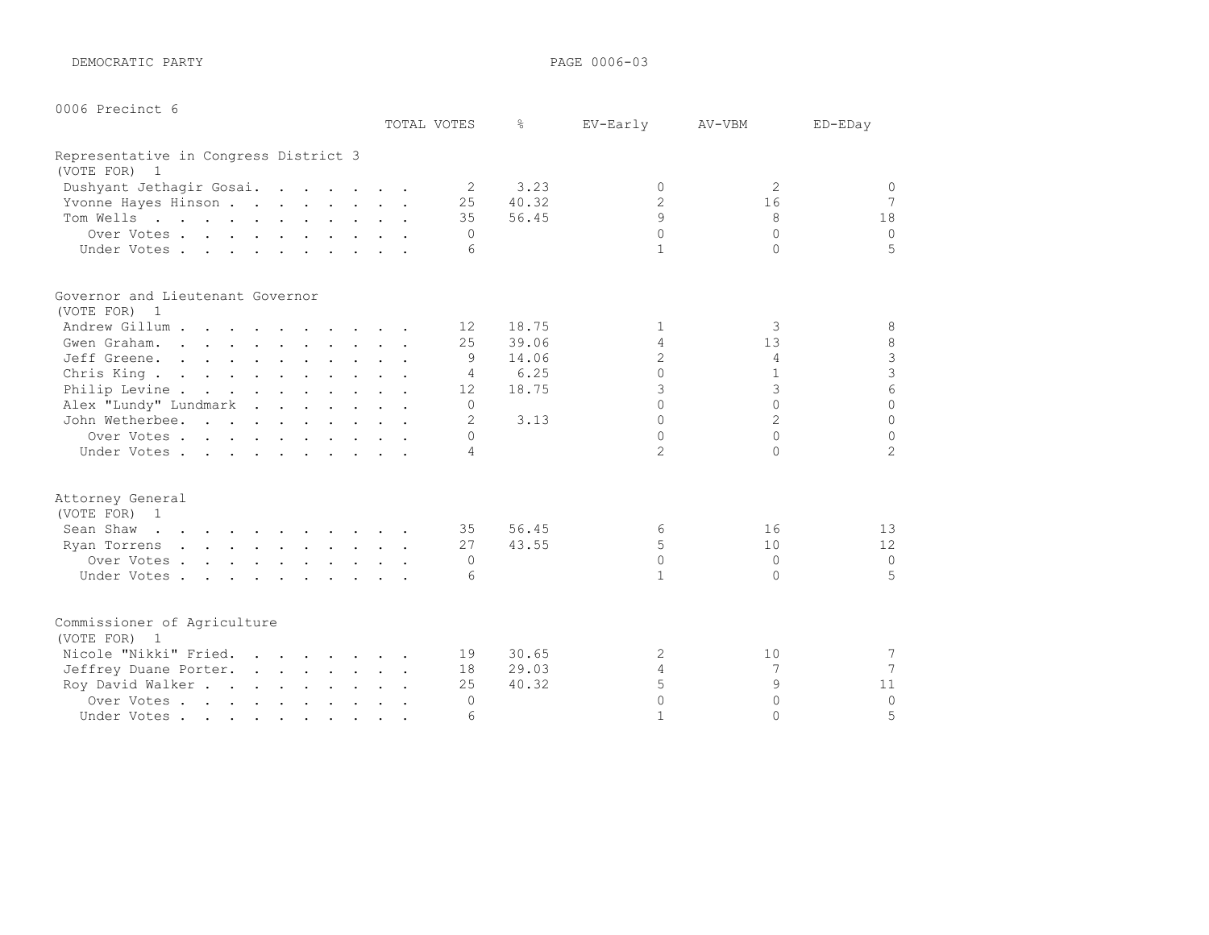DEMOCRATIC PARTY

PAGE 0006-03

## 0006 Precinct 6

### Representative in Congress District 3
(VOTE FOR) 1

| | TOTAL VOTES | % | EV-Early | AV-VBM | ED-EDay |
|---|---|---|---|---|---|
| Dushyant Jethagir Gosai | 2 | 3.23 | 0 | 2 | 0 |
| Yvonne Hayes Hinson | 25 | 40.32 | 2 | 16 | 7 |
| Tom Wells | 35 | 56.45 | 9 | 8 | 18 |
| Over Votes | 0 | | 0 | 0 | 0 |
| Under Votes | 6 | | 1 | 0 | 5 |

### Governor and Lieutenant Governor
(VOTE FOR) 1

| | TOTAL VOTES | % | EV-Early | AV-VBM | ED-EDay |
|---|---|---|---|---|---|
| Andrew Gillum | 12 | 18.75 | 1 | 3 | 8 |
| Gwen Graham | 25 | 39.06 | 4 | 13 | 8 |
| Jeff Greene | 9 | 14.06 | 2 | 4 | 3 |
| Chris King | 4 | 6.25 | 0 | 1 | 3 |
| Philip Levine | 12 | 18.75 | 3 | 3 | 6 |
| Alex "Lundy" Lundmark | 0 | | 0 | 0 | 0 |
| John Wetherbee | 2 | 3.13 | 0 | 2 | 0 |
| Over Votes | 0 | | 0 | 0 | 0 |
| Under Votes | 4 | | 2 | 0 | 2 |

### Attorney General
(VOTE FOR) 1

| | TOTAL VOTES | % | EV-Early | AV-VBM | ED-EDay |
|---|---|---|---|---|---|
| Sean Shaw | 35 | 56.45 | 6 | 16 | 13 |
| Ryan Torrens | 27 | 43.55 | 5 | 10 | 12 |
| Over Votes | 0 | | 0 | 0 | 0 |
| Under Votes | 6 | | 1 | 0 | 5 |

### Commissioner of Agriculture
(VOTE FOR) 1

| | TOTAL VOTES | % | EV-Early | AV-VBM | ED-EDay |
|---|---|---|---|---|---|
| Nicole "Nikki" Fried | 19 | 30.65 | 2 | 10 | 7 |
| Jeffrey Duane Porter | 18 | 29.03 | 4 | 7 | 7 |
| Roy David Walker | 25 | 40.32 | 5 | 9 | 11 |
| Over Votes | 0 | | 0 | 0 | 0 |
| Under Votes | 6 | | 1 | 0 | 5 |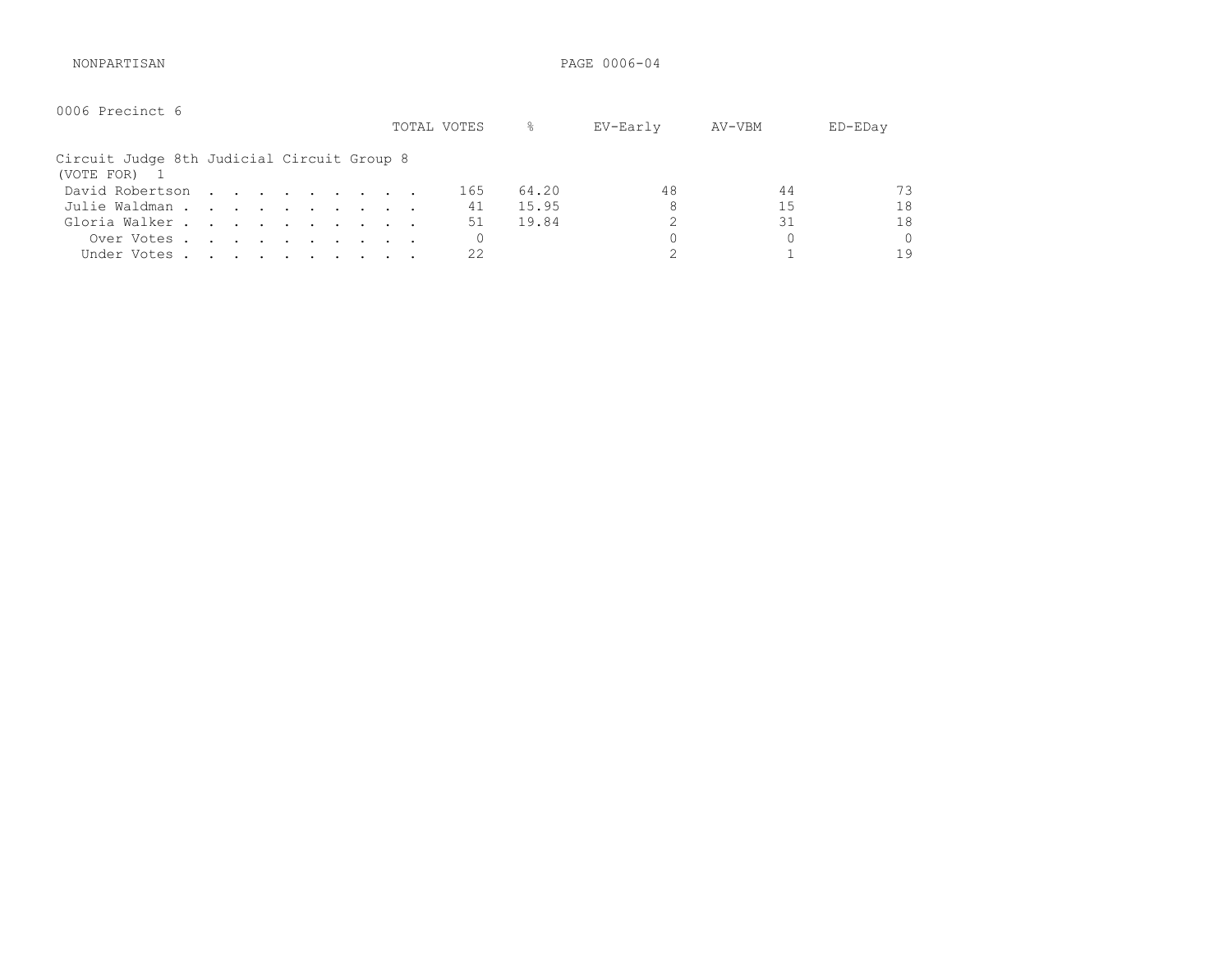NONPARTISAN

0006 Precinct 6

## Circuit Judge 8th Judicial Circuit Group 8

(VOTE FOR) 1

| | TOTAL VOTES | % | EV-Early | AV-VBM | ED-EDay |
|---|---|---|---|---|---|
| David Robertson | 165 | 64.20 | 48 | 44 | 73 |
| Julie Waldman | 41 | 15.95 | 8 | 15 | 18 |
| Gloria Walker | 51 | 19.84 | 2 | 31 | 18 |
| Over Votes | 0 | | 0 | 0 | 0 |
| Under Votes | 22 | | 2 | 1 | 19 |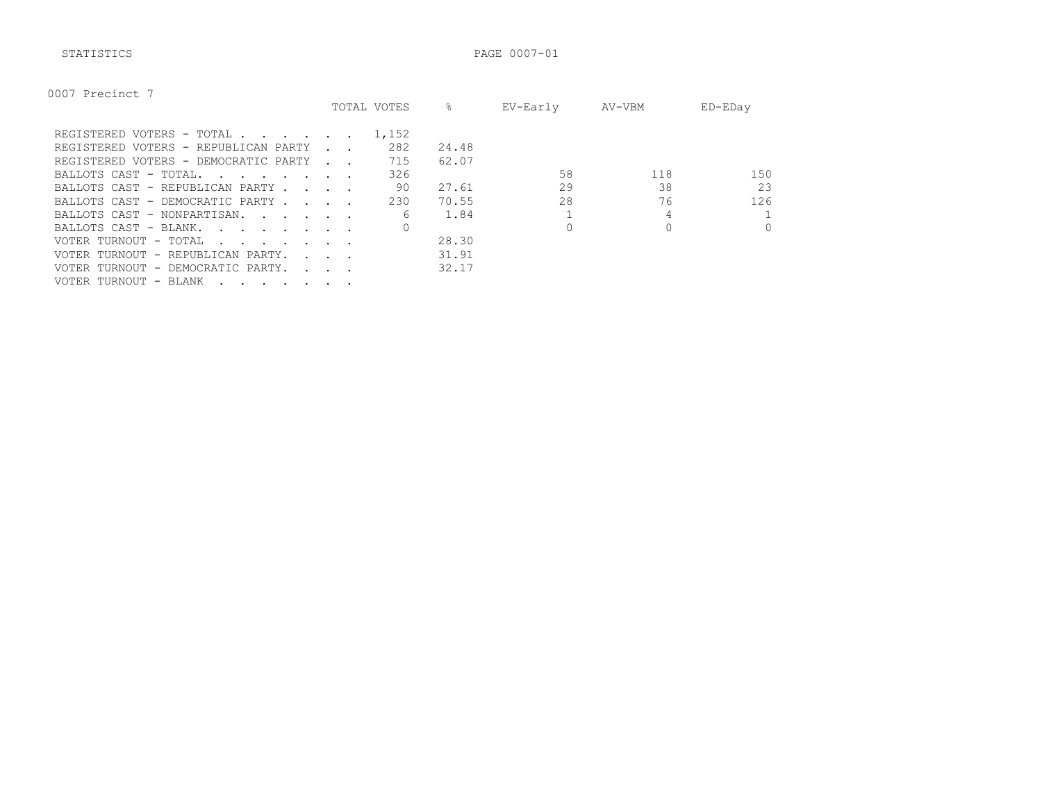STATISTICS

## 0007 Precinct 7

| | TOTAL VOTES | % | EV-Early | AV-VBM | ED-EDay |
|---|---|---|---|---|---|
| REGISTERED VOTERS - TOTAL | 1,152 | | | | |
| REGISTERED VOTERS - REPUBLICAN PARTY | 282 | 24.48 | | | |
| REGISTERED VOTERS - DEMOCRATIC PARTY | 715 | 62.07 | | | |
| BALLOTS CAST - TOTAL. | 326 | | 58 | 118 | 150 |
| BALLOTS CAST - REPUBLICAN PARTY | 90 | 27.61 | 29 | 38 | 23 |
| BALLOTS CAST - DEMOCRATIC PARTY | 230 | 70.55 | 28 | 76 | 126 |
| BALLOTS CAST - NONPARTISAN. | 6 | 1.84 | 1 | 4 | 1 |
| BALLOTS CAST - BLANK. | 0 | | 0 | 0 | 0 |
| VOTER TURNOUT - TOTAL | | 28.30 | | | |
| VOTER TURNOUT - REPUBLICAN PARTY. | | 31.91 | | | |
| VOTER TURNOUT - DEMOCRATIC PARTY. | | 32.17 | | | |
| VOTER TURNOUT - BLANK | | | | | |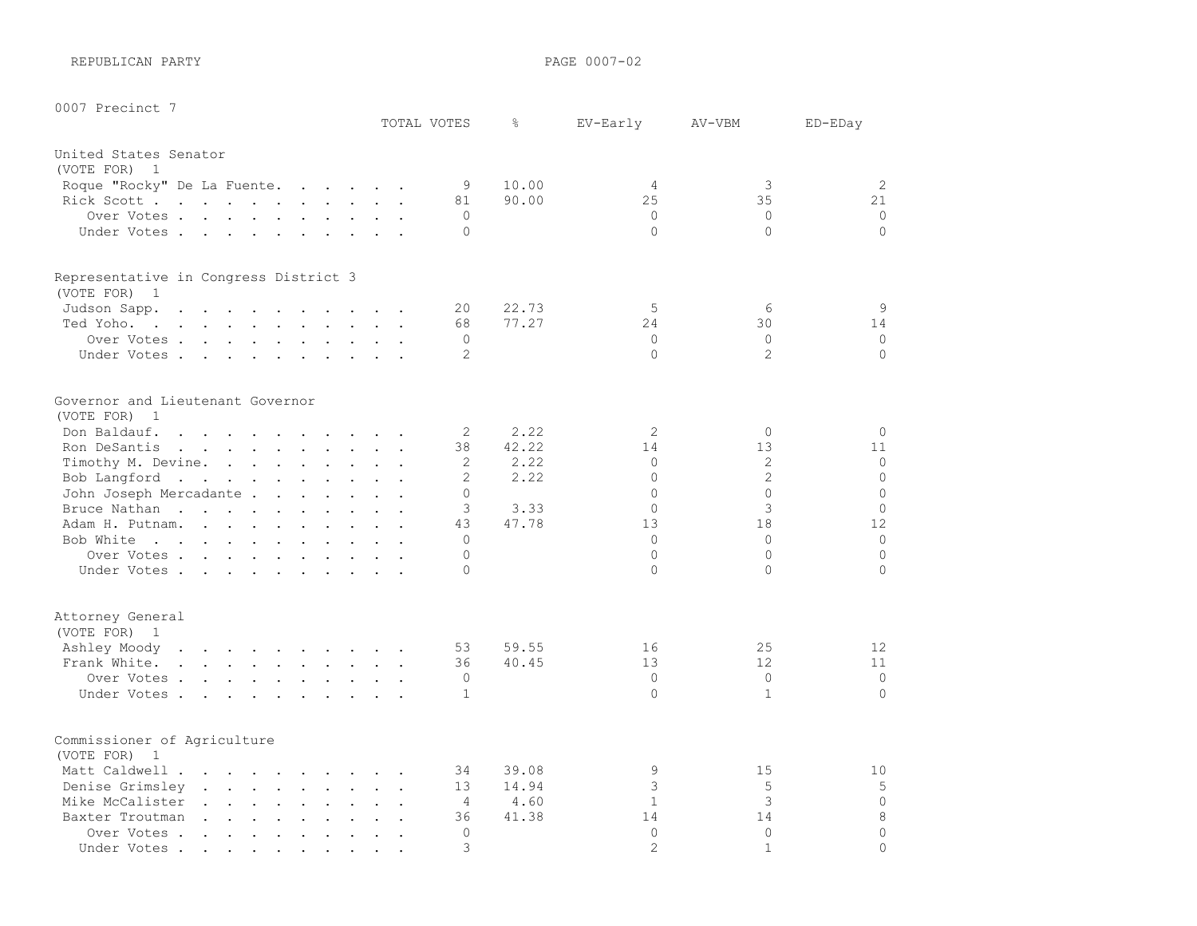REPUBLICAN PARTY

## 0007 Precinct 7

### United States Senator
(VOTE FOR) 1

| | TOTAL VOTES | % | EV-Early | AV-VBM | ED-EDay |
|---|---|---|---|---|---|
| Roque "Rocky" De La Fuente | 9 | 10.00 | 4 | 3 | 2 |
| Rick Scott | 81 | 90.00 | 25 | 35 | 21 |
| Over Votes | 0 | | 0 | 0 | 0 |
| Under Votes | 0 | | 0 | 0 | 0 |

### Representative in Congress District 3
(VOTE FOR) 1

| | TOTAL VOTES | % | EV-Early | AV-VBM | ED-EDay |
|---|---|---|---|---|---|
| Judson Sapp | 20 | 22.73 | 5 | 6 | 9 |
| Ted Yoho | 68 | 77.27 | 24 | 30 | 14 |
| Over Votes | 0 | | 0 | 0 | 0 |
| Under Votes | 2 | | 0 | 2 | 0 |

### Governor and Lieutenant Governor
(VOTE FOR) 1

| | TOTAL VOTES | % | EV-Early | AV-VBM | ED-EDay |
|---|---|---|---|---|---|
| Don Baldauf | 2 | 2.22 | 2 | 0 | 0 |
| Ron DeSantis | 38 | 42.22 | 14 | 13 | 11 |
| Timothy M. Devine | 2 | 2.22 | 0 | 2 | 0 |
| Bob Langford | 2 | 2.22 | 0 | 2 | 0 |
| John Joseph Mercadante | 0 | | 0 | 0 | 0 |
| Bruce Nathan | 3 | 3.33 | 0 | 3 | 0 |
| Adam H. Putnam | 43 | 47.78 | 13 | 18 | 12 |
| Bob White | 0 | | 0 | 0 | 0 |
| Over Votes | 0 | | 0 | 0 | 0 |
| Under Votes | 0 | | 0 | 0 | 0 |

### Attorney General
(VOTE FOR) 1

| | TOTAL VOTES | % | EV-Early | AV-VBM | ED-EDay |
|---|---|---|---|---|---|
| Ashley Moody | 53 | 59.55 | 16 | 25 | 12 |
| Frank White | 36 | 40.45 | 13 | 12 | 11 |
| Over Votes | 0 | | 0 | 0 | 0 |
| Under Votes | 1 | | 0 | 1 | 0 |

### Commissioner of Agriculture
(VOTE FOR) 1

| | TOTAL VOTES | % | EV-Early | AV-VBM | ED-EDay |
|---|---|---|---|---|---|
| Matt Caldwell | 34 | 39.08 | 9 | 15 | 10 |
| Denise Grimsley | 13 | 14.94 | 3 | 5 | 5 |
| Mike McCalister | 4 | 4.60 | 1 | 3 | 0 |
| Baxter Troutman | 36 | 41.38 | 14 | 14 | 8 |
| Over Votes | 0 | | 0 | 0 | 0 |
| Under Votes | 3 | | 2 | 1 | 0 |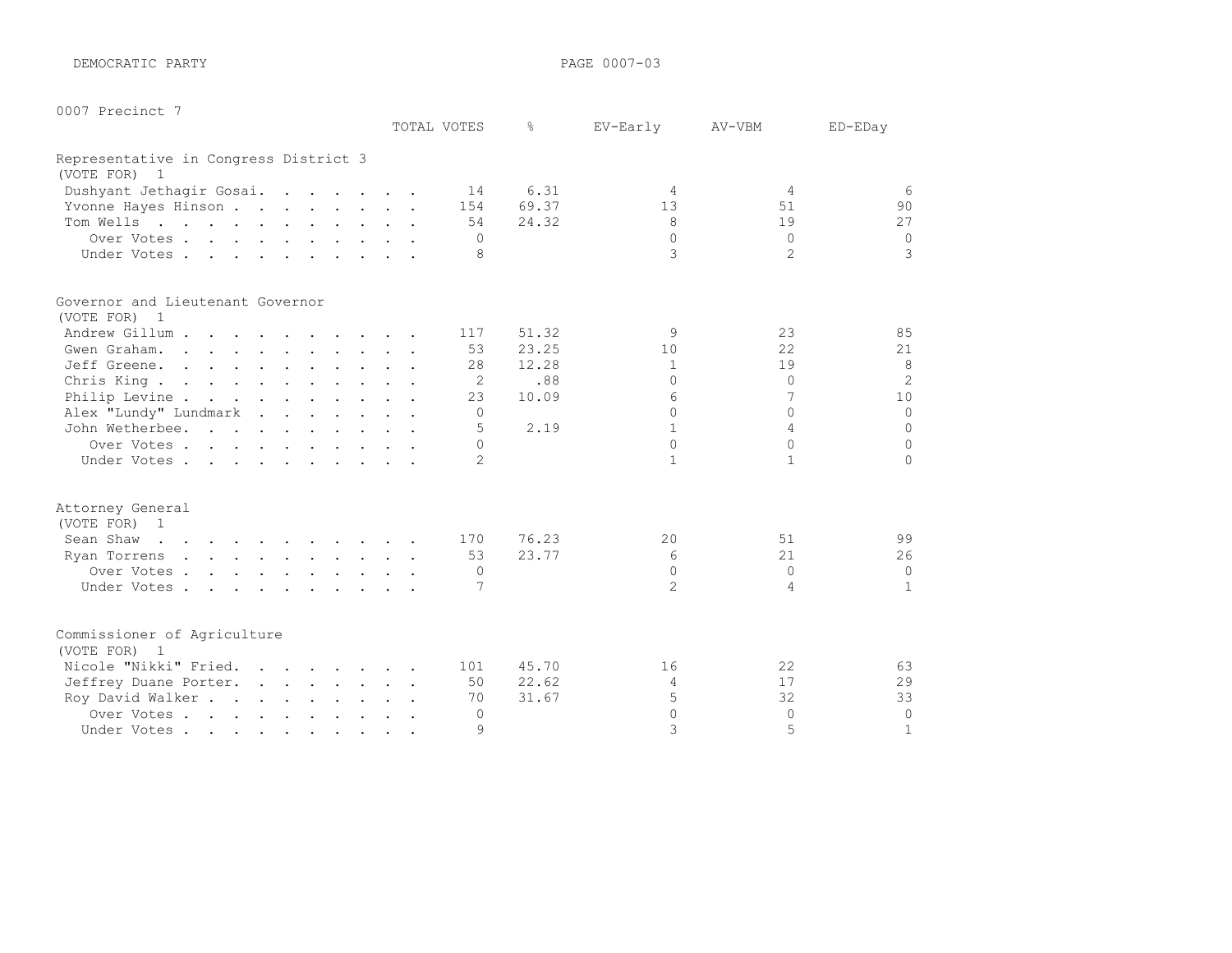DEMOCRATIC PARTY

## 0007 Precinct 7

### Representative in Congress District 3
(VOTE FOR) 1

| | TOTAL VOTES | % | EV-Early | AV-VBM | ED-EDay |
|---|---|---|---|---|---|
| Dushyant Jethagir Gosai | 14 | 6.31 | 4 | 4 | 6 |
| Yvonne Hayes Hinson | 154 | 69.37 | 13 | 51 | 90 |
| Tom Wells | 54 | 24.32 | 8 | 19 | 27 |
| Over Votes | 0 | | 0 | 0 | 0 |
| Under Votes | 8 | | 3 | 2 | 3 |

### Governor and Lieutenant Governor
(VOTE FOR) 1

| | TOTAL VOTES | % | EV-Early | AV-VBM | ED-EDay |
|---|---|---|---|---|---|
| Andrew Gillum | 117 | 51.32 | 9 | 23 | 85 |
| Gwen Graham | 53 | 23.25 | 10 | 22 | 21 |
| Jeff Greene | 28 | 12.28 | 1 | 19 | 8 |
| Chris King | 2 | .88 | 0 | 0 | 2 |
| Philip Levine | 23 | 10.09 | 6 | 7 | 10 |
| Alex "Lundy" Lundmark | 0 | | 0 | 0 | 0 |
| John Wetherbee | 5 | 2.19 | 1 | 4 | 0 |
| Over Votes | 0 | | 0 | 0 | 0 |
| Under Votes | 2 | | 1 | 1 | 0 |

### Attorney General
(VOTE FOR) 1

| | TOTAL VOTES | % | EV-Early | AV-VBM | ED-EDay |
|---|---|---|---|---|---|
| Sean Shaw | 170 | 76.23 | 20 | 51 | 99 |
| Ryan Torrens | 53 | 23.77 | 6 | 21 | 26 |
| Over Votes | 0 | | 0 | 0 | 0 |
| Under Votes | 7 | | 2 | 4 | 1 |

### Commissioner of Agriculture
(VOTE FOR) 1

| | TOTAL VOTES | % | EV-Early | AV-VBM | ED-EDay |
|---|---|---|---|---|---|
| Nicole "Nikki" Fried | 101 | 45.70 | 16 | 22 | 63 |
| Jeffrey Duane Porter | 50 | 22.62 | 4 | 17 | 29 |
| Roy David Walker | 70 | 31.67 | 5 | 32 | 33 |
| Over Votes | 0 | | 0 | 0 | 0 |
| Under Votes | 9 | | 3 | 5 | 1 |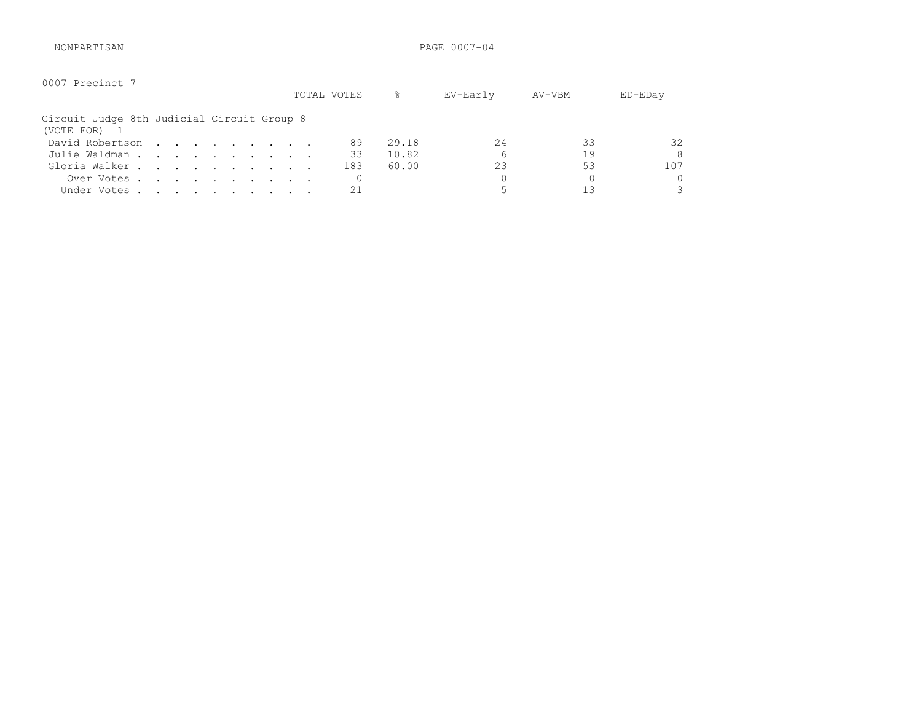NONPARTISAN

0007 Precinct 7

Circuit Judge 8th Judicial Circuit Group 8
(VOTE FOR) 1

| | TOTAL VOTES | % | EV-Early | AV-VBM | ED-EDay |
|---|---|---|---|---|---|
| David Robertson | 89 | 29.18 | 24 | 33 | 32 |
| Julie Waldman | 33 | 10.82 | 6 | 19 | 8 |
| Gloria Walker | 183 | 60.00 | 23 | 53 | 107 |
| Over Votes | 0 | | 0 | 0 | 0 |
| Under Votes | 21 | | 5 | 13 | 3 |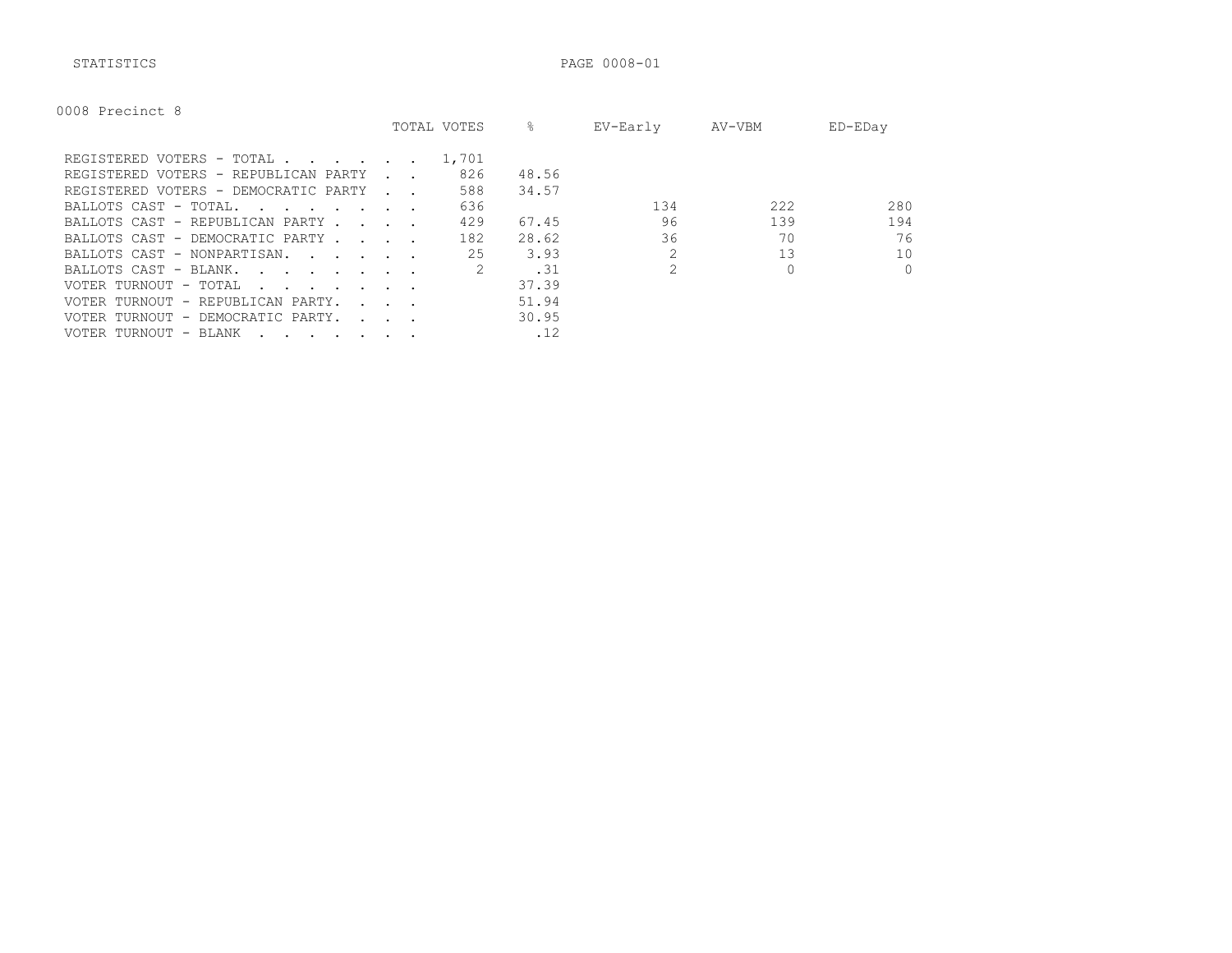0008 Precinct 8

| | TOTAL VOTES | % | EV-Early | AV-VBM | ED-EDay |
|---|---|---|---|---|---|
| REGISTERED VOTERS - TOTAL | 1,701 | | | | |
| REGISTERED VOTERS - REPUBLICAN PARTY | 826 | 48.56 | | | |
| REGISTERED VOTERS - DEMOCRATIC PARTY | 588 | 34.57 | | | |
| BALLOTS CAST - TOTAL. | 636 | | 134 | 222 | 280 |
| BALLOTS CAST - REPUBLICAN PARTY | 429 | 67.45 | 96 | 139 | 194 |
| BALLOTS CAST - DEMOCRATIC PARTY | 182 | 28.62 | 36 | 70 | 76 |
| BALLOTS CAST - NONPARTISAN. | 25 | 3.93 | 2 | 13 | 10 |
| BALLOTS CAST - BLANK. | 2 | .31 | 2 | 0 | 0 |
| VOTER TURNOUT - TOTAL | | 37.39 | | | |
| VOTER TURNOUT - REPUBLICAN PARTY. | | 51.94 | | | |
| VOTER TURNOUT - DEMOCRATIC PARTY. | | 30.95 | | | |
| VOTER TURNOUT - BLANK | | .12 | | | |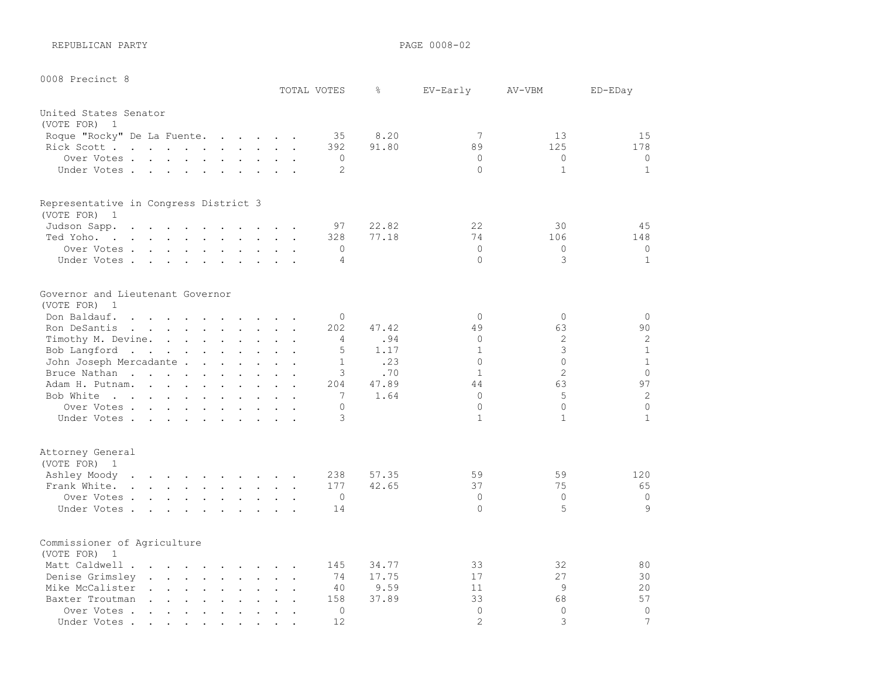REPUBLICAN PARTY

0008 Precinct 8

### United States Senator
(VOTE FOR) 1

| | TOTAL VOTES | % | EV-Early | AV-VBM | ED-EDay |
|---|---|---|---|---|---|
| Roque "Rocky" De La Fuente | 35 | 8.20 | 7 | 13 | 15 |
| Rick Scott | 392 | 91.80 | 89 | 125 | 178 |
| Over Votes | 0 | | 0 | 0 | 0 |
| Under Votes | 2 | | 0 | 1 | 1 |

### Representative in Congress District 3
(VOTE FOR) 1

| | TOTAL VOTES | % | EV-Early | AV-VBM | ED-EDay |
|---|---|---|---|---|---|
| Judson Sapp | 97 | 22.82 | 22 | 30 | 45 |
| Ted Yoho | 328 | 77.18 | 74 | 106 | 148 |
| Over Votes | 0 | | 0 | 0 | 0 |
| Under Votes | 4 | | 0 | 3 | 1 |

### Governor and Lieutenant Governor
(VOTE FOR) 1

| | TOTAL VOTES | % | EV-Early | AV-VBM | ED-EDay |
|---|---|---|---|---|---|
| Don Baldauf | 0 | | 0 | 0 | 0 |
| Ron DeSantis | 202 | 47.42 | 49 | 63 | 90 |
| Timothy M. Devine | 4 | .94 | 0 | 2 | 2 |
| Bob Langford | 5 | 1.17 | 1 | 3 | 1 |
| John Joseph Mercadante | 1 | .23 | 0 | 0 | 1 |
| Bruce Nathan | 3 | .70 | 1 | 2 | 0 |
| Adam H. Putnam | 204 | 47.89 | 44 | 63 | 97 |
| Bob White | 7 | 1.64 | 0 | 5 | 2 |
| Over Votes | 0 | | 0 | 0 | 0 |
| Under Votes | 3 | | 1 | 1 | 1 |

### Attorney General
(VOTE FOR) 1

| | TOTAL VOTES | % | EV-Early | AV-VBM | ED-EDay |
|---|---|---|---|---|---|
| Ashley Moody | 238 | 57.35 | 59 | 59 | 120 |
| Frank White | 177 | 42.65 | 37 | 75 | 65 |
| Over Votes | 0 | | 0 | 0 | 0 |
| Under Votes | 14 | | 0 | 5 | 9 |

### Commissioner of Agriculture
(VOTE FOR) 1

| | TOTAL VOTES | % | EV-Early | AV-VBM | ED-EDay |
|---|---|---|---|---|---|
| Matt Caldwell | 145 | 34.77 | 33 | 32 | 80 |
| Denise Grimsley | 74 | 17.75 | 17 | 27 | 30 |
| Mike McCalister | 40 | 9.59 | 11 | 9 | 20 |
| Baxter Troutman | 158 | 37.89 | 33 | 68 | 57 |
| Over Votes | 0 | | 0 | 0 | 0 |
| Under Votes | 12 | | 2 | 3 | 7 |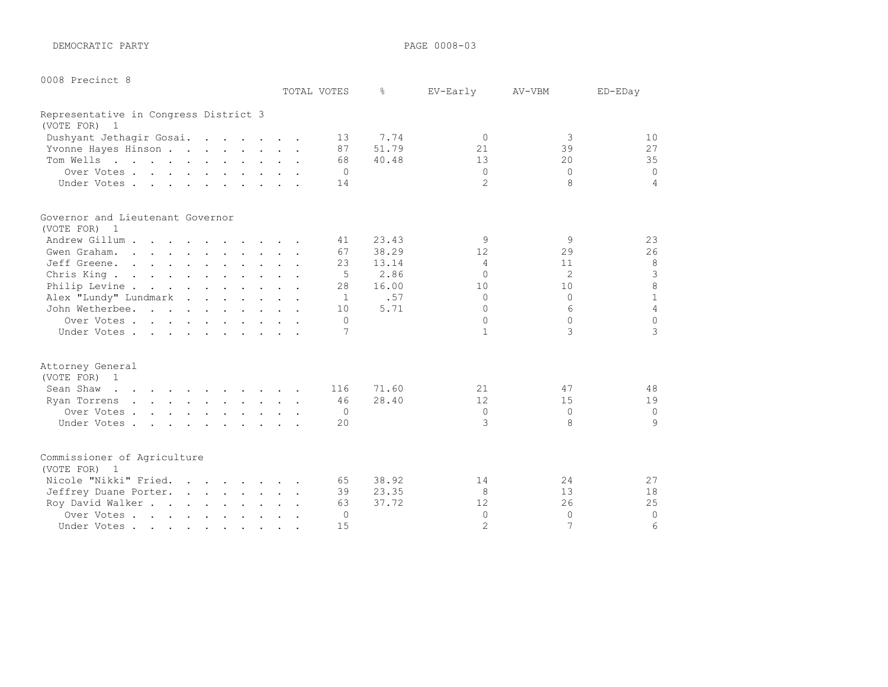DEMOCRATIC PARTY

0008 Precinct 8

## Representative in Congress District 3
(VOTE FOR) 1

| | TOTAL VOTES | % | EV-Early | AV-VBM | ED-EDay |
|---|---|---|---|---|---|
| Dushyant Jethagir Gosai | 13 | 7.74 | 0 | 3 | 10 |
| Yvonne Hayes Hinson | 87 | 51.79 | 21 | 39 | 27 |
| Tom Wells | 68 | 40.48 | 13 | 20 | 35 |
| Over Votes | 0 | | 0 | 0 | 0 |
| Under Votes | 14 | | 2 | 8 | 4 |

## Governor and Lieutenant Governor
(VOTE FOR) 1

| | TOTAL VOTES | % | EV-Early | AV-VBM | ED-EDay |
|---|---|---|---|---|---|
| Andrew Gillum | 41 | 23.43 | 9 | 9 | 23 |
| Gwen Graham | 67 | 38.29 | 12 | 29 | 26 |
| Jeff Greene | 23 | 13.14 | 4 | 11 | 8 |
| Chris King | 5 | 2.86 | 0 | 2 | 3 |
| Philip Levine | 28 | 16.00 | 10 | 10 | 8 |
| Alex "Lundy" Lundmark | 1 | .57 | 0 | 0 | 1 |
| John Wetherbee | 10 | 5.71 | 0 | 6 | 4 |
| Over Votes | 0 | | 0 | 0 | 0 |
| Under Votes | 7 | | 1 | 3 | 3 |

## Attorney General
(VOTE FOR) 1

| | TOTAL VOTES | % | EV-Early | AV-VBM | ED-EDay |
|---|---|---|---|---|---|
| Sean Shaw | 116 | 71.60 | 21 | 47 | 48 |
| Ryan Torrens | 46 | 28.40 | 12 | 15 | 19 |
| Over Votes | 0 | | 0 | 0 | 0 |
| Under Votes | 20 | | 3 | 8 | 9 |

## Commissioner of Agriculture
(VOTE FOR) 1

| | TOTAL VOTES | % | EV-Early | AV-VBM | ED-EDay |
|---|---|---|---|---|---|
| Nicole "Nikki" Fried | 65 | 38.92 | 14 | 24 | 27 |
| Jeffrey Duane Porter | 39 | 23.35 | 8 | 13 | 18 |
| Roy David Walker | 63 | 37.72 | 12 | 26 | 25 |
| Over Votes | 0 | | 0 | 0 | 0 |
| Under Votes | 15 | | 2 | 7 | 6 |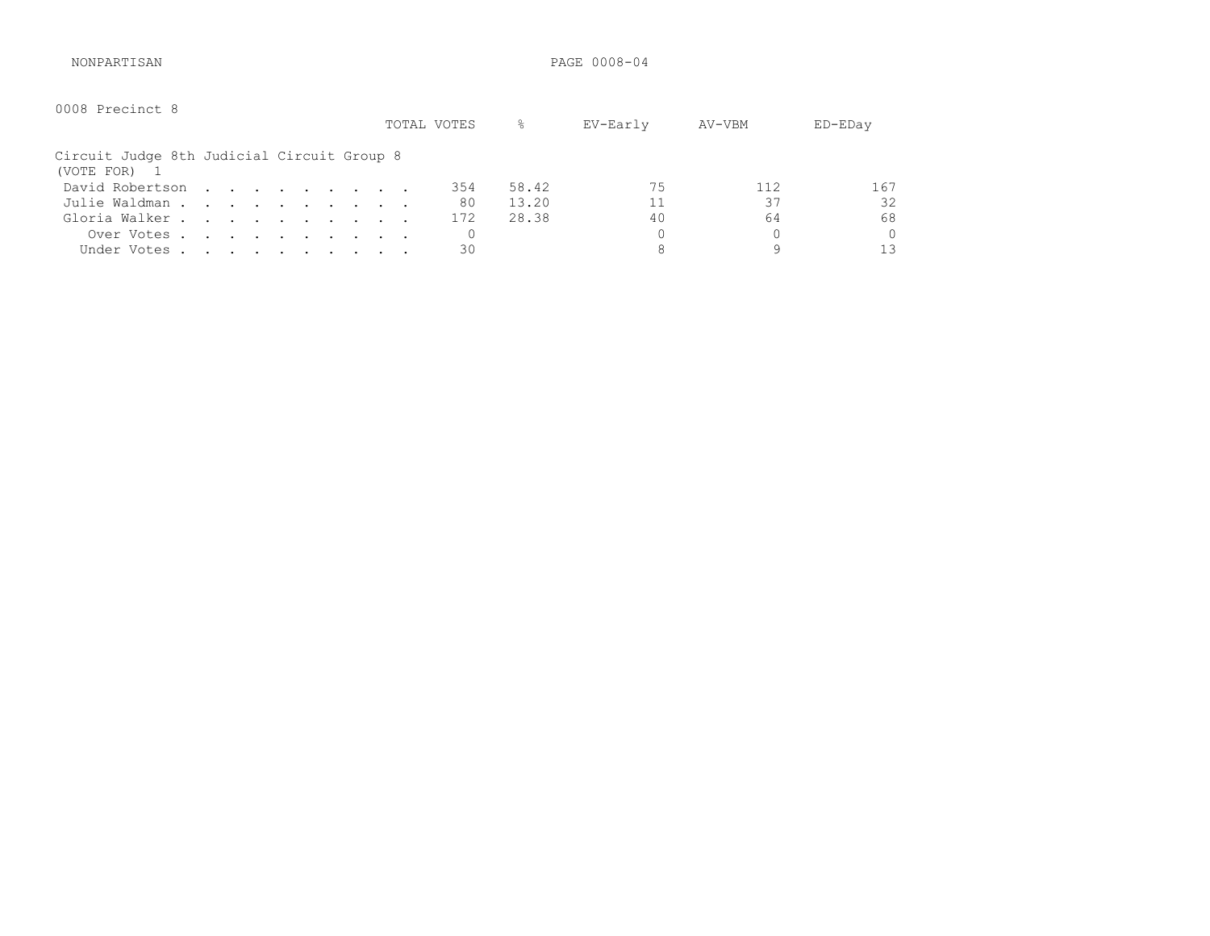NONPARTISAN

0008 Precinct 8

**Circuit Judge 8th Judicial Circuit Group 8**
(VOTE FOR) 1

| | TOTAL VOTES | % | EV-Early | AV-VBM | ED-EDay |
|---|---|---|---|---|---|
| David Robertson | 354 | 58.42 | 75 | 112 | 167 |
| Julie Waldman | 80 | 13.20 | 11 | 37 | 32 |
| Gloria Walker | 172 | 28.38 | 40 | 64 | 68 |
| Over Votes | 0 | | 0 | 0 | 0 |
| Under Votes | 30 | | 8 | 9 | 13 |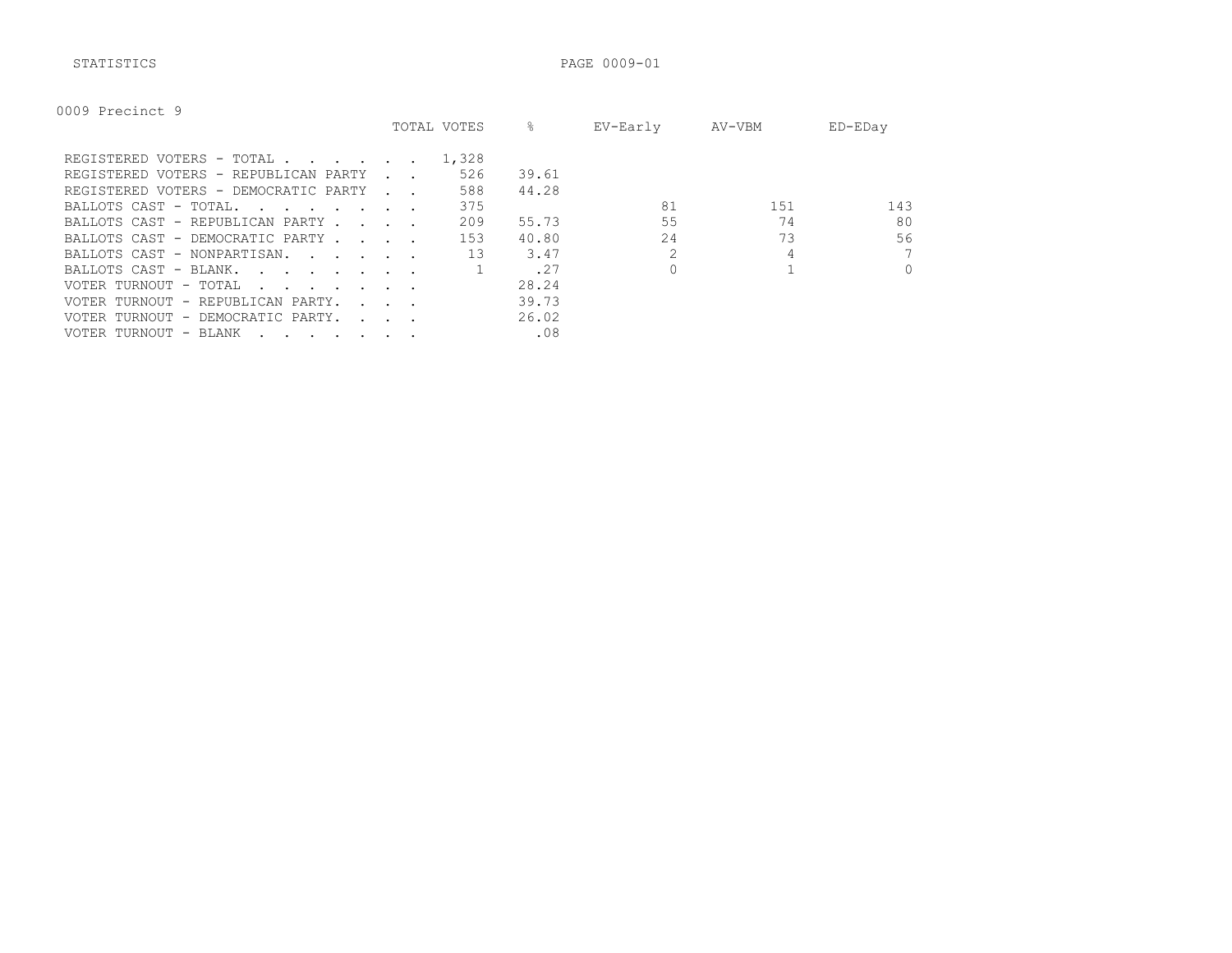STATISTICS

## 0009 Precinct 9

| | TOTAL VOTES | % | EV-Early | AV-VBM | ED-EDay |
|---|---|---|---|---|---|
| REGISTERED VOTERS - TOTAL . . . . . . . | 1,328 | | | | |
| REGISTERED VOTERS - REPUBLICAN PARTY . . | 526 | 39.61 | | | |
| REGISTERED VOTERS - DEMOCRATIC PARTY . . | 588 | 44.28 | | | |
| BALLOTS CAST - TOTAL. . . . . . . . | 375 | | 81 | 151 | 143 |
| BALLOTS CAST - REPUBLICAN PARTY . . . . | 209 | 55.73 | 55 | 74 | 80 |
| BALLOTS CAST - DEMOCRATIC PARTY . . . . | 153 | 40.80 | 24 | 73 | 56 |
| BALLOTS CAST - NONPARTISAN. . . . . . | 13 | 3.47 | 2 | 4 | 7 |
| BALLOTS CAST - BLANK. . . . . . . . | 1 | .27 | 0 | 1 | 0 |
| VOTER TURNOUT - TOTAL . . . . . . . . | | 28.24 | | | |
| VOTER TURNOUT - REPUBLICAN PARTY. . . . | | 39.73 | | | |
| VOTER TURNOUT - DEMOCRATIC PARTY. . . . | | 26.02 | | | |
| VOTER TURNOUT - BLANK . . . . . . . . | | .08 | | | |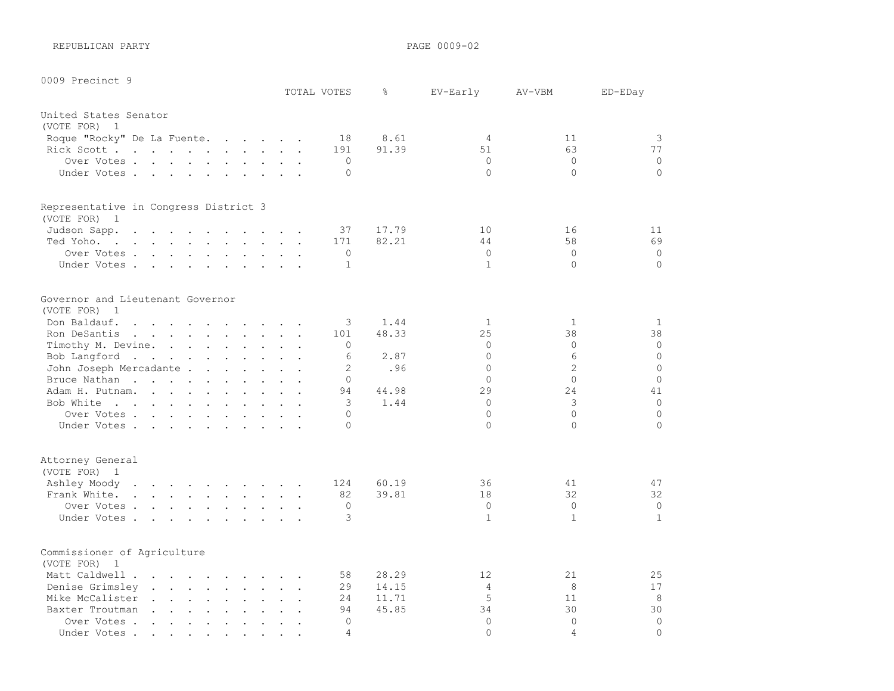REPUBLICAN PARTY

## 0009 Precinct 9

### United States Senator
(VOTE FOR) 1

| | TOTAL VOTES | % | EV-Early | AV-VBM | ED-EDay |
|---|---|---|---|---|---|
| Roque "Rocky" De La Fuente | 18 | 8.61 | 4 | 11 | 3 |
| Rick Scott | 191 | 91.39 | 51 | 63 | 77 |
| Over Votes | 0 | | 0 | 0 | 0 |
| Under Votes | 0 | | 0 | 0 | 0 |

### Representative in Congress District 3
(VOTE FOR) 1

| | TOTAL VOTES | % | EV-Early | AV-VBM | ED-EDay |
|---|---|---|---|---|---|
| Judson Sapp | 37 | 17.79 | 10 | 16 | 11 |
| Ted Yoho | 171 | 82.21 | 44 | 58 | 69 |
| Over Votes | 0 | | 0 | 0 | 0 |
| Under Votes | 1 | | 1 | 0 | 0 |

### Governor and Lieutenant Governor
(VOTE FOR) 1

| | TOTAL VOTES | % | EV-Early | AV-VBM | ED-EDay |
|---|---|---|---|---|---|
| Don Baldauf | 3 | 1.44 | 1 | 1 | 1 |
| Ron DeSantis | 101 | 48.33 | 25 | 38 | 38 |
| Timothy M. Devine | 0 | | 0 | 0 | 0 |
| Bob Langford | 6 | 2.87 | 0 | 6 | 0 |
| John Joseph Mercadante | 2 | .96 | 0 | 2 | 0 |
| Bruce Nathan | 0 | | 0 | 0 | 0 |
| Adam H. Putnam | 94 | 44.98 | 29 | 24 | 41 |
| Bob White | 3 | 1.44 | 0 | 3 | 0 |
| Over Votes | 0 | | 0 | 0 | 0 |
| Under Votes | 0 | | 0 | 0 | 0 |

### Attorney General
(VOTE FOR) 1

| | TOTAL VOTES | % | EV-Early | AV-VBM | ED-EDay |
|---|---|---|---|---|---|
| Ashley Moody | 124 | 60.19 | 36 | 41 | 47 |
| Frank White | 82 | 39.81 | 18 | 32 | 32 |
| Over Votes | 0 | | 0 | 0 | 0 |
| Under Votes | 3 | | 1 | 1 | 1 |

### Commissioner of Agriculture
(VOTE FOR) 1

| | TOTAL VOTES | % | EV-Early | AV-VBM | ED-EDay |
|---|---|---|---|---|---|
| Matt Caldwell | 58 | 28.29 | 12 | 21 | 25 |
| Denise Grimsley | 29 | 14.15 | 4 | 8 | 17 |
| Mike McCalister | 24 | 11.71 | 5 | 11 | 8 |
| Baxter Troutman | 94 | 45.85 | 34 | 30 | 30 |
| Over Votes | 0 | | 0 | 0 | 0 |
| Under Votes | 4 | | 0 | 4 | 0 |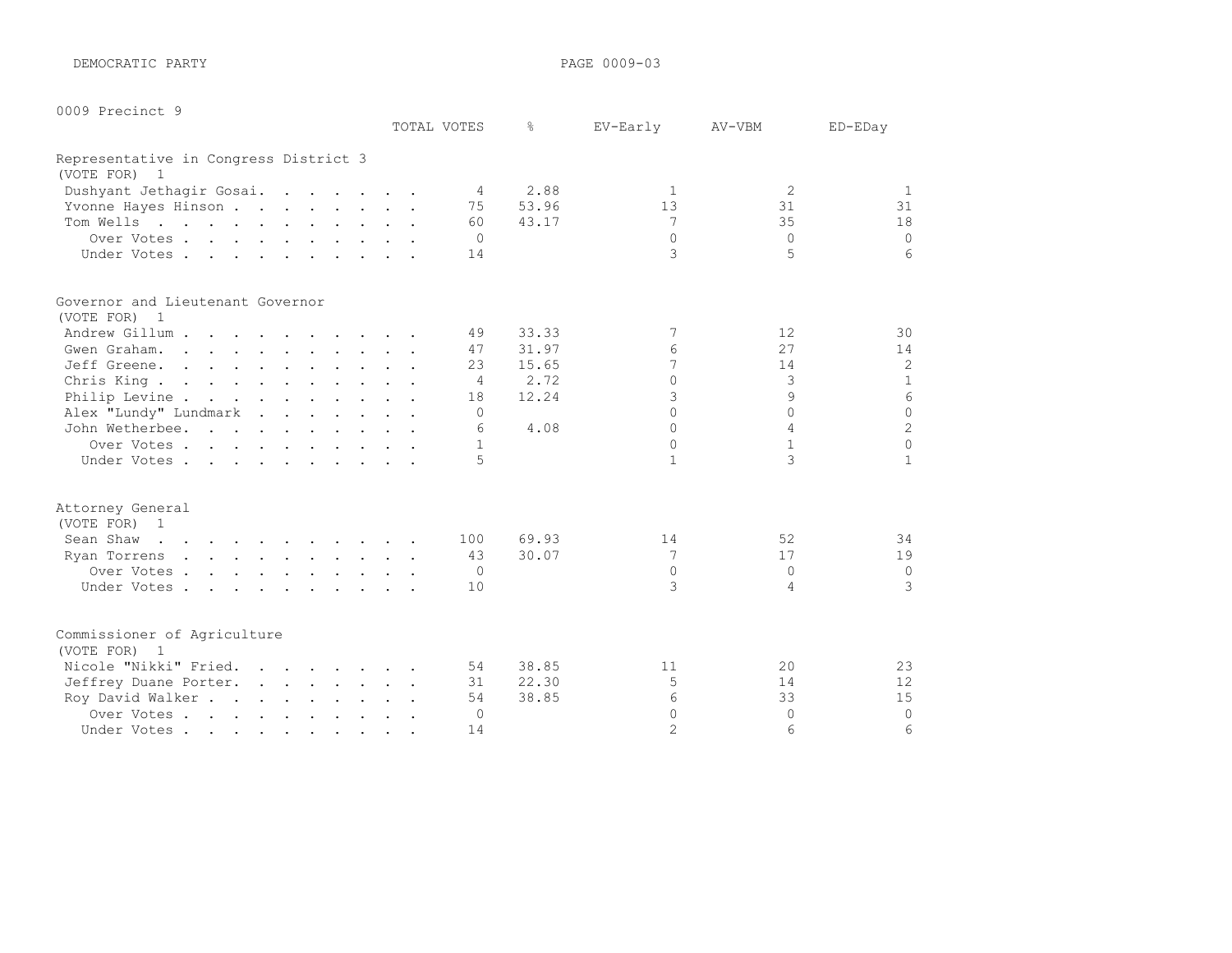DEMOCRATIC PARTY

0009 Precinct 9

| | TOTAL VOTES | % | EV-Early | AV-VBM | ED-EDay |
|---|---|---|---|---|---|
| **Representative in Congress District 3** | | | | | |
| (VOTE FOR) 1 | | | | | |
| Dushyant Jethagir Gosai | 4 | 2.88 | 1 | 2 | 1 |
| Yvonne Hayes Hinson | 75 | 53.96 | 13 | 31 | 31 |
| Tom Wells | 60 | 43.17 | 7 | 35 | 18 |
| Over Votes | 0 | | 0 | 0 | 0 |
| Under Votes | 14 | | 3 | 5 | 6 |
| **Governor and Lieutenant Governor** | | | | | |
| (VOTE FOR) 1 | | | | | |
| Andrew Gillum | 49 | 33.33 | 7 | 12 | 30 |
| Gwen Graham | 47 | 31.97 | 6 | 27 | 14 |
| Jeff Greene | 23 | 15.65 | 7 | 14 | 2 |
| Chris King | 4 | 2.72 | 0 | 3 | 1 |
| Philip Levine | 18 | 12.24 | 3 | 9 | 6 |
| Alex "Lundy" Lundmark | 0 | | 0 | 0 | 0 |
| John Wetherbee | 6 | 4.08 | 0 | 4 | 2 |
| Over Votes | 1 | | 0 | 1 | 0 |
| Under Votes | 5 | | 1 | 3 | 1 |
| **Attorney General** | | | | | |
| (VOTE FOR) 1 | | | | | |
| Sean Shaw | 100 | 69.93 | 14 | 52 | 34 |
| Ryan Torrens | 43 | 30.07 | 7 | 17 | 19 |
| Over Votes | 0 | | 0 | 0 | 0 |
| Under Votes | 10 | | 3 | 4 | 3 |
| **Commissioner of Agriculture** | | | | | |
| (VOTE FOR) 1 | | | | | |
| Nicole "Nikki" Fried | 54 | 38.85 | 11 | 20 | 23 |
| Jeffrey Duane Porter | 31 | 22.30 | 5 | 14 | 12 |
| Roy David Walker | 54 | 38.85 | 6 | 33 | 15 |
| Over Votes | 0 | | 0 | 0 | 0 |
| Under Votes | 14 | | 2 | 6 | 6 |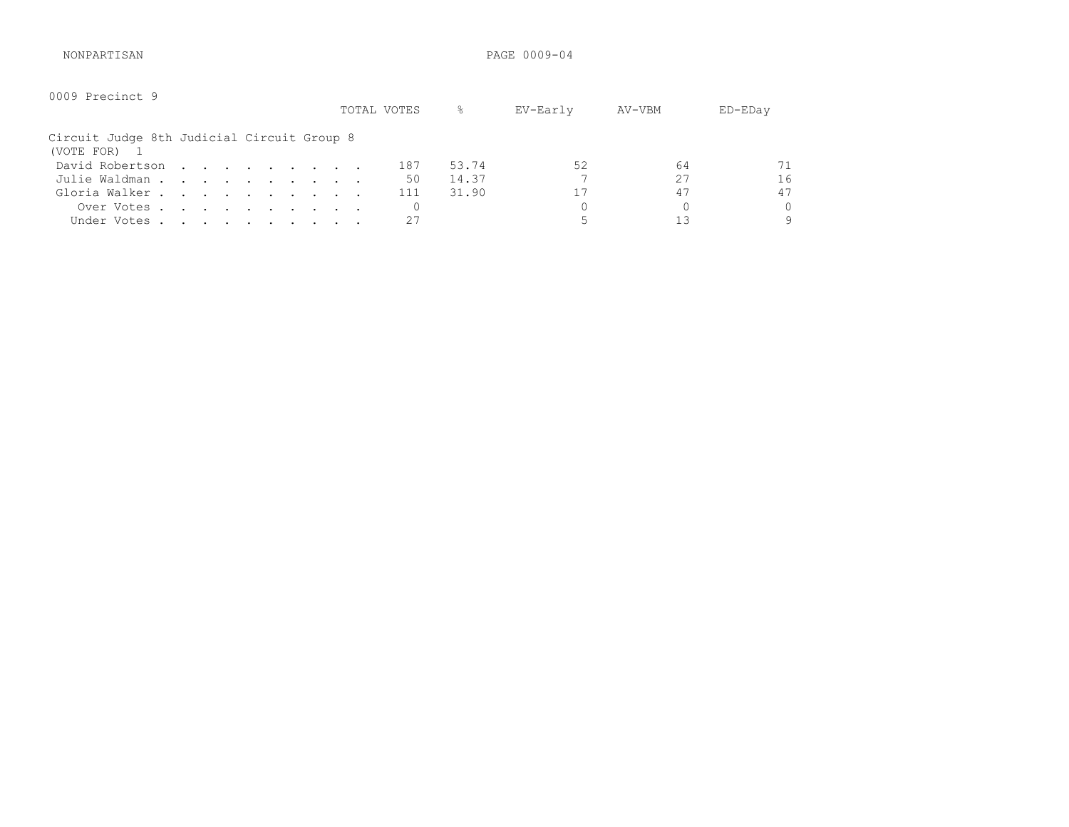NONPARTISAN

0009 Precinct 9

Circuit Judge 8th Judicial Circuit Group 8
(VOTE FOR) 1

| | TOTAL VOTES | % | EV-Early | AV-VBM | ED-EDay |
|---|---|---|---|---|---|
| David Robertson | 187 | 53.74 | 52 | 64 | 71 |
| Julie Waldman | 50 | 14.37 | 7 | 27 | 16 |
| Gloria Walker | 111 | 31.90 | 17 | 47 | 47 |
| Over Votes | 0 | | 0 | 0 | 0 |
| Under Votes | 27 | | 5 | 13 | 9 |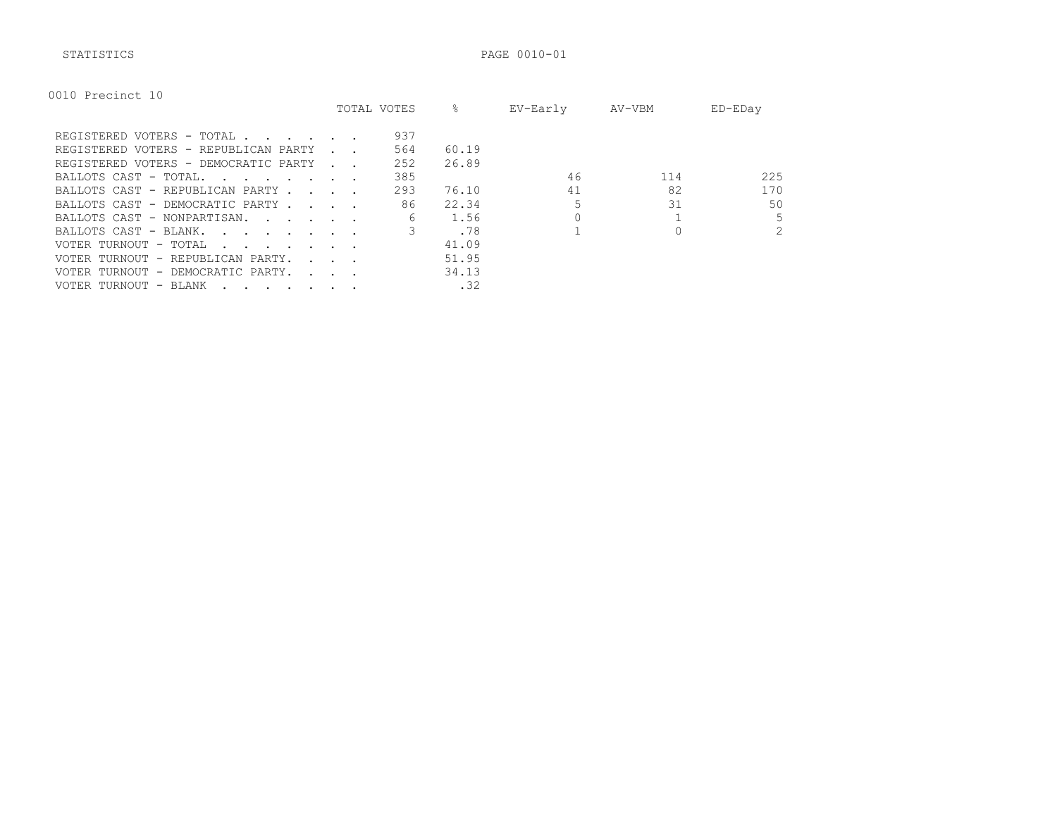STATISTICS

## 0010 Precinct 10

| | TOTAL VOTES | % | EV-Early | AV-VBM | ED-EDay |
|---|---|---|---|---|---|
| REGISTERED VOTERS - TOTAL | 937 | | | | |
| REGISTERED VOTERS - REPUBLICAN PARTY | 564 | 60.19 | | | |
| REGISTERED VOTERS - DEMOCRATIC PARTY | 252 | 26.89 | | | |
| BALLOTS CAST - TOTAL. | 385 | | 46 | 114 | 225 |
| BALLOTS CAST - REPUBLICAN PARTY | 293 | 76.10 | 41 | 82 | 170 |
| BALLOTS CAST - DEMOCRATIC PARTY | 86 | 22.34 | 5 | 31 | 50 |
| BALLOTS CAST - NONPARTISAN. | 6 | 1.56 | 0 | 1 | 5 |
| BALLOTS CAST - BLANK. | 3 | .78 | 1 | 0 | 2 |
| VOTER TURNOUT - TOTAL | | 41.09 | | | |
| VOTER TURNOUT - REPUBLICAN PARTY. | | 51.95 | | | |
| VOTER TURNOUT - DEMOCRATIC PARTY. | | 34.13 | | | |
| VOTER TURNOUT - BLANK | | .32 | | | |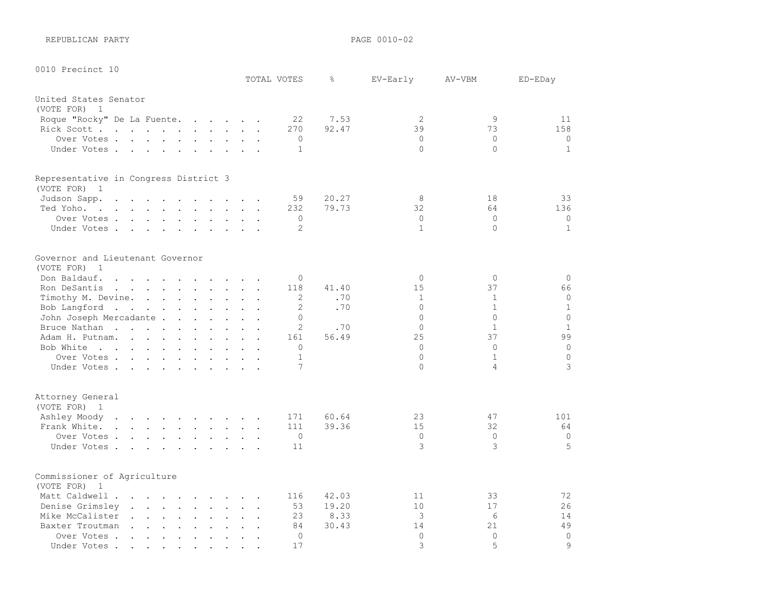REPUBLICAN PARTY

## 0010 Precinct 10

### United States Senator
(VOTE FOR) 1

| | TOTAL VOTES | % | EV-Early | AV-VBM | ED-EDay |
|---|---|---|---|---|---|
| Roque "Rocky" De La Fuente | 22 | 7.53 | 2 | 9 | 11 |
| Rick Scott | 270 | 92.47 | 39 | 73 | 158 |
| Over Votes | 0 | | 0 | 0 | 0 |
| Under Votes | 1 | | 0 | 0 | 1 |

### Representative in Congress District 3
(VOTE FOR) 1

| | TOTAL VOTES | % | EV-Early | AV-VBM | ED-EDay |
|---|---|---|---|---|---|
| Judson Sapp | 59 | 20.27 | 8 | 18 | 33 |
| Ted Yoho | 232 | 79.73 | 32 | 64 | 136 |
| Over Votes | 0 | | 0 | 0 | 0 |
| Under Votes | 2 | | 1 | 0 | 1 |

### Governor and Lieutenant Governor
(VOTE FOR) 1

| | TOTAL VOTES | % | EV-Early | AV-VBM | ED-EDay |
|---|---|---|---|---|---|
| Don Baldauf | 0 | | 0 | 0 | 0 |
| Ron DeSantis | 118 | 41.40 | 15 | 37 | 66 |
| Timothy M. Devine | 2 | .70 | 1 | 1 | 0 |
| Bob Langford | 2 | .70 | 0 | 1 | 1 |
| John Joseph Mercadante | 0 | | 0 | 0 | 0 |
| Bruce Nathan | 2 | .70 | 0 | 1 | 1 |
| Adam H. Putnam | 161 | 56.49 | 25 | 37 | 99 |
| Bob White | 0 | | 0 | 0 | 0 |
| Over Votes | 1 | | 0 | 1 | 0 |
| Under Votes | 7 | | 0 | 4 | 3 |

### Attorney General
(VOTE FOR) 1

| | TOTAL VOTES | % | EV-Early | AV-VBM | ED-EDay |
|---|---|---|---|---|---|
| Ashley Moody | 171 | 60.64 | 23 | 47 | 101 |
| Frank White | 111 | 39.36 | 15 | 32 | 64 |
| Over Votes | 0 | | 0 | 0 | 0 |
| Under Votes | 11 | | 3 | 3 | 5 |

### Commissioner of Agriculture
(VOTE FOR) 1

| | TOTAL VOTES | % | EV-Early | AV-VBM | ED-EDay |
|---|---|---|---|---|---|
| Matt Caldwell | 116 | 42.03 | 11 | 33 | 72 |
| Denise Grimsley | 53 | 19.20 | 10 | 17 | 26 |
| Mike McCalister | 23 | 8.33 | 3 | 6 | 14 |
| Baxter Troutman | 84 | 30.43 | 14 | 21 | 49 |
| Over Votes | 0 | | 0 | 0 | 0 |
| Under Votes | 17 | | 3 | 5 | 9 |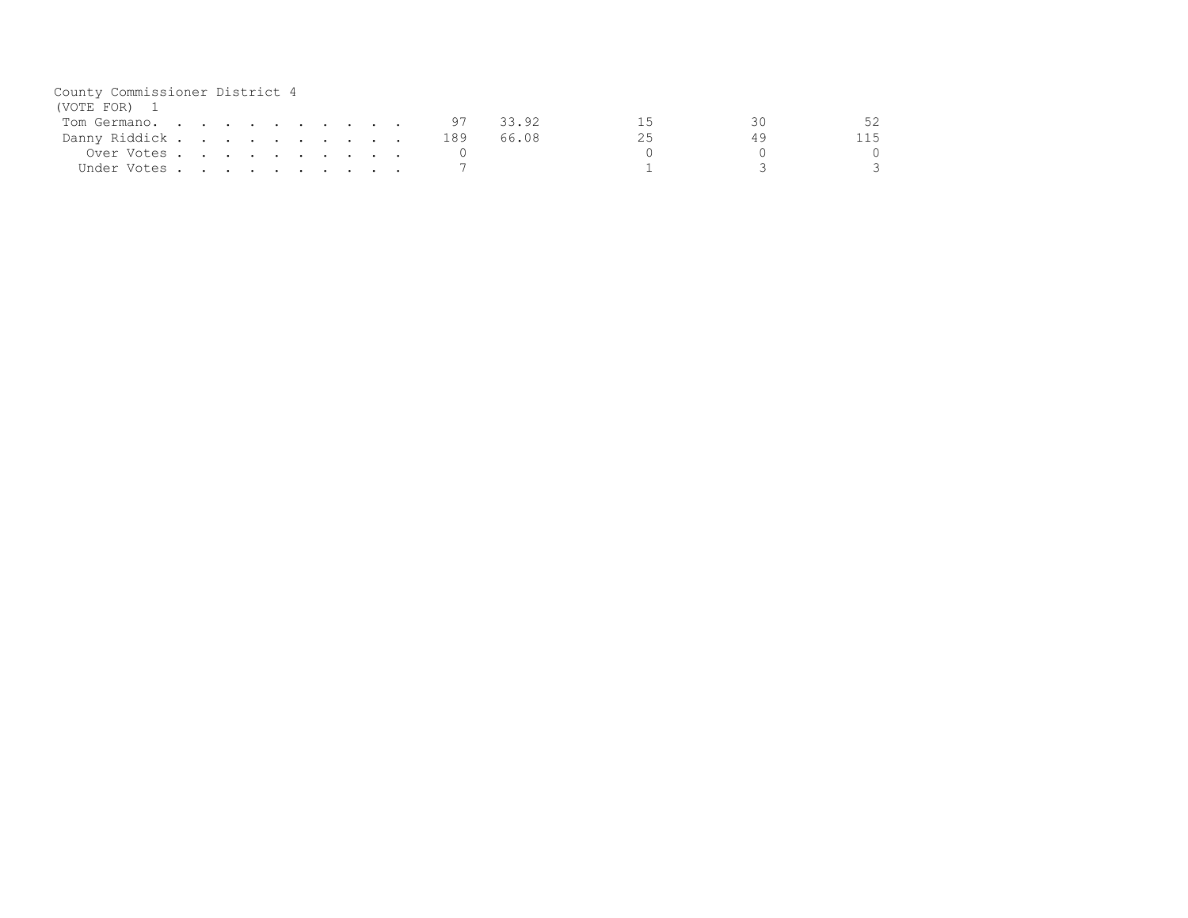County Commissioner District 4
(VOTE FOR) 1

| | | | | | |
|---|---|---|---|---|---|
| Tom Germano. . . . . . . . . . . | 97 | 33.92 | 15 | 30 | 52 |
| Danny Riddick . . . . . . . . . . | 189 | 66.08 | 25 | 49 | 115 |
| Over Votes . . . . . . . . . . | 0 | | 0 | 0 | 0 |
| Under Votes . . . . . . . . . . | 7 | | 1 | 3 | 3 |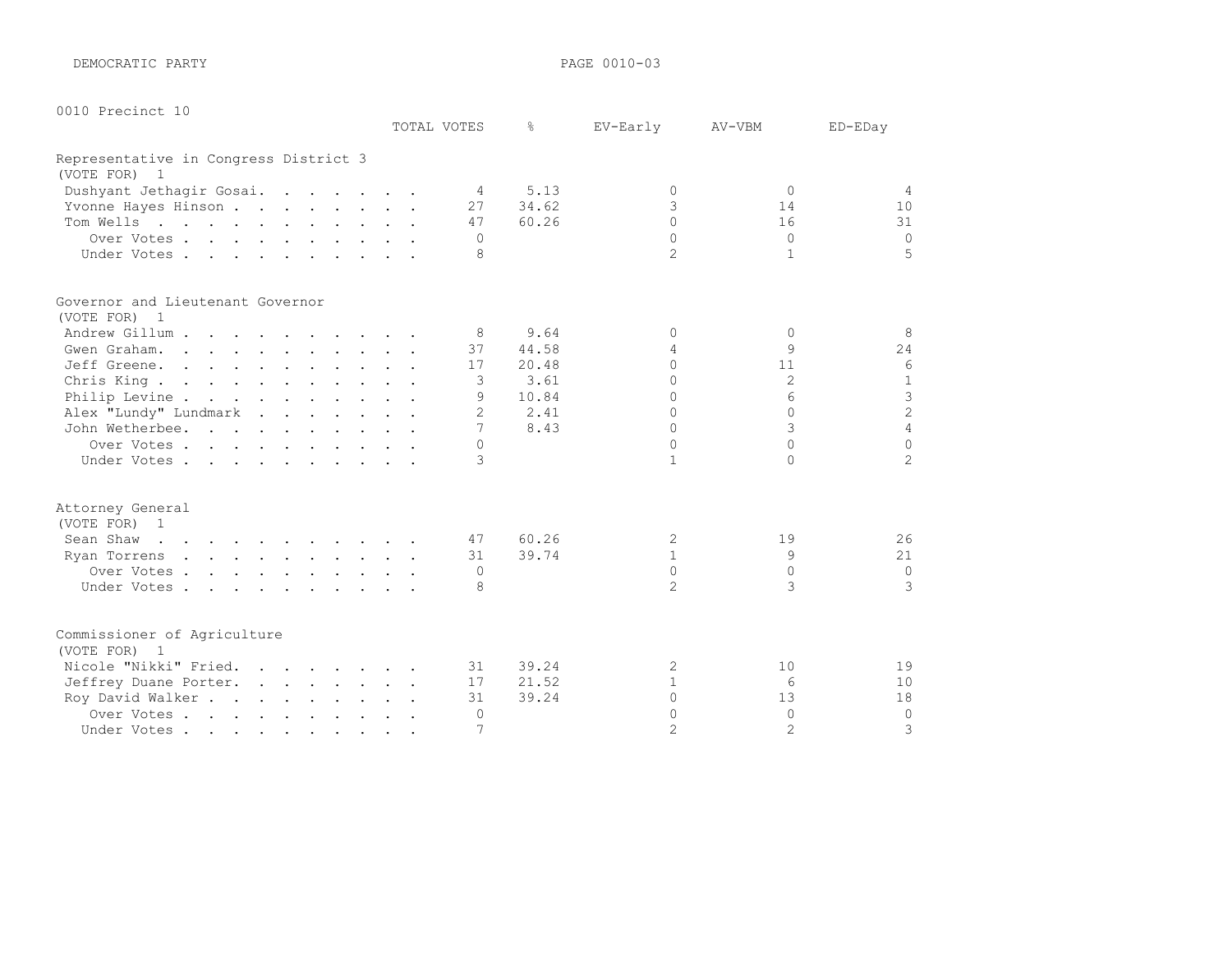DEMOCRATIC PARTY

0010 Precinct 10

## Representative in Congress District 3

(VOTE FOR) 1

| | TOTAL VOTES | % | EV-Early | AV-VBM | ED-EDay |
|---|---|---|---|---|---|
| Dushyant Jethagir Gosai | 4 | 5.13 | 0 | 0 | 4 |
| Yvonne Hayes Hinson | 27 | 34.62 | 3 | 14 | 10 |
| Tom Wells | 47 | 60.26 | 0 | 16 | 31 |
| Over Votes | 0 | | 0 | 0 | 0 |
| Under Votes | 8 | | 2 | 1 | 5 |

## Governor and Lieutenant Governor

(VOTE FOR) 1

| | TOTAL VOTES | % | EV-Early | AV-VBM | ED-EDay |
|---|---|---|---|---|---|
| Andrew Gillum | 8 | 9.64 | 0 | 0 | 8 |
| Gwen Graham | 37 | 44.58 | 4 | 9 | 24 |
| Jeff Greene | 17 | 20.48 | 0 | 11 | 6 |
| Chris King | 3 | 3.61 | 0 | 2 | 1 |
| Philip Levine | 9 | 10.84 | 0 | 6 | 3 |
| Alex "Lundy" Lundmark | 2 | 2.41 | 0 | 0 | 2 |
| John Wetherbee | 7 | 8.43 | 0 | 3 | 4 |
| Over Votes | 0 | | 0 | 0 | 0 |
| Under Votes | 3 | | 1 | 0 | 2 |

## Attorney General

(VOTE FOR) 1

| | TOTAL VOTES | % | EV-Early | AV-VBM | ED-EDay |
|---|---|---|---|---|---|
| Sean Shaw | 47 | 60.26 | 2 | 19 | 26 |
| Ryan Torrens | 31 | 39.74 | 1 | 9 | 21 |
| Over Votes | 0 | | 0 | 0 | 0 |
| Under Votes | 8 | | 2 | 3 | 3 |

## Commissioner of Agriculture

(VOTE FOR) 1

| | TOTAL VOTES | % | EV-Early | AV-VBM | ED-EDay |
|---|---|---|---|---|---|
| Nicole "Nikki" Fried | 31 | 39.24 | 2 | 10 | 19 |
| Jeffrey Duane Porter | 17 | 21.52 | 1 | 6 | 10 |
| Roy David Walker | 31 | 39.24 | 0 | 13 | 18 |
| Over Votes | 0 | | 0 | 0 | 0 |
| Under Votes | 7 | | 2 | 2 | 3 |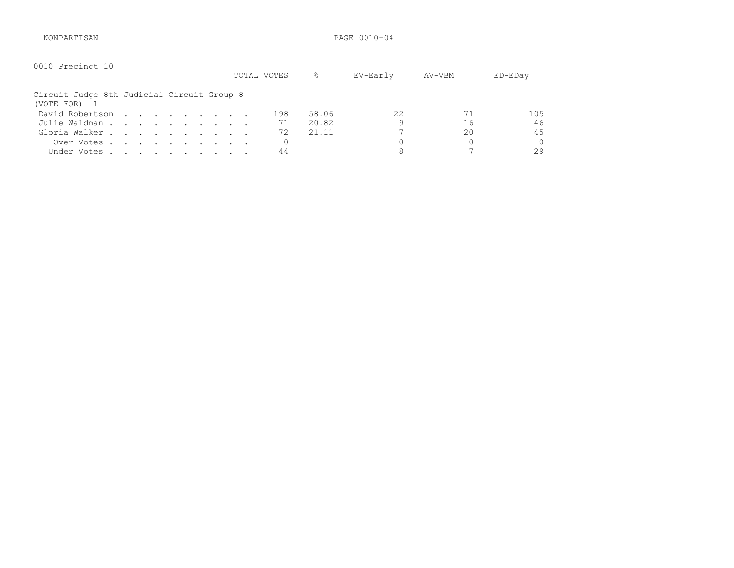NONPARTISAN

0010 Precinct 10

Circuit Judge 8th Judicial Circuit Group 8
(VOTE FOR) 1

| | TOTAL VOTES | % | EV-Early | AV-VBM | ED-EDay |
|---|---|---|---|---|---|
| David Robertson | 198 | 58.06 | 22 | 71 | 105 |
| Julie Waldman | 71 | 20.82 | 9 | 16 | 46 |
| Gloria Walker | 72 | 21.11 | 7 | 20 | 45 |
| Over Votes | 0 | | 0 | 0 | 0 |
| Under Votes | 44 | | 8 | 7 | 29 |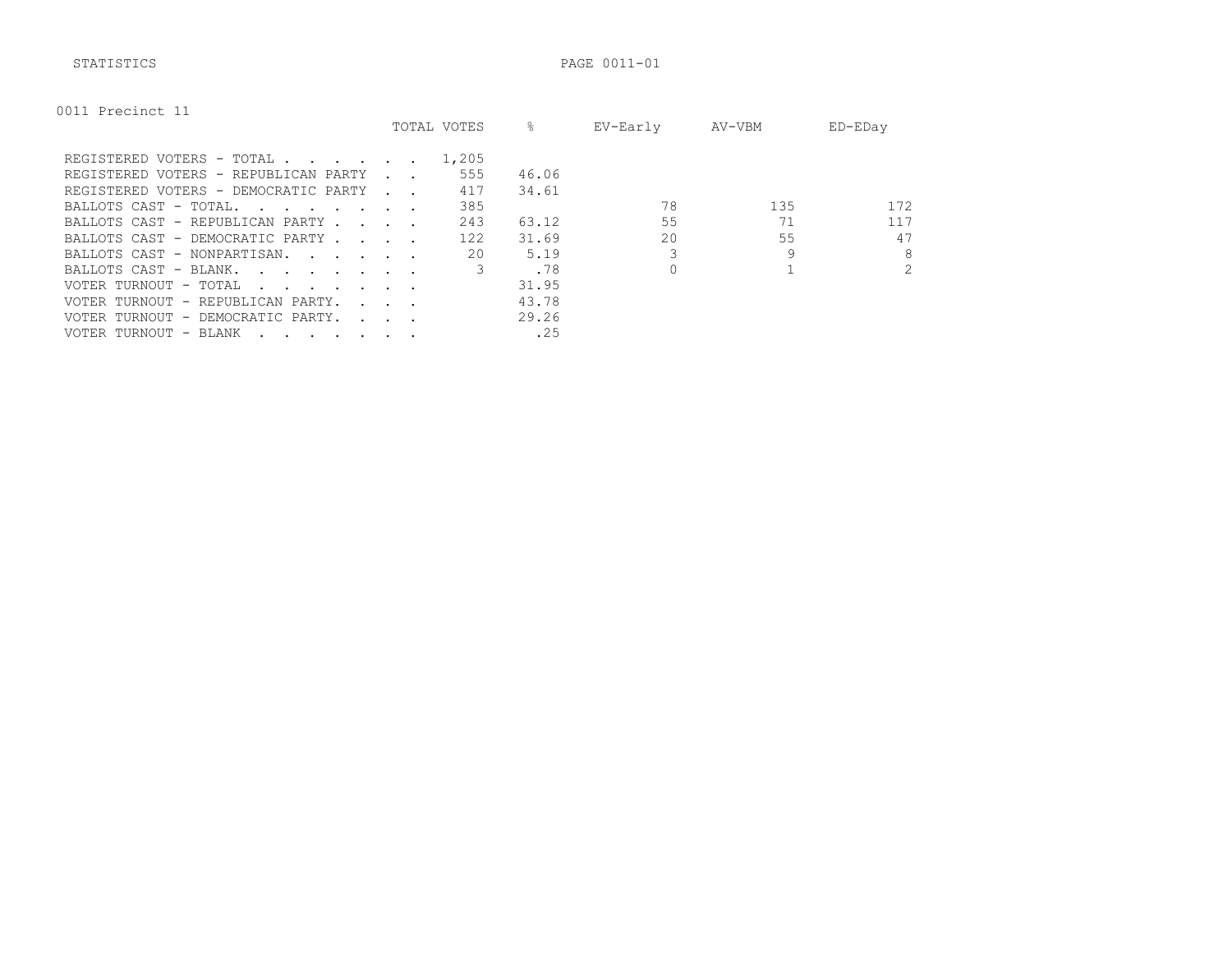STATISTICS

0011 Precinct 11

| | TOTAL VOTES | % | EV-Early | AV-VBM | ED-EDay |
|---|---|---|---|---|---|
| REGISTERED VOTERS - TOTAL . . . . . . . | 1,205 | | | | |
| REGISTERED VOTERS - REPUBLICAN PARTY . . | 555 | 46.06 | | | |
| REGISTERED VOTERS - DEMOCRATIC PARTY . . | 417 | 34.61 | | | |
| BALLOTS CAST - TOTAL. . . . . . . . | 385 | | 78 | 135 | 172 |
| BALLOTS CAST - REPUBLICAN PARTY . . . . | 243 | 63.12 | 55 | 71 | 117 |
| BALLOTS CAST - DEMOCRATIC PARTY . . . . | 122 | 31.69 | 20 | 55 | 47 |
| BALLOTS CAST - NONPARTISAN. . . . . . | 20 | 5.19 | 3 | 9 | 8 |
| BALLOTS CAST - BLANK. . . . . . . . | 3 | .78 | 0 | 1 | 2 |
| VOTER TURNOUT - TOTAL . . . . . . . | | 31.95 | | | |
| VOTER TURNOUT - REPUBLICAN PARTY. . . . | | 43.78 | | | |
| VOTER TURNOUT - DEMOCRATIC PARTY. . . . | | 29.26 | | | |
| VOTER TURNOUT - BLANK . . . . . . . | | .25 | | | |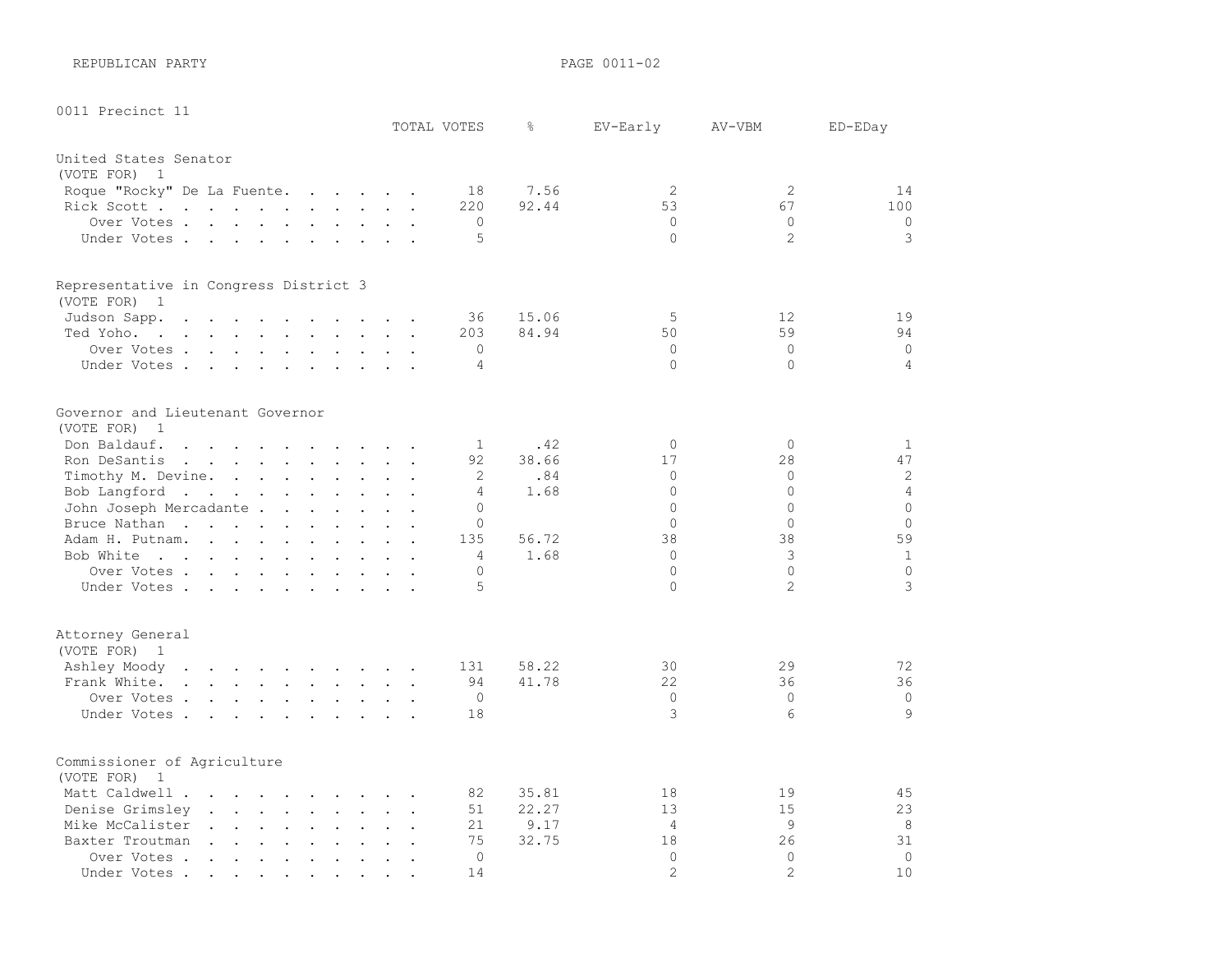REPUBLICAN PARTY

PAGE 0011-02

0011 Precinct 11

### United States Senator
(VOTE FOR) 1

| | TOTAL VOTES | % | EV-Early | AV-VBM | ED-EDay |
|---|---|---|---|---|---|
| Roque "Rocky" De La Fuente | 18 | 7.56 | 2 | 2 | 14 |
| Rick Scott | 220 | 92.44 | 53 | 67 | 100 |
| Over Votes | 0 | | 0 | 0 | 0 |
| Under Votes | 5 | | 0 | 2 | 3 |

### Representative in Congress District 3
(VOTE FOR) 1

| | TOTAL VOTES | % | EV-Early | AV-VBM | ED-EDay |
|---|---|---|---|---|---|
| Judson Sapp | 36 | 15.06 | 5 | 12 | 19 |
| Ted Yoho | 203 | 84.94 | 50 | 59 | 94 |
| Over Votes | 0 | | 0 | 0 | 0 |
| Under Votes | 4 | | 0 | 0 | 4 |

### Governor and Lieutenant Governor
(VOTE FOR) 1

| | TOTAL VOTES | % | EV-Early | AV-VBM | ED-EDay |
|---|---|---|---|---|---|
| Don Baldauf | 1 | .42 | 0 | 0 | 1 |
| Ron DeSantis | 92 | 38.66 | 17 | 28 | 47 |
| Timothy M. Devine | 2 | .84 | 0 | 0 | 2 |
| Bob Langford | 4 | 1.68 | 0 | 0 | 4 |
| John Joseph Mercadante | 0 | | 0 | 0 | 0 |
| Bruce Nathan | 0 | | 0 | 0 | 0 |
| Adam H. Putnam | 135 | 56.72 | 38 | 38 | 59 |
| Bob White | 4 | 1.68 | 0 | 3 | 1 |
| Over Votes | 0 | | 0 | 0 | 0 |
| Under Votes | 5 | | 0 | 2 | 3 |

### Attorney General
(VOTE FOR) 1

| | TOTAL VOTES | % | EV-Early | AV-VBM | ED-EDay |
|---|---|---|---|---|---|
| Ashley Moody | 131 | 58.22 | 30 | 29 | 72 |
| Frank White | 94 | 41.78 | 22 | 36 | 36 |
| Over Votes | 0 | | 0 | 0 | 0 |
| Under Votes | 18 | | 3 | 6 | 9 |

### Commissioner of Agriculture
(VOTE FOR) 1

| | TOTAL VOTES | % | EV-Early | AV-VBM | ED-EDay |
|---|---|---|---|---|---|
| Matt Caldwell | 82 | 35.81 | 18 | 19 | 45 |
| Denise Grimsley | 51 | 22.27 | 13 | 15 | 23 |
| Mike McCalister | 21 | 9.17 | 4 | 9 | 8 |
| Baxter Troutman | 75 | 32.75 | 18 | 26 | 31 |
| Over Votes | 0 | | 0 | 0 | 0 |
| Under Votes | 14 | | 2 | 2 | 10 |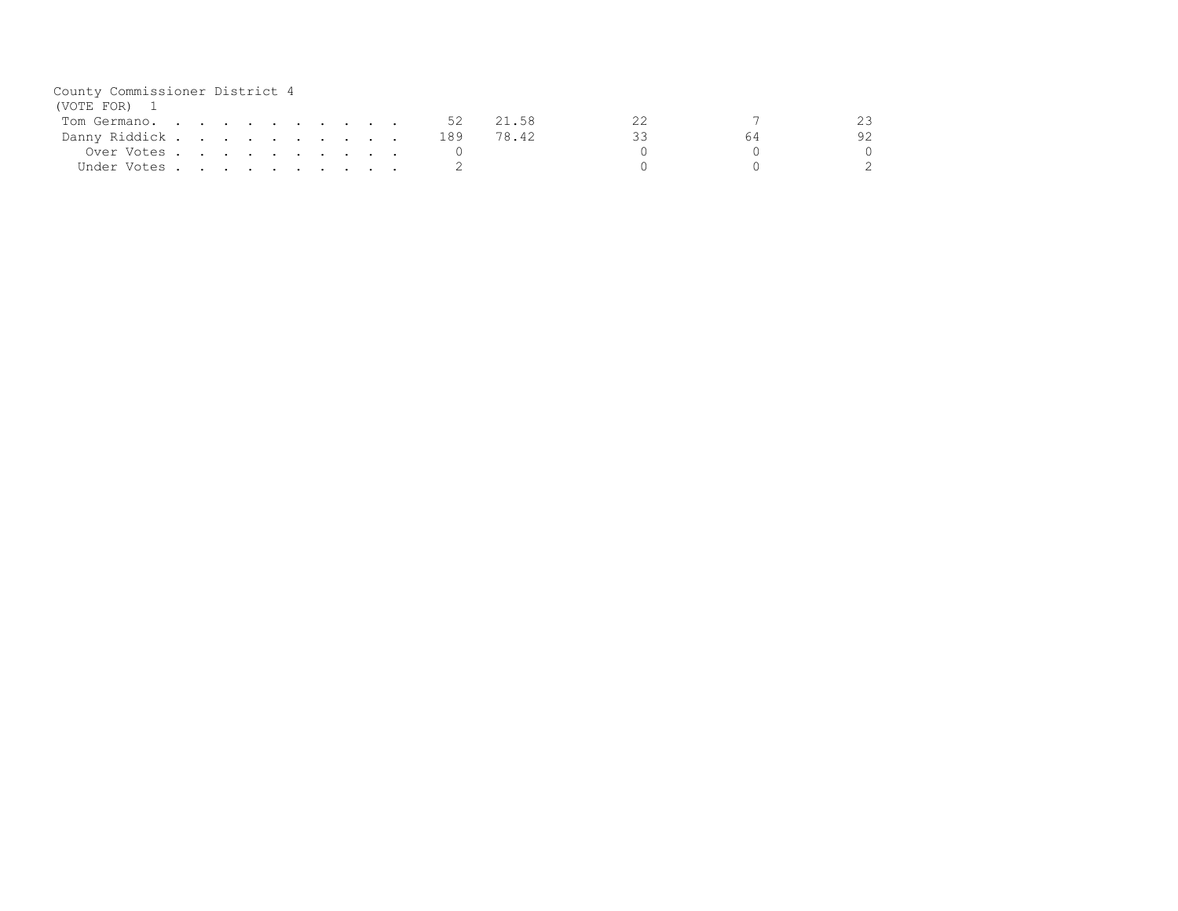County Commissioner District 4
(VOTE FOR) 1

| | | | | | |
|---|---|---|---|---|---|
| Tom Germano. . . . . . . . . . . . | 52 | 21.58 | 22 | 7 | 23 |
| Danny Riddick . . . . . . . . . . . | 189 | 78.42 | 33 | 64 | 92 |
| Over Votes . . . . . . . . . . . | 0 | | 0 | 0 | 0 |
| Under Votes . . . . . . . . . . . | 2 | | 0 | 0 | 2 |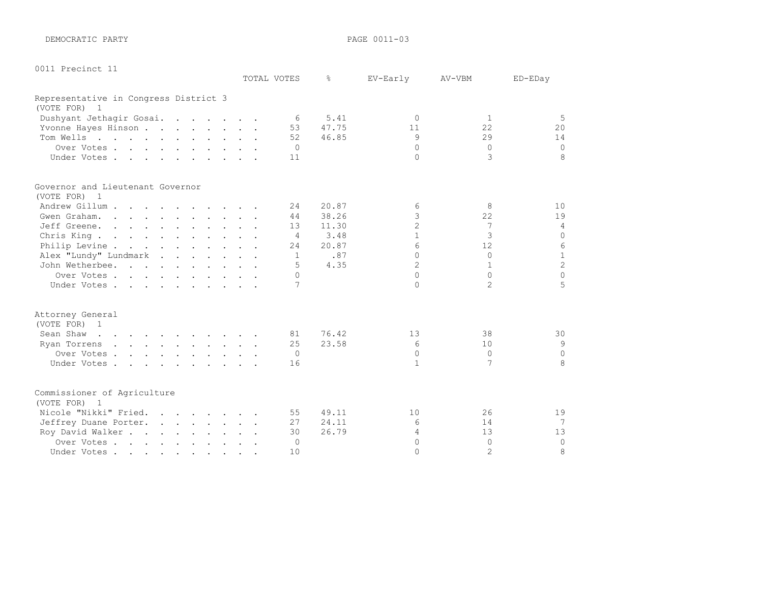DEMOCRATIC PARTY

0011 Precinct 11

| | TOTAL VOTES | % | EV-Early | AV-VBM | ED-EDay |
|---|---|---|---|---|---|
| **Representative in Congress District 3** | | | | | |
| (VOTE FOR) 1 | | | | | |
| Dushyant Jethagir Gosai | 6 | 5.41 | 0 | 1 | 5 |
| Yvonne Hayes Hinson | 53 | 47.75 | 11 | 22 | 20 |
| Tom Wells | 52 | 46.85 | 9 | 29 | 14 |
| Over Votes | 0 | | 0 | 0 | 0 |
| Under Votes | 11 | | 0 | 3 | 8 |
| **Governor and Lieutenant Governor** | | | | | |
| (VOTE FOR) 1 | | | | | |
| Andrew Gillum | 24 | 20.87 | 6 | 8 | 10 |
| Gwen Graham | 44 | 38.26 | 3 | 22 | 19 |
| Jeff Greene | 13 | 11.30 | 2 | 7 | 4 |
| Chris King | 4 | 3.48 | 1 | 3 | 0 |
| Philip Levine | 24 | 20.87 | 6 | 12 | 6 |
| Alex "Lundy" Lundmark | 1 | .87 | 0 | 0 | 1 |
| John Wetherbee | 5 | 4.35 | 2 | 1 | 2 |
| Over Votes | 0 | | 0 | 0 | 0 |
| Under Votes | 7 | | 0 | 2 | 5 |
| **Attorney General** | | | | | |
| (VOTE FOR) 1 | | | | | |
| Sean Shaw | 81 | 76.42 | 13 | 38 | 30 |
| Ryan Torrens | 25 | 23.58 | 6 | 10 | 9 |
| Over Votes | 0 | | 0 | 0 | 0 |
| Under Votes | 16 | | 1 | 7 | 8 |
| **Commissioner of Agriculture** | | | | | |
| (VOTE FOR) 1 | | | | | |
| Nicole "Nikki" Fried | 55 | 49.11 | 10 | 26 | 19 |
| Jeffrey Duane Porter | 27 | 24.11 | 6 | 14 | 7 |
| Roy David Walker | 30 | 26.79 | 4 | 13 | 13 |
| Over Votes | 0 | | 0 | 0 | 0 |
| Under Votes | 10 | | 0 | 2 | 8 |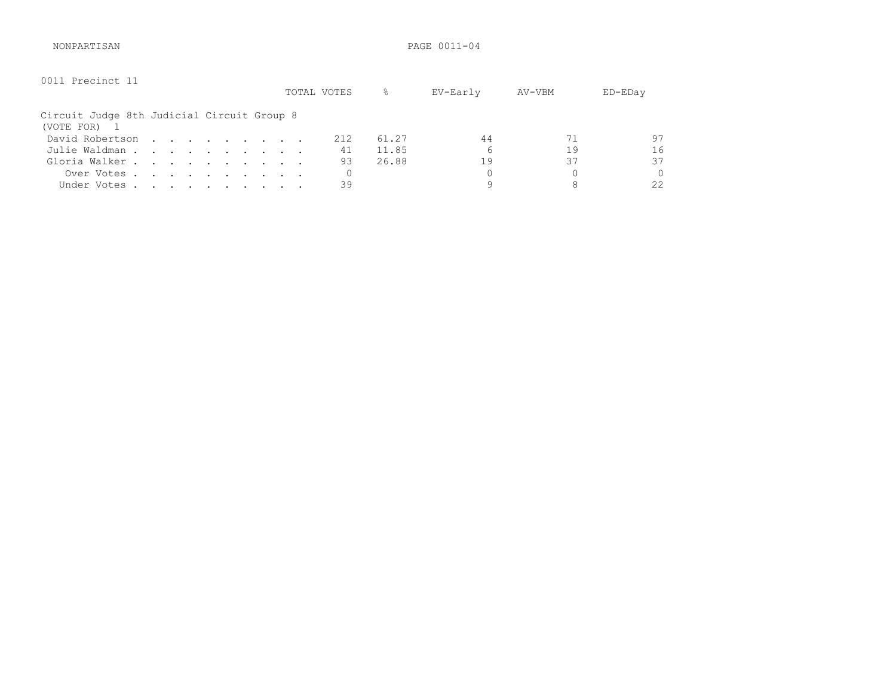NONPARTISAN

0011 Precinct 11

Circuit Judge 8th Judicial Circuit Group 8
(VOTE FOR) 1

| | TOTAL VOTES | % | EV-Early | AV-VBM | ED-EDay |
|---|---|---|---|---|---|
| David Robertson | 212 | 61.27 | 44 | 71 | 97 |
| Julie Waldman | 41 | 11.85 | 6 | 19 | 16 |
| Gloria Walker | 93 | 26.88 | 19 | 37 | 37 |
| Over Votes | 0 | | 0 | 0 | 0 |
| Under Votes | 39 | | 9 | 8 | 22 |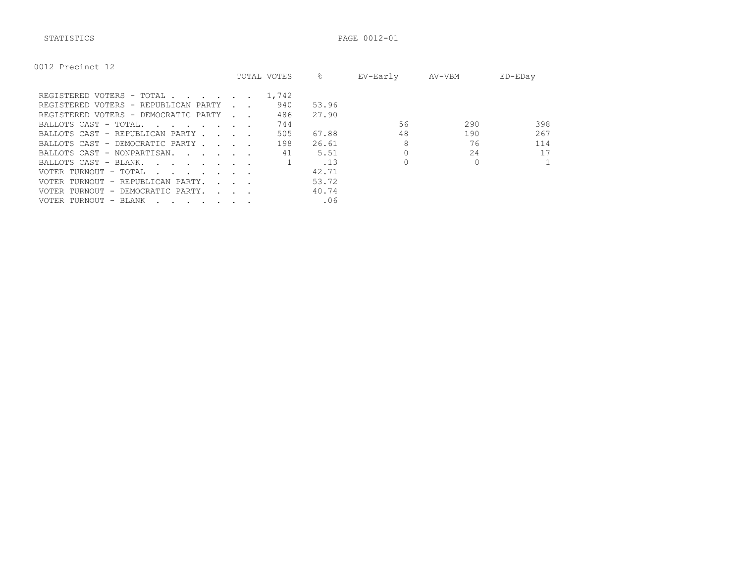STATISTICS

## 0012 Precinct 12

| | TOTAL VOTES | % | EV-Early | AV-VBM | ED-EDay |
|---|---|---|---|---|---|
| REGISTERED VOTERS - TOTAL . . . . . . . | 1,742 | | | | |
| REGISTERED VOTERS - REPUBLICAN PARTY . . | 940 | 53.96 | | | |
| REGISTERED VOTERS - DEMOCRATIC PARTY . . | 486 | 27.90 | | | |
| BALLOTS CAST - TOTAL. . . . . . . . . | 744 | | 56 | 290 | 398 |
| BALLOTS CAST - REPUBLICAN PARTY . . . . | 505 | 67.88 | 48 | 190 | 267 |
| BALLOTS CAST - DEMOCRATIC PARTY . . . . | 198 | 26.61 | 8 | 76 | 114 |
| BALLOTS CAST - NONPARTISAN. . . . . . | 41 | 5.51 | 0 | 24 | 17 |
| BALLOTS CAST - BLANK. . . . . . . . . | 1 | .13 | 0 | 0 | 1 |
| VOTER TURNOUT - TOTAL . . . . . . . . | | 42.71 | | | |
| VOTER TURNOUT - REPUBLICAN PARTY. . . . | | 53.72 | | | |
| VOTER TURNOUT - DEMOCRATIC PARTY. . . . | | 40.74 | | | |
| VOTER TURNOUT - BLANK . . . . . . . . | | .06 | | | |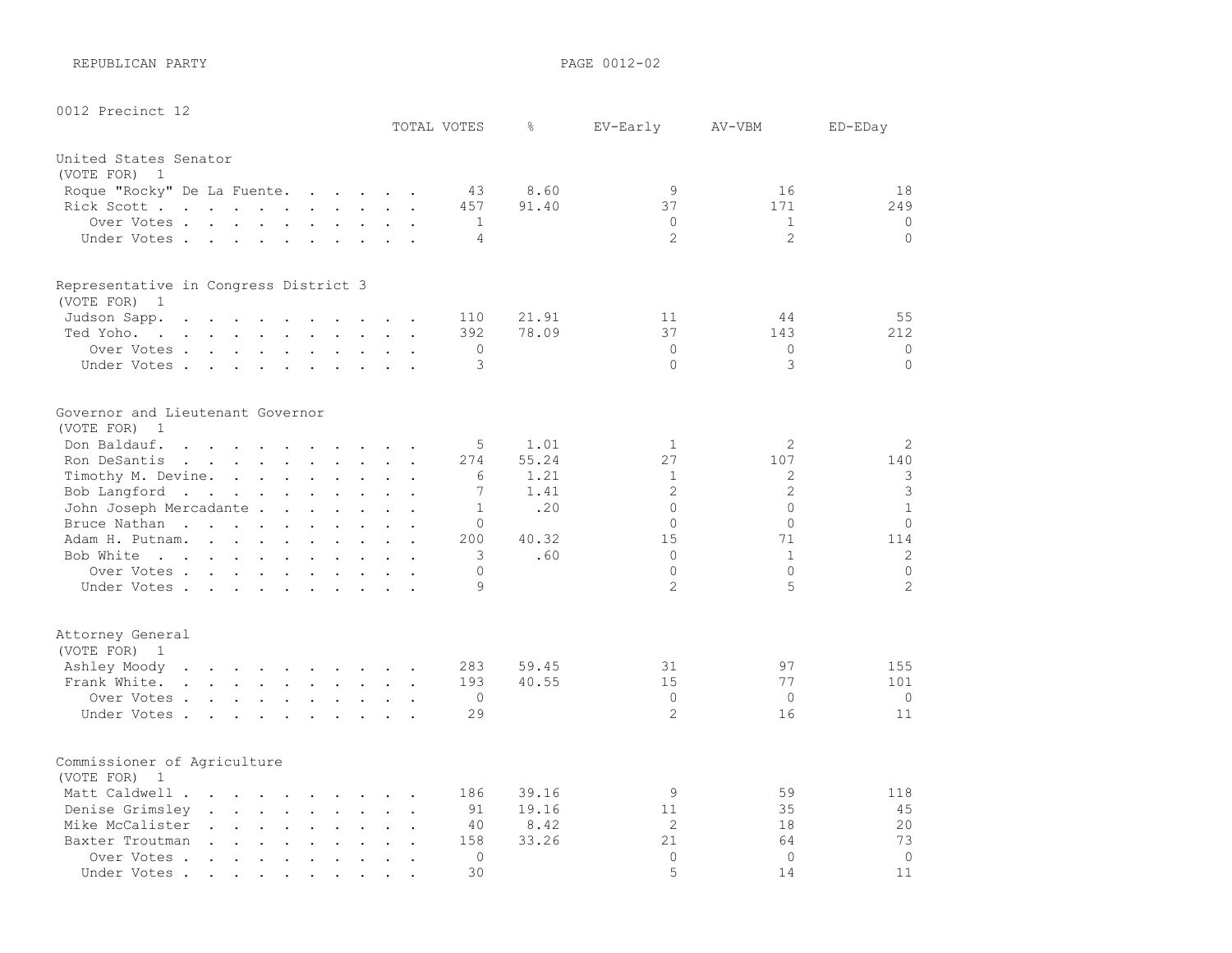REPUBLICAN PARTY

0012 Precinct 12

| | TOTAL VOTES | % | EV-Early | AV-VBM | ED-EDay |
|---|---|---|---|---|---|
| **United States Senator** | | | | | |
| (VOTE FOR) 1 | | | | | |
| Roque "Rocky" De La Fuente | 43 | 8.60 | 9 | 16 | 18 |
| Rick Scott | 457 | 91.40 | 37 | 171 | 249 |
| Over Votes | 1 | | 0 | 1 | 0 |
| Under Votes | 4 | | 2 | 2 | 0 |
| **Representative in Congress District 3** | | | | | |
| (VOTE FOR) 1 | | | | | |
| Judson Sapp | 110 | 21.91 | 11 | 44 | 55 |
| Ted Yoho | 392 | 78.09 | 37 | 143 | 212 |
| Over Votes | 0 | | 0 | 0 | 0 |
| Under Votes | 3 | | 0 | 3 | 0 |
| **Governor and Lieutenant Governor** | | | | | |
| (VOTE FOR) 1 | | | | | |
| Don Baldauf | 5 | 1.01 | 1 | 2 | 2 |
| Ron DeSantis | 274 | 55.24 | 27 | 107 | 140 |
| Timothy M. Devine | 6 | 1.21 | 1 | 2 | 3 |
| Bob Langford | 7 | 1.41 | 2 | 2 | 3 |
| John Joseph Mercadante | 1 | .20 | 0 | 0 | 1 |
| Bruce Nathan | 0 | | 0 | 0 | 0 |
| Adam H. Putnam | 200 | 40.32 | 15 | 71 | 114 |
| Bob White | 3 | .60 | 0 | 1 | 2 |
| Over Votes | 0 | | 0 | 0 | 0 |
| Under Votes | 9 | | 2 | 5 | 2 |
| **Attorney General** | | | | | |
| (VOTE FOR) 1 | | | | | |
| Ashley Moody | 283 | 59.45 | 31 | 97 | 155 |
| Frank White | 193 | 40.55 | 15 | 77 | 101 |
| Over Votes | 0 | | 0 | 0 | 0 |
| Under Votes | 29 | | 2 | 16 | 11 |
| **Commissioner of Agriculture** | | | | | |
| (VOTE FOR) 1 | | | | | |
| Matt Caldwell | 186 | 39.16 | 9 | 59 | 118 |
| Denise Grimsley | 91 | 19.16 | 11 | 35 | 45 |
| Mike McCalister | 40 | 8.42 | 2 | 18 | 20 |
| Baxter Troutman | 158 | 33.26 | 21 | 64 | 73 |
| Over Votes | 0 | | 0 | 0 | 0 |
| Under Votes | 30 | | 5 | 14 | 11 |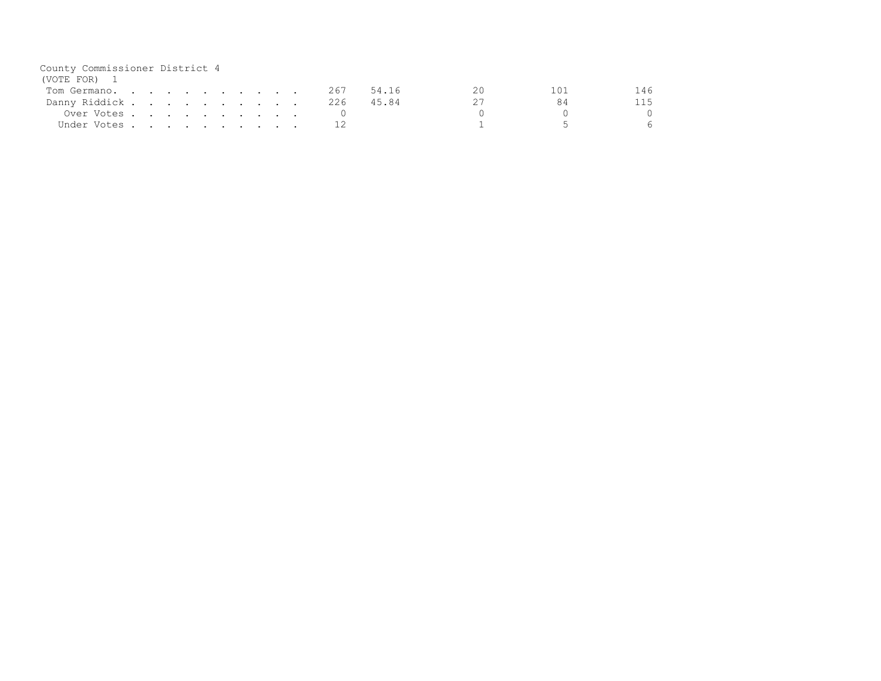County Commissioner District 4
(VOTE FOR) 1

| | | | | | |
|---|---|---|---|---|---|
| Tom Germano. . . . . . . . . . . | 267 | 54.16 | 20 | 101 | 146 |
| Danny Riddick . . . . . . . . . . | 226 | 45.84 | 27 | 84 | 115 |
| Over Votes . . . . . . . . . . | 0 | | 0 | 0 | 0 |
| Under Votes . . . . . . . . . . | 12 | | 1 | 5 | 6 |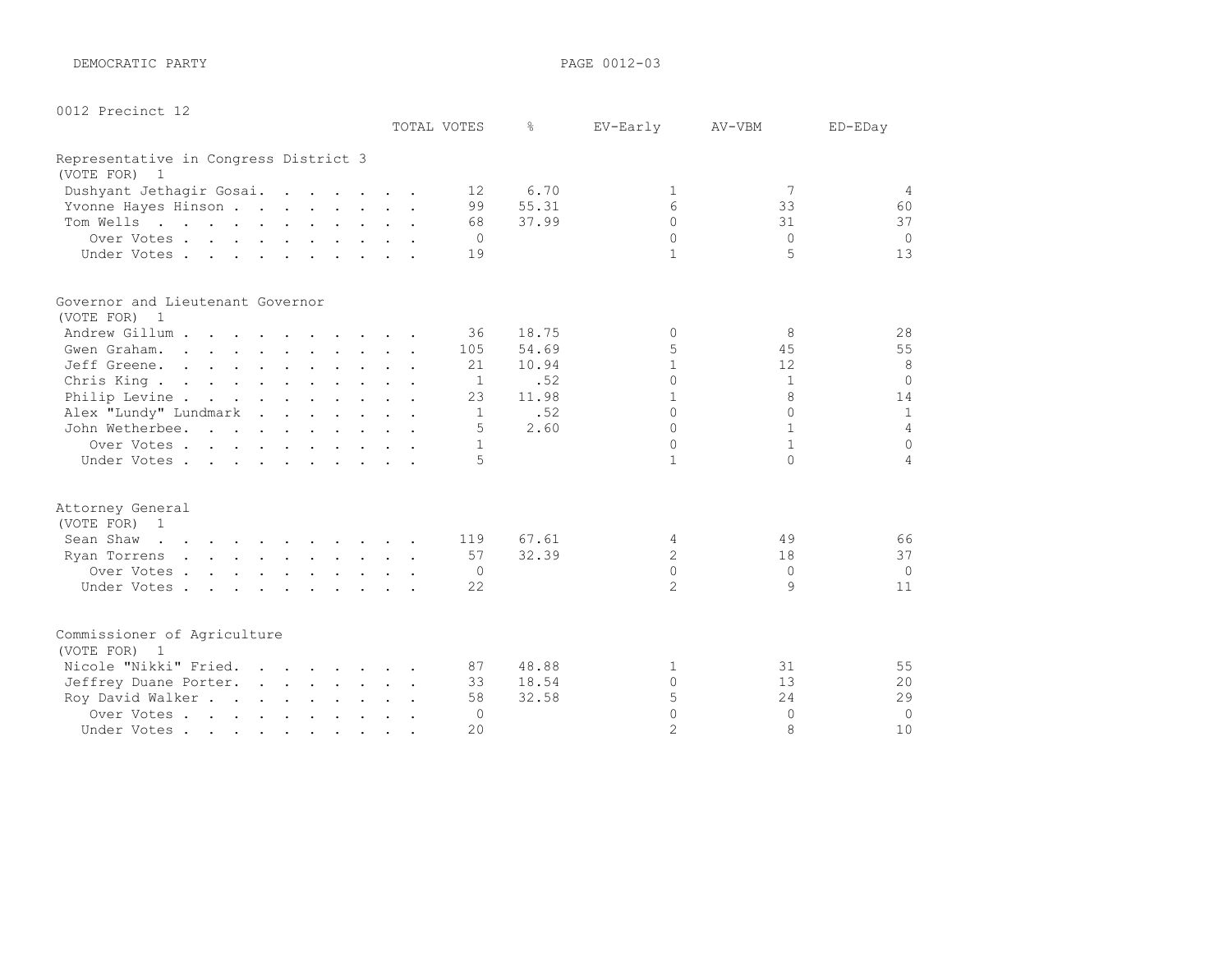DEMOCRATIC PARTY

0012 Precinct 12

## Representative in Congress District 3
(VOTE FOR) 1

| | TOTAL VOTES | % | EV-Early | AV-VBM | ED-EDay |
|---|---|---|---|---|---|
| Dushyant Jethagir Gosai | 12 | 6.70 | 1 | 7 | 4 |
| Yvonne Hayes Hinson | 99 | 55.31 | 6 | 33 | 60 |
| Tom Wells | 68 | 37.99 | 0 | 31 | 37 |
| Over Votes | 0 | | 0 | 0 | 0 |
| Under Votes | 19 | | 1 | 5 | 13 |

## Governor and Lieutenant Governor
(VOTE FOR) 1

| | TOTAL VOTES | % | EV-Early | AV-VBM | ED-EDay |
|---|---|---|---|---|---|
| Andrew Gillum | 36 | 18.75 | 0 | 8 | 28 |
| Gwen Graham | 105 | 54.69 | 5 | 45 | 55 |
| Jeff Greene | 21 | 10.94 | 1 | 12 | 8 |
| Chris King | 1 | .52 | 0 | 1 | 0 |
| Philip Levine | 23 | 11.98 | 1 | 8 | 14 |
| Alex "Lundy" Lundmark | 1 | .52 | 0 | 0 | 1 |
| John Wetherbee | 5 | 2.60 | 0 | 1 | 4 |
| Over Votes | 1 | | 0 | 1 | 0 |
| Under Votes | 5 | | 1 | 0 | 4 |

## Attorney General
(VOTE FOR) 1

| | TOTAL VOTES | % | EV-Early | AV-VBM | ED-EDay |
|---|---|---|---|---|---|
| Sean Shaw | 119 | 67.61 | 4 | 49 | 66 |
| Ryan Torrens | 57 | 32.39 | 2 | 18 | 37 |
| Over Votes | 0 | | 0 | 0 | 0 |
| Under Votes | 22 | | 2 | 9 | 11 |

## Commissioner of Agriculture
(VOTE FOR) 1

| | TOTAL VOTES | % | EV-Early | AV-VBM | ED-EDay |
|---|---|---|---|---|---|
| Nicole "Nikki" Fried | 87 | 48.88 | 1 | 31 | 55 |
| Jeffrey Duane Porter | 33 | 18.54 | 0 | 13 | 20 |
| Roy David Walker | 58 | 32.58 | 5 | 24 | 29 |
| Over Votes | 0 | | 0 | 0 | 0 |
| Under Votes | 20 | | 2 | 8 | 10 |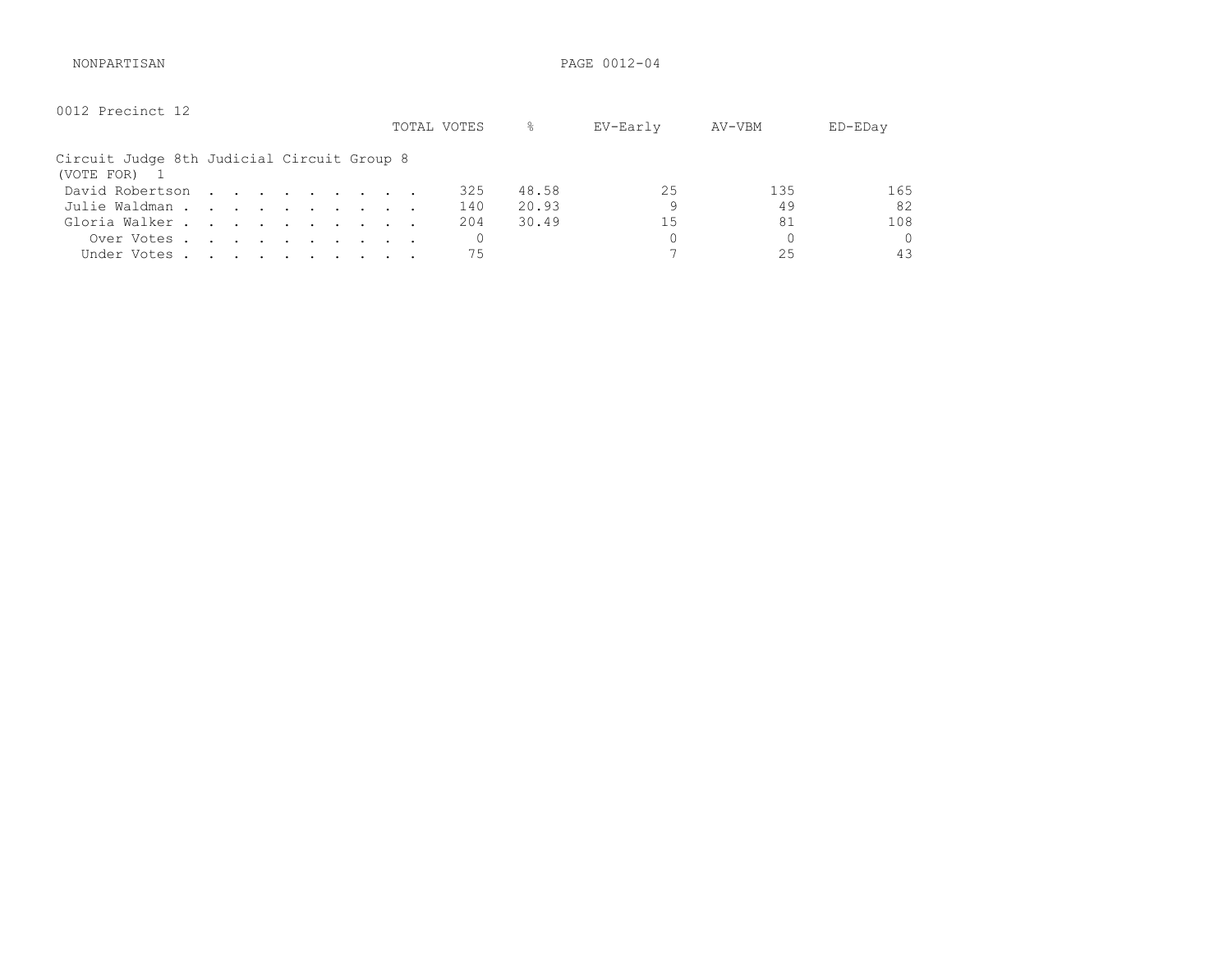NONPARTISAN

0012 Precinct 12

## Circuit Judge 8th Judicial Circuit Group 8

(VOTE FOR) 1

| | TOTAL VOTES | % | EV-Early | AV-VBM | ED-EDay |
|---|---|---|---|---|---|
| David Robertson | 325 | 48.58 | 25 | 135 | 165 |
| Julie Waldman | 140 | 20.93 | 9 | 49 | 82 |
| Gloria Walker | 204 | 30.49 | 15 | 81 | 108 |
| Over Votes | 0 | | 0 | 0 | 0 |
| Under Votes | 75 | | 7 | 25 | 43 |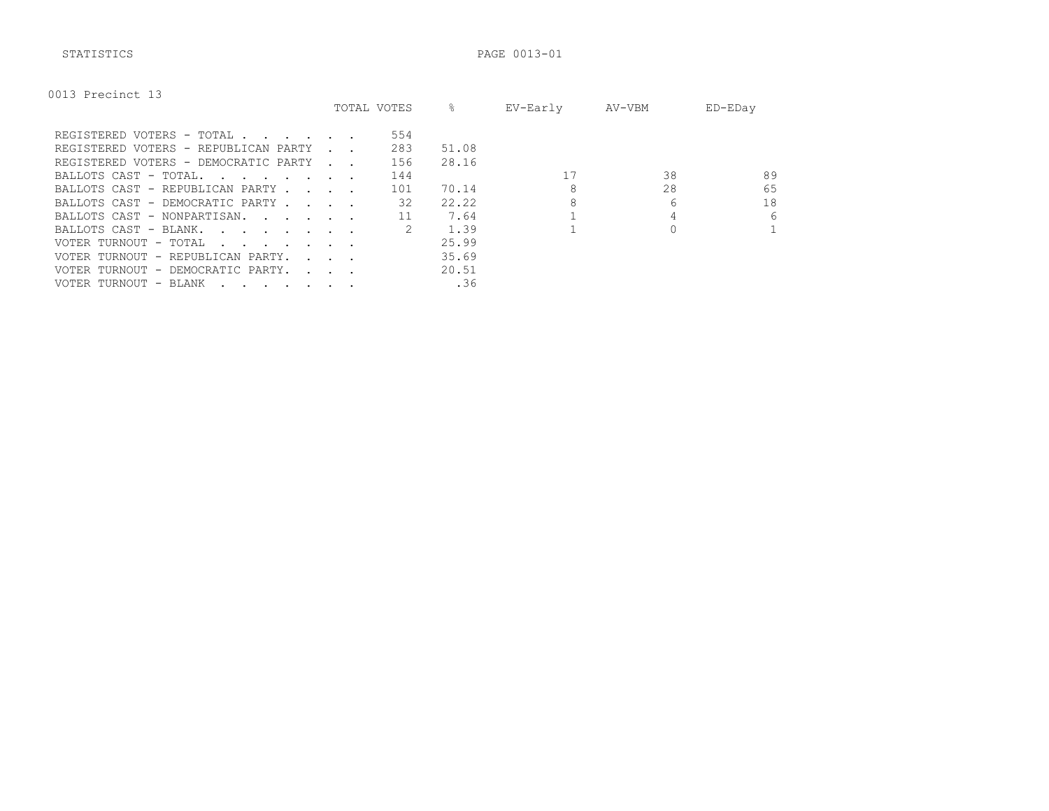0013 Precinct 13

| | TOTAL VOTES | % | EV-Early | AV-VBM | ED-EDay |
|---|---|---|---|---|---|
| REGISTERED VOTERS - TOTAL | 554 | | | | |
| REGISTERED VOTERS - REPUBLICAN PARTY | 283 | 51.08 | | | |
| REGISTERED VOTERS - DEMOCRATIC PARTY | 156 | 28.16 | | | |
| BALLOTS CAST - TOTAL. | 144 | | 17 | 38 | 89 |
| BALLOTS CAST - REPUBLICAN PARTY | 101 | 70.14 | 8 | 28 | 65 |
| BALLOTS CAST - DEMOCRATIC PARTY | 32 | 22.22 | 8 | 6 | 18 |
| BALLOTS CAST - NONPARTISAN. | 11 | 7.64 | 1 | 4 | 6 |
| BALLOTS CAST - BLANK. | 2 | 1.39 | 1 | 0 | 1 |
| VOTER TURNOUT - TOTAL | | 25.99 | | | |
| VOTER TURNOUT - REPUBLICAN PARTY. | | 35.69 | | | |
| VOTER TURNOUT - DEMOCRATIC PARTY. | | 20.51 | | | |
| VOTER TURNOUT - BLANK | | .36 | | | |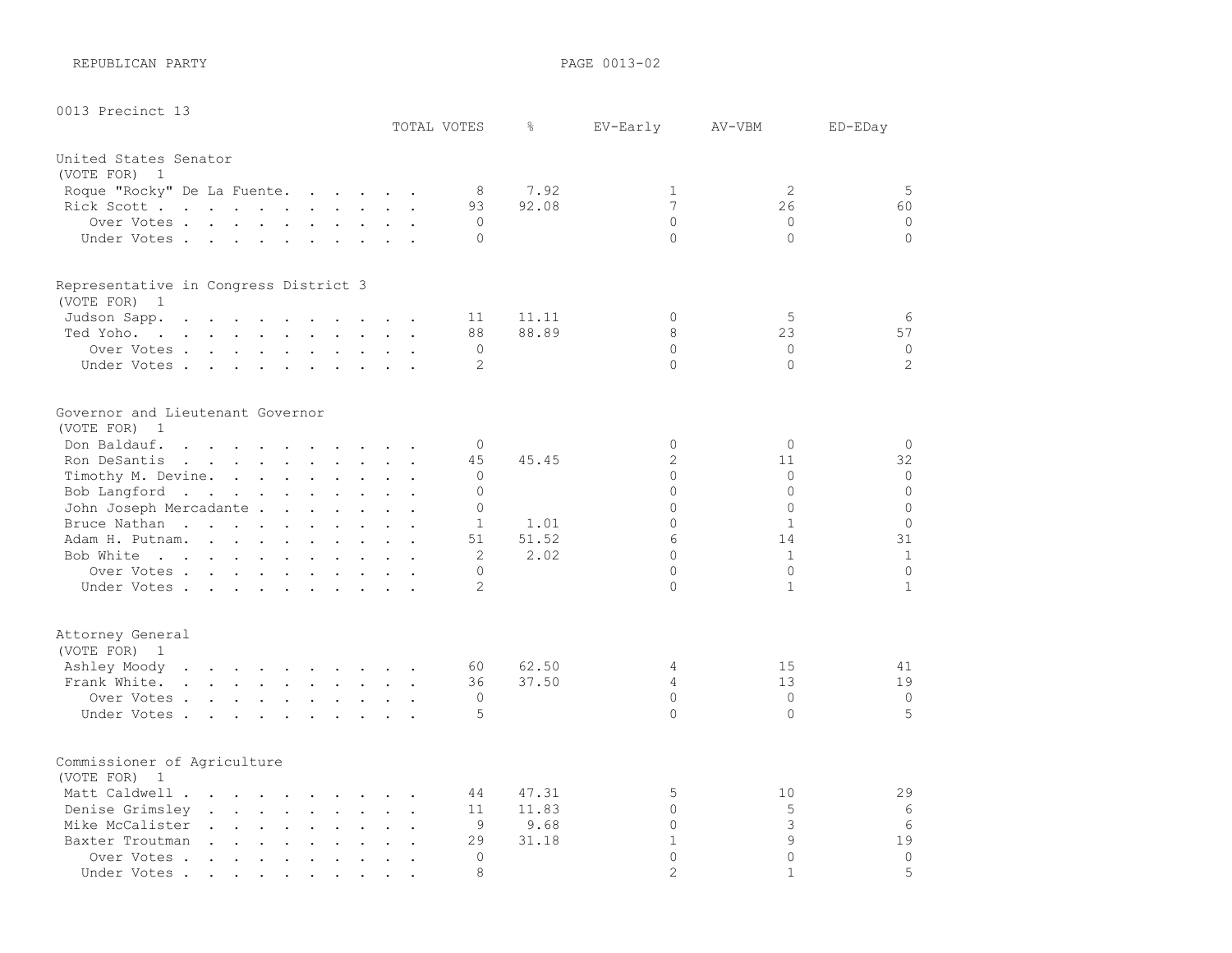REPUBLICAN PARTY

## 0013 Precinct 13

### United States Senator
(VOTE FOR) 1

| | TOTAL VOTES | % | EV-Early | AV-VBM | ED-EDay |
|---|---|---|---|---|---|
| Roque "Rocky" De La Fuente | 8 | 7.92 | 1 | 2 | 5 |
| Rick Scott | 93 | 92.08 | 7 | 26 | 60 |
| Over Votes | 0 | | 0 | 0 | 0 |
| Under Votes | 0 | | 0 | 0 | 0 |

### Representative in Congress District 3
(VOTE FOR) 1

| | TOTAL VOTES | % | EV-Early | AV-VBM | ED-EDay |
|---|---|---|---|---|---|
| Judson Sapp | 11 | 11.11 | 0 | 5 | 6 |
| Ted Yoho | 88 | 88.89 | 8 | 23 | 57 |
| Over Votes | 0 | | 0 | 0 | 0 |
| Under Votes | 2 | | 0 | 0 | 2 |

### Governor and Lieutenant Governor
(VOTE FOR) 1

| | TOTAL VOTES | % | EV-Early | AV-VBM | ED-EDay |
|---|---|---|---|---|---|
| Don Baldauf | 0 | | 0 | 0 | 0 |
| Ron DeSantis | 45 | 45.45 | 2 | 11 | 32 |
| Timothy M. Devine | 0 | | 0 | 0 | 0 |
| Bob Langford | 0 | | 0 | 0 | 0 |
| John Joseph Mercadante | 0 | | 0 | 0 | 0 |
| Bruce Nathan | 1 | 1.01 | 0 | 1 | 0 |
| Adam H. Putnam | 51 | 51.52 | 6 | 14 | 31 |
| Bob White | 2 | 2.02 | 0 | 1 | 1 |
| Over Votes | 0 | | 0 | 0 | 0 |
| Under Votes | 2 | | 0 | 1 | 1 |

### Attorney General
(VOTE FOR) 1

| | TOTAL VOTES | % | EV-Early | AV-VBM | ED-EDay |
|---|---|---|---|---|---|
| Ashley Moody | 60 | 62.50 | 4 | 15 | 41 |
| Frank White | 36 | 37.50 | 4 | 13 | 19 |
| Over Votes | 0 | | 0 | 0 | 0 |
| Under Votes | 5 | | 0 | 0 | 5 |

### Commissioner of Agriculture
(VOTE FOR) 1

| | TOTAL VOTES | % | EV-Early | AV-VBM | ED-EDay |
|---|---|---|---|---|---|
| Matt Caldwell | 44 | 47.31 | 5 | 10 | 29 |
| Denise Grimsley | 11 | 11.83 | 0 | 5 | 6 |
| Mike McCalister | 9 | 9.68 | 0 | 3 | 6 |
| Baxter Troutman | 29 | 31.18 | 1 | 9 | 19 |
| Over Votes | 0 | | 0 | 0 | 0 |
| Under Votes | 8 | | 2 | 1 | 5 |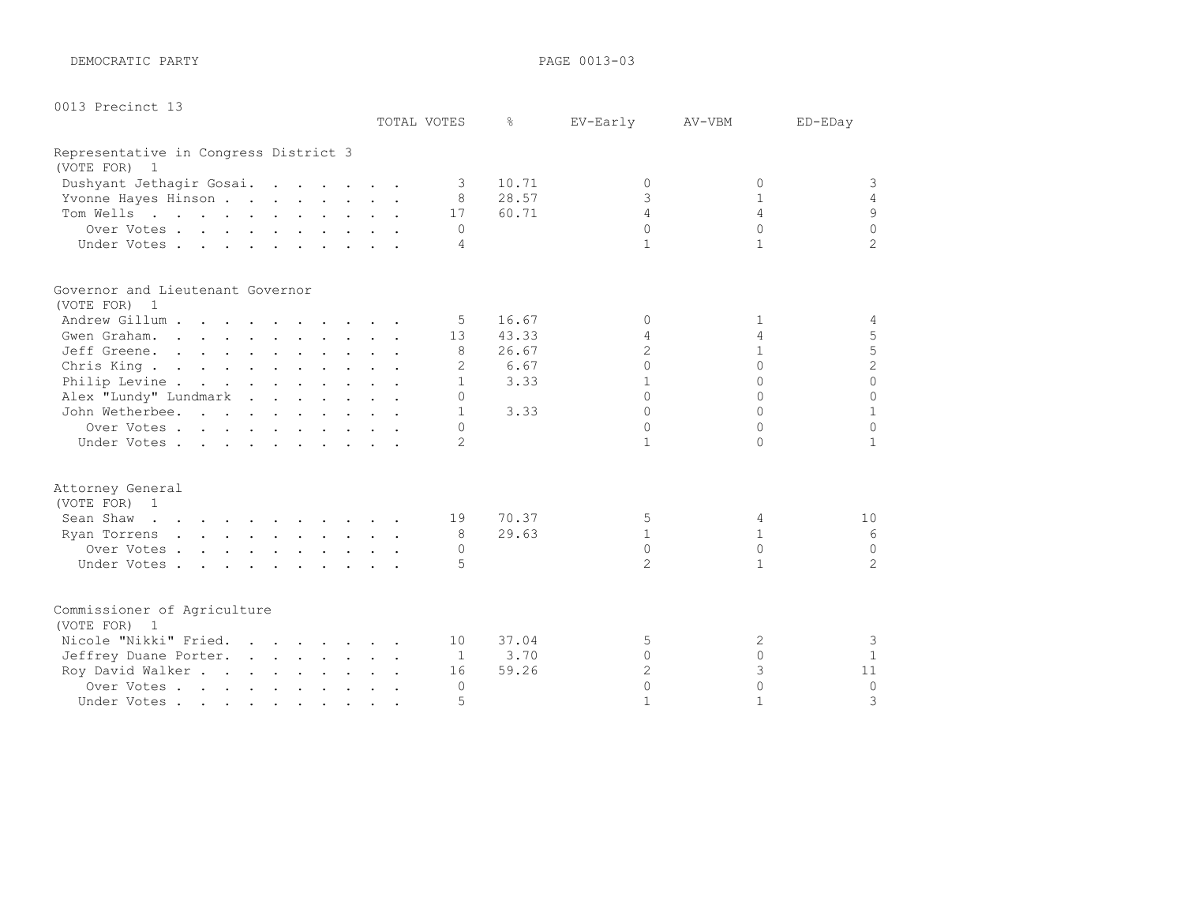DEMOCRATIC PARTY

PAGE 0013-03

0013 Precinct 13

| | TOTAL VOTES | % | EV-Early | AV-VBM | ED-EDay |
|---|---|---|---|---|---|
| **Representative in Congress District 3** | | | | | |
| (VOTE FOR) 1 | | | | | |
| Dushyant Jethagir Gosai | 3 | 10.71 | 0 | 0 | 3 |
| Yvonne Hayes Hinson | 8 | 28.57 | 3 | 1 | 4 |
| Tom Wells | 17 | 60.71 | 4 | 4 | 9 |
| Over Votes | 0 | | 0 | 0 | 0 |
| Under Votes | 4 | | 1 | 1 | 2 |
| **Governor and Lieutenant Governor** | | | | | |
| (VOTE FOR) 1 | | | | | |
| Andrew Gillum | 5 | 16.67 | 0 | 1 | 4 |
| Gwen Graham | 13 | 43.33 | 4 | 4 | 5 |
| Jeff Greene | 8 | 26.67 | 2 | 1 | 5 |
| Chris King | 2 | 6.67 | 0 | 0 | 2 |
| Philip Levine | 1 | 3.33 | 1 | 0 | 0 |
| Alex "Lundy" Lundmark | 0 | | 0 | 0 | 0 |
| John Wetherbee | 1 | 3.33 | 0 | 0 | 1 |
| Over Votes | 0 | | 0 | 0 | 0 |
| Under Votes | 2 | | 1 | 0 | 1 |
| **Attorney General** | | | | | |
| (VOTE FOR) 1 | | | | | |
| Sean Shaw | 19 | 70.37 | 5 | 4 | 10 |
| Ryan Torrens | 8 | 29.63 | 1 | 1 | 6 |
| Over Votes | 0 | | 0 | 0 | 0 |
| Under Votes | 5 | | 2 | 1 | 2 |
| **Commissioner of Agriculture** | | | | | |
| (VOTE FOR) 1 | | | | | |
| Nicole "Nikki" Fried | 10 | 37.04 | 5 | 2 | 3 |
| Jeffrey Duane Porter | 1 | 3.70 | 0 | 0 | 1 |
| Roy David Walker | 16 | 59.26 | 2 | 3 | 11 |
| Over Votes | 0 | | 0 | 0 | 0 |
| Under Votes | 5 | | 1 | 1 | 3 |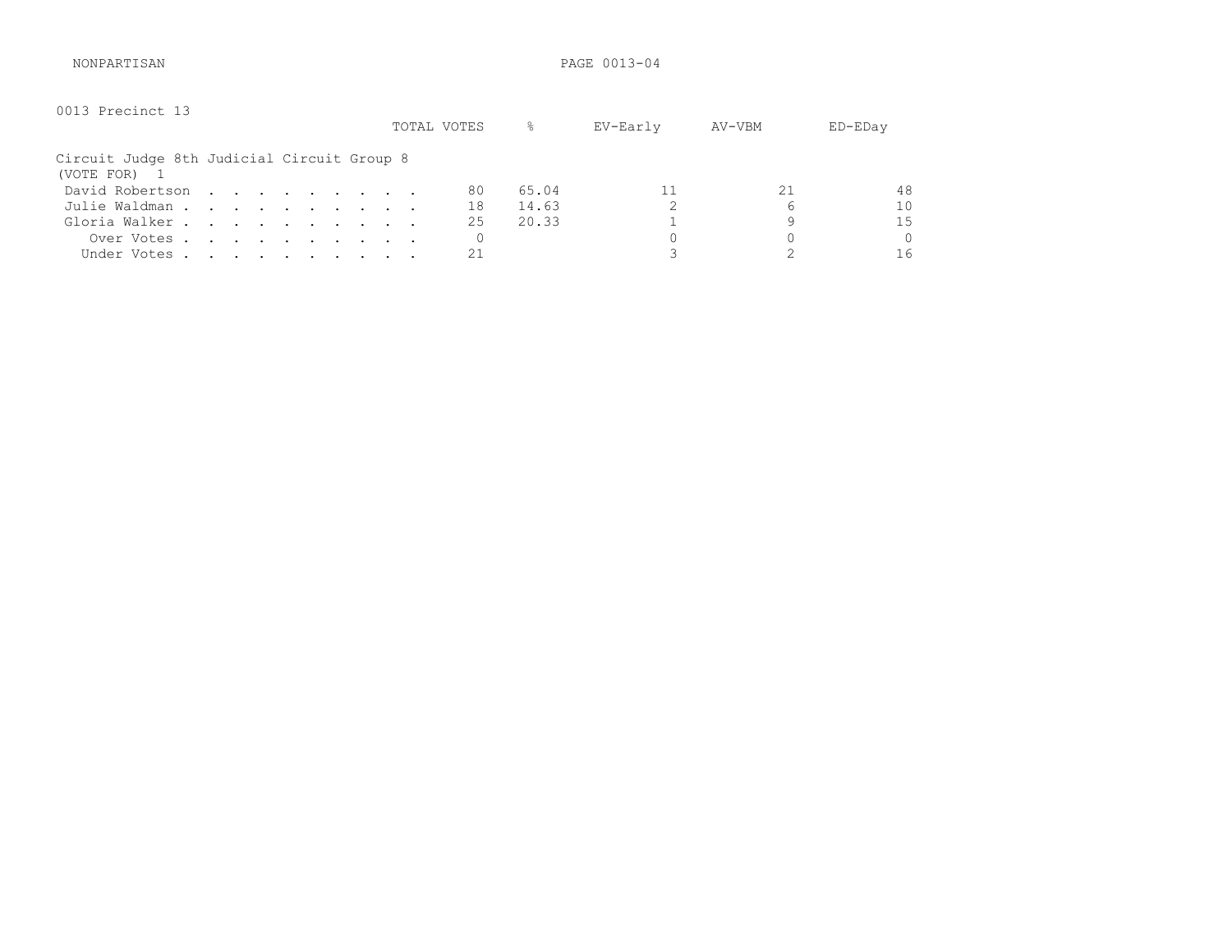NONPARTISAN

0013 Precinct 13

Circuit Judge 8th Judicial Circuit Group 8
(VOTE FOR) 1

| | TOTAL VOTES | % | EV-Early | AV-VBM | ED-EDay |
|---|---|---|---|---|---|
| David Robertson | 80 | 65.04 | 11 | 21 | 48 |
| Julie Waldman | 18 | 14.63 | 2 | 6 | 10 |
| Gloria Walker | 25 | 20.33 | 1 | 9 | 15 |
| Over Votes | 0 | | 0 | 0 | 0 |
| Under Votes | 21 | | 3 | 2 | 16 |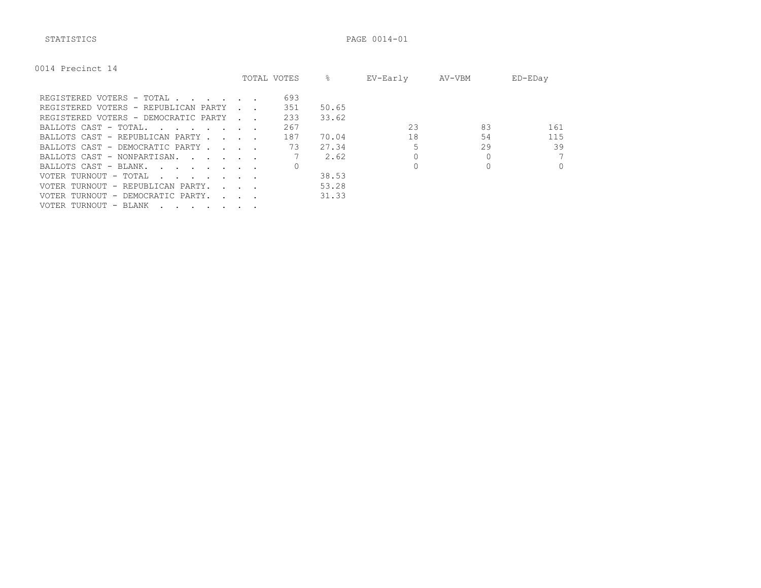STATISTICS

0014 Precinct 14

| | TOTAL VOTES | % | EV-Early | AV-VBM | ED-EDay |
|---|---|---|---|---|---|
| REGISTERED VOTERS - TOTAL | 693 | | | | |
| REGISTERED VOTERS - REPUBLICAN PARTY | 351 | 50.65 | | | |
| REGISTERED VOTERS - DEMOCRATIC PARTY | 233 | 33.62 | | | |
| BALLOTS CAST - TOTAL. | 267 | | 23 | 83 | 161 |
| BALLOTS CAST - REPUBLICAN PARTY | 187 | 70.04 | 18 | 54 | 115 |
| BALLOTS CAST - DEMOCRATIC PARTY | 73 | 27.34 | 5 | 29 | 39 |
| BALLOTS CAST - NONPARTISAN. | 7 | 2.62 | 0 | 0 | 7 |
| BALLOTS CAST - BLANK. | 0 | | 0 | 0 | 0 |
| VOTER TURNOUT - TOTAL | | 38.53 | | | |
| VOTER TURNOUT - REPUBLICAN PARTY. | | 53.28 | | | |
| VOTER TURNOUT - DEMOCRATIC PARTY. | | 31.33 | | | |
| VOTER TURNOUT - BLANK | | | | | |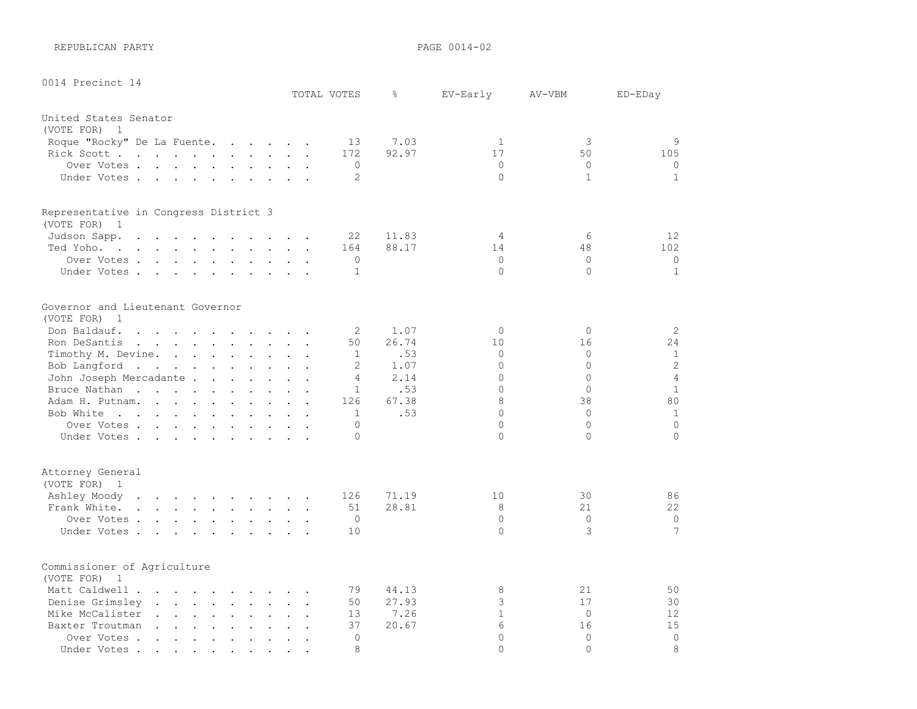REPUBLICAN PARTY

0014 Precinct 14

## United States Senator

(VOTE FOR) 1

| | TOTAL VOTES | % | EV-Early | AV-VBM | ED-EDay |
|---|---|---|---|---|---|
| Roque "Rocky" De La Fuente | 13 | 7.03 | 1 | 3 | 9 |
| Rick Scott | 172 | 92.97 | 17 | 50 | 105 |
| Over Votes | 0 | | 0 | 0 | 0 |
| Under Votes | 2 | | 0 | 1 | 1 |

## Representative in Congress District 3

(VOTE FOR) 1

| | TOTAL VOTES | % | EV-Early | AV-VBM | ED-EDay |
|---|---|---|---|---|---|
| Judson Sapp | 22 | 11.83 | 4 | 6 | 12 |
| Ted Yoho | 164 | 88.17 | 14 | 48 | 102 |
| Over Votes | 0 | | 0 | 0 | 0 |
| Under Votes | 1 | | 0 | 0 | 1 |

## Governor and Lieutenant Governor

(VOTE FOR) 1

| | TOTAL VOTES | % | EV-Early | AV-VBM | ED-EDay |
|---|---|---|---|---|---|
| Don Baldauf | 2 | 1.07 | 0 | 0 | 2 |
| Ron DeSantis | 50 | 26.74 | 10 | 16 | 24 |
| Timothy M. Devine | 1 | .53 | 0 | 0 | 1 |
| Bob Langford | 2 | 1.07 | 0 | 0 | 2 |
| John Joseph Mercadante | 4 | 2.14 | 0 | 0 | 4 |
| Bruce Nathan | 1 | .53 | 0 | 0 | 1 |
| Adam H. Putnam | 126 | 67.38 | 8 | 38 | 80 |
| Bob White | 1 | .53 | 0 | 0 | 1 |
| Over Votes | 0 | | 0 | 0 | 0 |
| Under Votes | 0 | | 0 | 0 | 0 |

## Attorney General

(VOTE FOR) 1

| | TOTAL VOTES | % | EV-Early | AV-VBM | ED-EDay |
|---|---|---|---|---|---|
| Ashley Moody | 126 | 71.19 | 10 | 30 | 86 |
| Frank White | 51 | 28.81 | 8 | 21 | 22 |
| Over Votes | 0 | | 0 | 0 | 0 |
| Under Votes | 10 | | 0 | 3 | 7 |

## Commissioner of Agriculture

(VOTE FOR) 1

| | TOTAL VOTES | % | EV-Early | AV-VBM | ED-EDay |
|---|---|---|---|---|---|
| Matt Caldwell | 79 | 44.13 | 8 | 21 | 50 |
| Denise Grimsley | 50 | 27.93 | 3 | 17 | 30 |
| Mike McCalister | 13 | 7.26 | 1 | 0 | 12 |
| Baxter Troutman | 37 | 20.67 | 6 | 16 | 15 |
| Over Votes | 0 | | 0 | 0 | 0 |
| Under Votes | 8 | | 0 | 0 | 8 |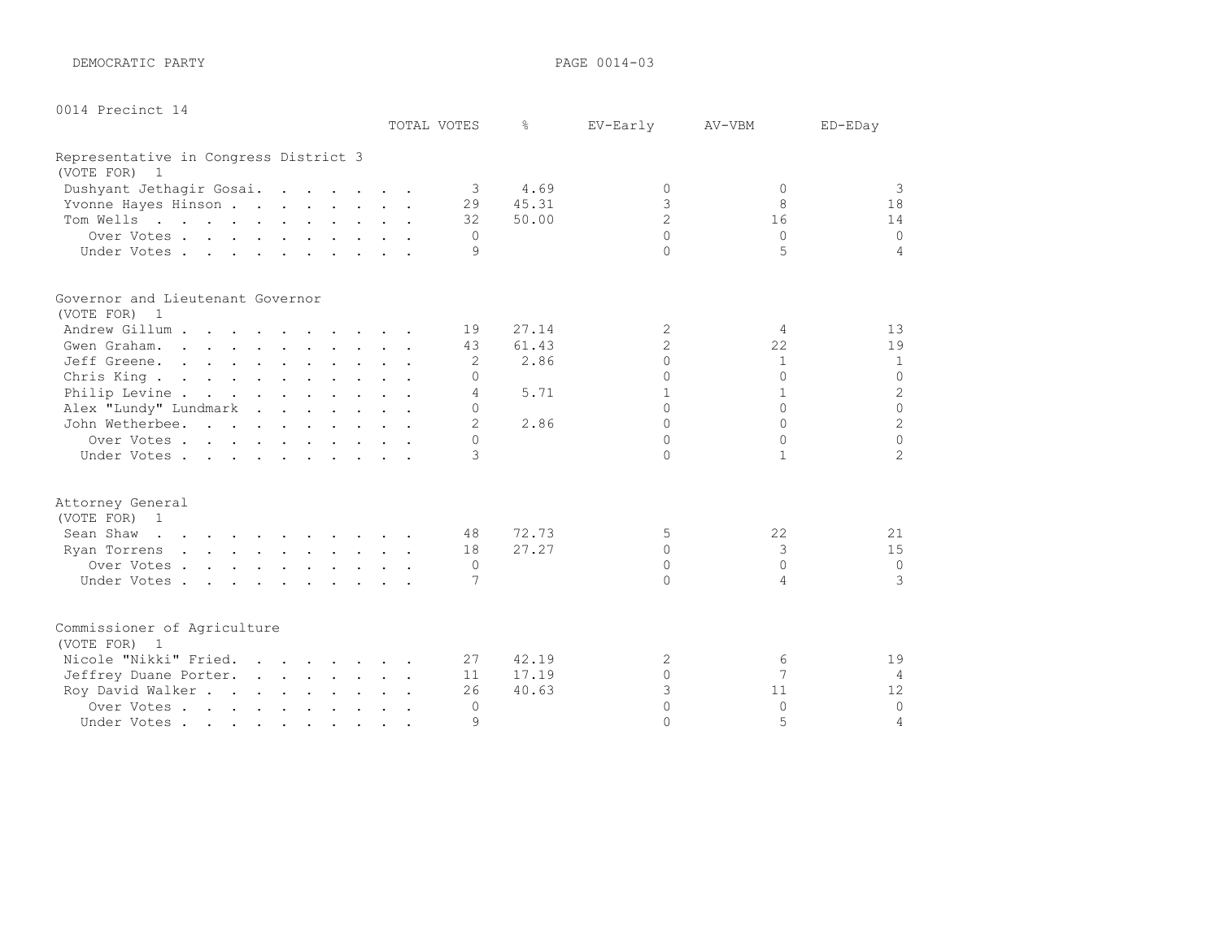DEMOCRATIC PARTY

0014 Precinct 14

## Representative in Congress District 3
(VOTE FOR) 1

| | TOTAL VOTES | % | EV-Early | AV-VBM | ED-EDay |
|---|---|---|---|---|---|
| Dushyant Jethagir Gosai | 3 | 4.69 | 0 | 0 | 3 |
| Yvonne Hayes Hinson | 29 | 45.31 | 3 | 8 | 18 |
| Tom Wells | 32 | 50.00 | 2 | 16 | 14 |
| Over Votes | 0 | | 0 | 0 | 0 |
| Under Votes | 9 | | 0 | 5 | 4 |

## Governor and Lieutenant Governor
(VOTE FOR) 1

| | TOTAL VOTES | % | EV-Early | AV-VBM | ED-EDay |
|---|---|---|---|---|---|
| Andrew Gillum | 19 | 27.14 | 2 | 4 | 13 |
| Gwen Graham | 43 | 61.43 | 2 | 22 | 19 |
| Jeff Greene | 2 | 2.86 | 0 | 1 | 1 |
| Chris King | 0 | | 0 | 0 | 0 |
| Philip Levine | 4 | 5.71 | 1 | 1 | 2 |
| Alex "Lundy" Lundmark | 0 | | 0 | 0 | 0 |
| John Wetherbee | 2 | 2.86 | 0 | 0 | 2 |
| Over Votes | 0 | | 0 | 0 | 0 |
| Under Votes | 3 | | 0 | 1 | 2 |

## Attorney General
(VOTE FOR) 1

| | TOTAL VOTES | % | EV-Early | AV-VBM | ED-EDay |
|---|---|---|---|---|---|
| Sean Shaw | 48 | 72.73 | 5 | 22 | 21 |
| Ryan Torrens | 18 | 27.27 | 0 | 3 | 15 |
| Over Votes | 0 | | 0 | 0 | 0 |
| Under Votes | 7 | | 0 | 4 | 3 |

## Commissioner of Agriculture
(VOTE FOR) 1

| | TOTAL VOTES | % | EV-Early | AV-VBM | ED-EDay |
|---|---|---|---|---|---|
| Nicole "Nikki" Fried | 27 | 42.19 | 2 | 6 | 19 |
| Jeffrey Duane Porter | 11 | 17.19 | 0 | 7 | 4 |
| Roy David Walker | 26 | 40.63 | 3 | 11 | 12 |
| Over Votes | 0 | | 0 | 0 | 0 |
| Under Votes | 9 | | 0 | 5 | 4 |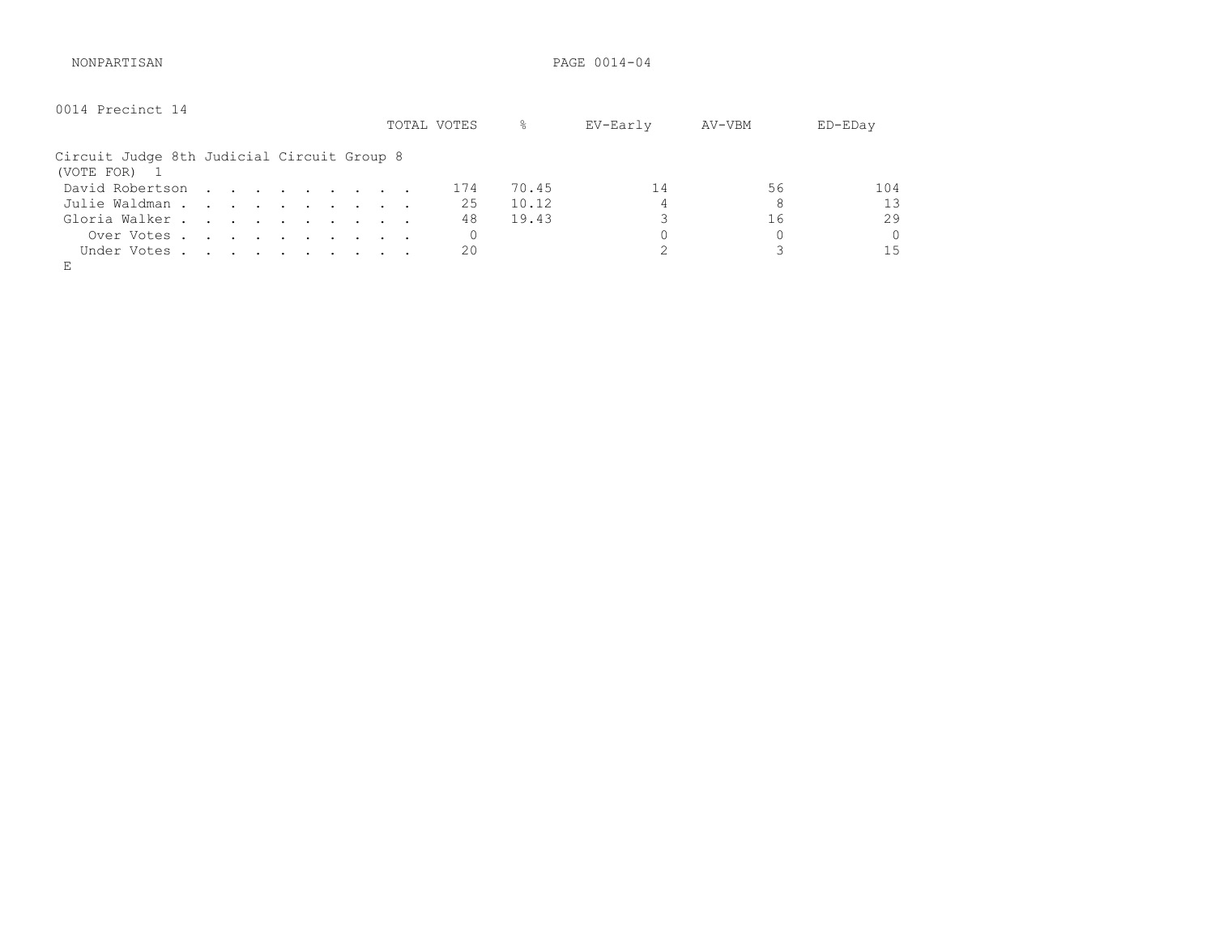NONPARTISAN

0014 Precinct 14

Circuit Judge 8th Judicial Circuit Group 8
(VOTE FOR) 1

| | TOTAL VOTES | % | EV-Early | AV-VBM | ED-EDay |
|---|---|---|---|---|---|
| David Robertson | 174 | 70.45 | 14 | 56 | 104 |
| Julie Waldman | 25 | 10.12 | 4 | 8 | 13 |
| Gloria Walker | 48 | 19.43 | 3 | 16 | 29 |
| Over Votes | 0 | | 0 | 0 | 0 |
| Under Votes | 20 | | 2 | 3 | 15 |

E